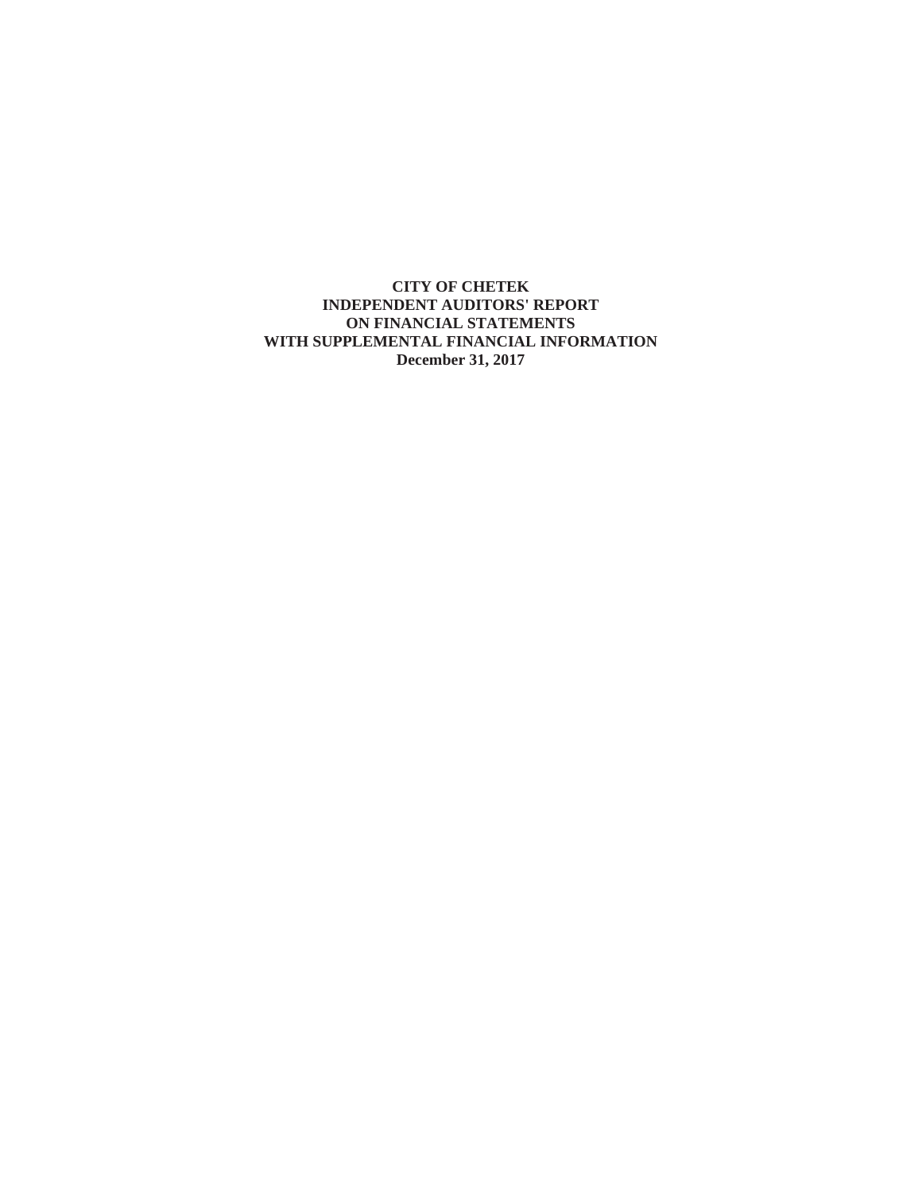# CITY OF CHETEK

**INDEPENDENT AUDITORS' REPORT**
**ON FINANCIAL STATEMENTS**
**WITH SUPPLEMENTAL FINANCIAL INFORMATION**
**December 31, 2017**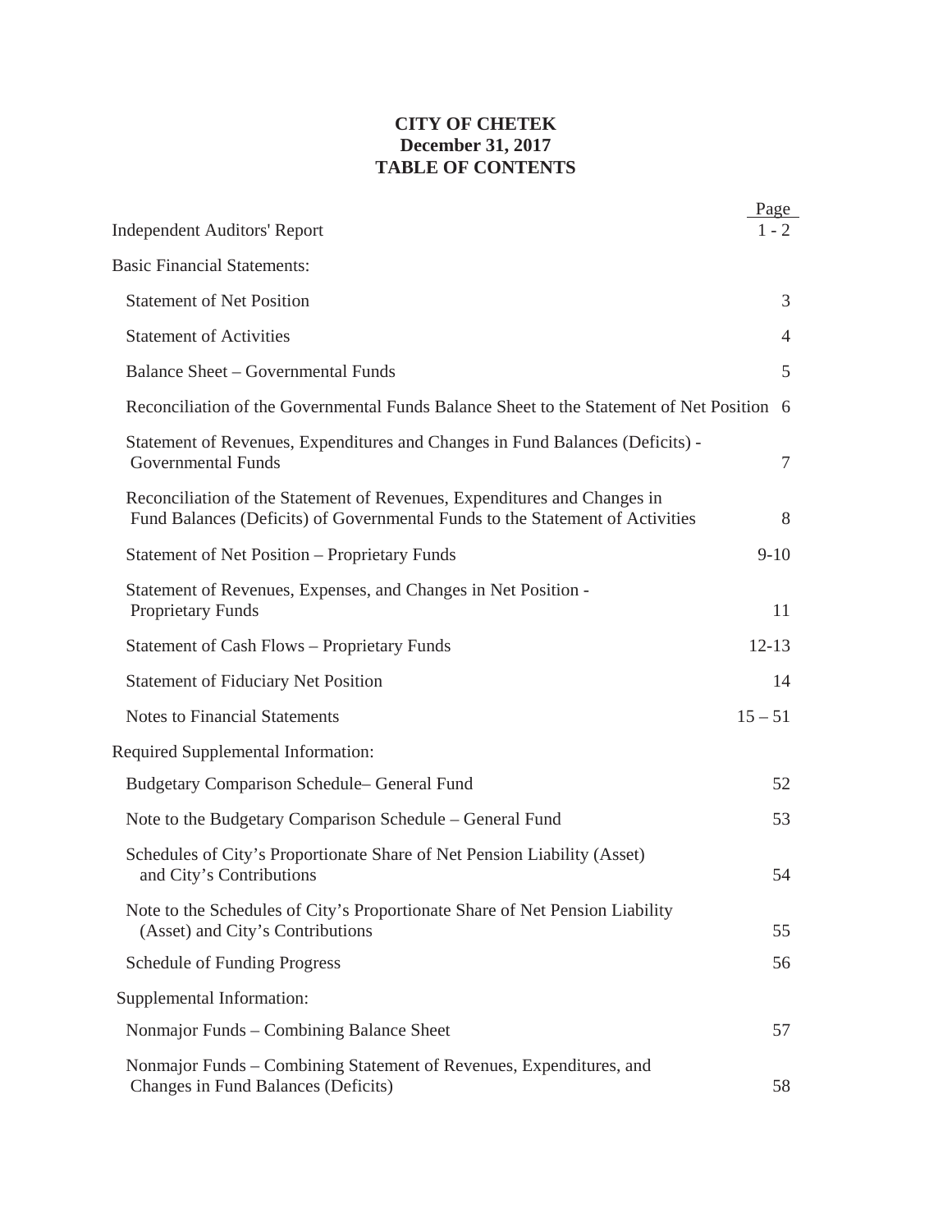# CITY OF CHETEK
## December 31, 2017
## TABLE OF CONTENTS

| | Page |
|---|---|
| Independent Auditors' Report | 1 - 2 |
| **Basic Financial Statements:** | |
| Statement of Net Position | 3 |
| Statement of Activities | 4 |
| Balance Sheet – Governmental Funds | 5 |
| Reconciliation of the Governmental Funds Balance Sheet to the Statement of Net Position | 6 |
| Statement of Revenues, Expenditures and Changes in Fund Balances (Deficits) - Governmental Funds | 7 |
| Reconciliation of the Statement of Revenues, Expenditures and Changes in Fund Balances (Deficits) of Governmental Funds to the Statement of Activities | 8 |
| Statement of Net Position – Proprietary Funds | 9-10 |
| Statement of Revenues, Expenses, and Changes in Net Position - Proprietary Funds | 11 |
| Statement of Cash Flows – Proprietary Funds | 12-13 |
| Statement of Fiduciary Net Position | 14 |
| Notes to Financial Statements | 15 – 51 |
| **Required Supplemental Information:** | |
| Budgetary Comparison Schedule– General Fund | 52 |
| Note to the Budgetary Comparison Schedule – General Fund | 53 |
| Schedules of City's Proportionate Share of Net Pension Liability (Asset) and City's Contributions | 54 |
| Note to the Schedules of City's Proportionate Share of Net Pension Liability (Asset) and City's Contributions | 55 |
| Schedule of Funding Progress | 56 |
| **Supplemental Information:** | |
| Nonmajor Funds – Combining Balance Sheet | 57 |
| Nonmajor Funds – Combining Statement of Revenues, Expenditures, and Changes in Fund Balances (Deficits) | 58 |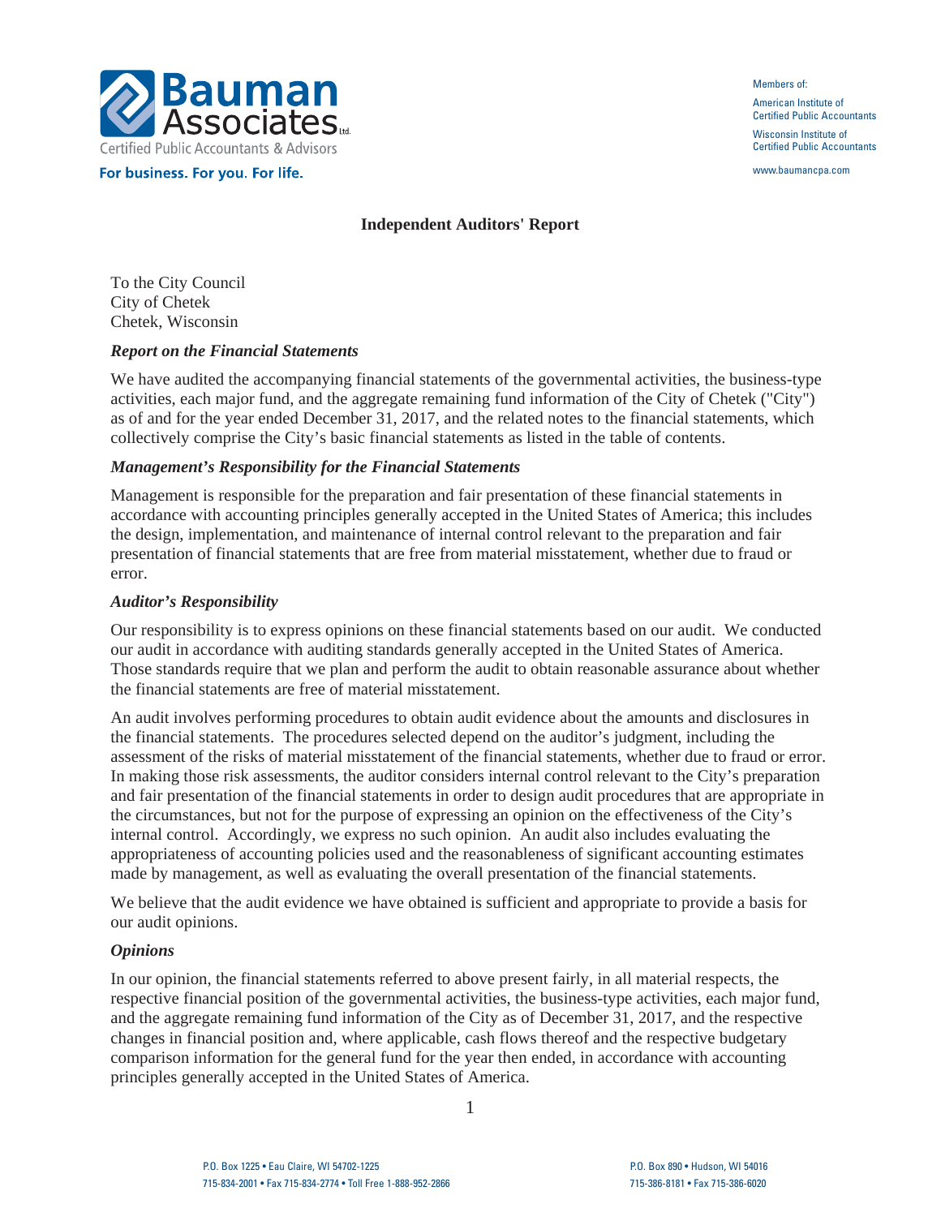## Independent Auditors' Report

To the City Council
City of Chetek
Chetek, Wisconsin

### *Report on the Financial Statements*

We have audited the accompanying financial statements of the governmental activities, the business-type activities, each major fund, and the aggregate remaining fund information of the City of Chetek ("City") as of and for the year ended December 31, 2017, and the related notes to the financial statements, which collectively comprise the City's basic financial statements as listed in the table of contents.

### *Management's Responsibility for the Financial Statements*

Management is responsible for the preparation and fair presentation of these financial statements in accordance with accounting principles generally accepted in the United States of America; this includes the design, implementation, and maintenance of internal control relevant to the preparation and fair presentation of financial statements that are free from material misstatement, whether due to fraud or error.

### *Auditor's Responsibility*

Our responsibility is to express opinions on these financial statements based on our audit. We conducted our audit in accordance with auditing standards generally accepted in the United States of America. Those standards require that we plan and perform the audit to obtain reasonable assurance about whether the financial statements are free of material misstatement.

An audit involves performing procedures to obtain audit evidence about the amounts and disclosures in the financial statements. The procedures selected depend on the auditor's judgment, including the assessment of the risks of material misstatement of the financial statements, whether due to fraud or error. In making those risk assessments, the auditor considers internal control relevant to the City's preparation and fair presentation of the financial statements in order to design audit procedures that are appropriate in the circumstances, but not for the purpose of expressing an opinion on the effectiveness of the City's internal control. Accordingly, we express no such opinion. An audit also includes evaluating the appropriateness of accounting policies used and the reasonableness of significant accounting estimates made by management, as well as evaluating the overall presentation of the financial statements.

We believe that the audit evidence we have obtained is sufficient and appropriate to provide a basis for our audit opinions.

### *Opinions*

In our opinion, the financial statements referred to above present fairly, in all material respects, the respective financial position of the governmental activities, the business-type activities, each major fund, and the aggregate remaining fund information of the City as of December 31, 2017, and the respective changes in financial position and, where applicable, cash flows thereof and the respective budgetary comparison information for the general fund for the year then ended, in accordance with accounting principles generally accepted in the United States of America.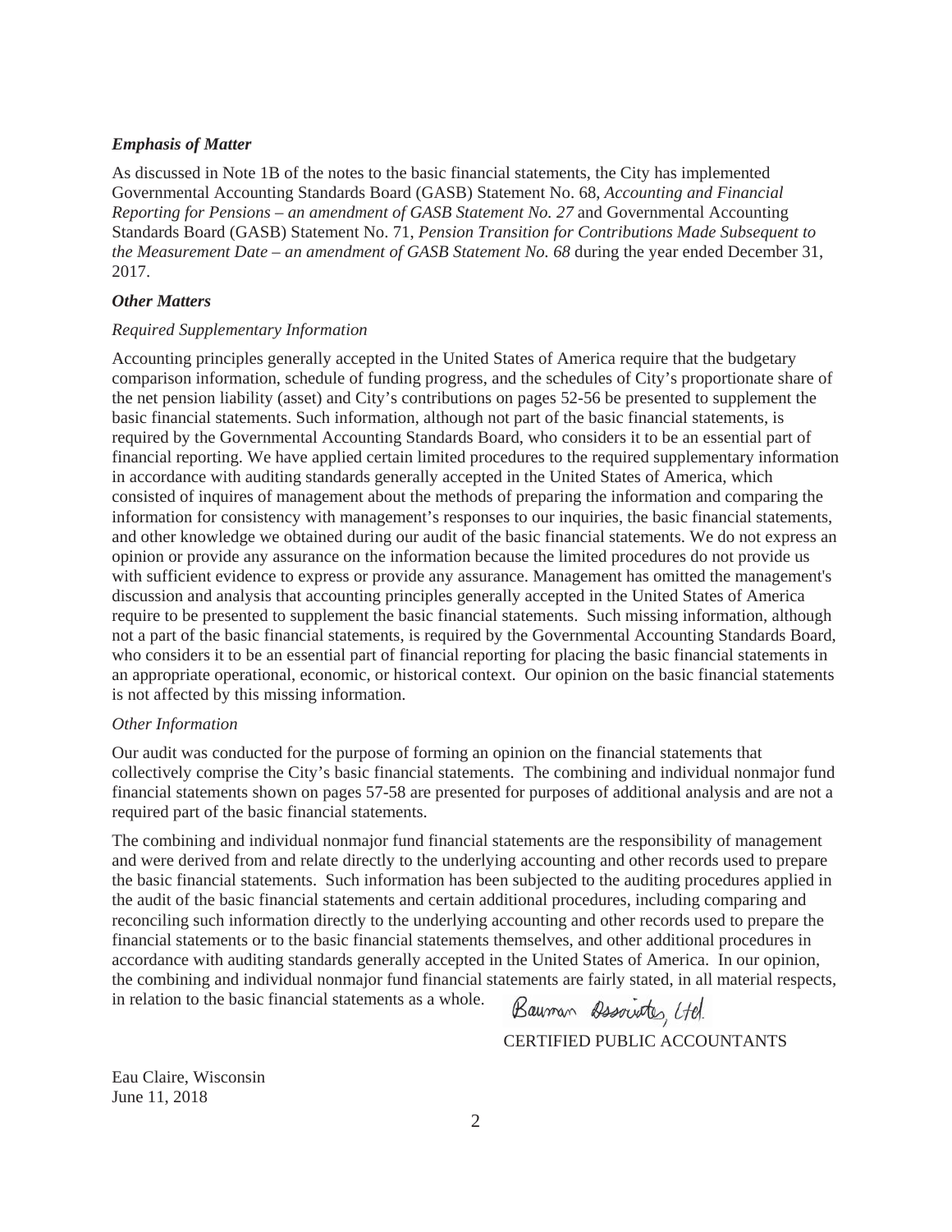***Emphasis of Matter***

As discussed in Note 1B of the notes to the basic financial statements, the City has implemented Governmental Accounting Standards Board (GASB) Statement No. 68, *Accounting and Financial Reporting for Pensions – an amendment of GASB Statement No. 27* and Governmental Accounting Standards Board (GASB) Statement No. 71, *Pension Transition for Contributions Made Subsequent to the Measurement Date – an amendment of GASB Statement No. 68* during the year ended December 31, 2017.

***Other Matters***

*Required Supplementary Information*

Accounting principles generally accepted in the United States of America require that the budgetary comparison information, schedule of funding progress, and the schedules of City's proportionate share of the net pension liability (asset) and City's contributions on pages 52-56 be presented to supplement the basic financial statements. Such information, although not part of the basic financial statements, is required by the Governmental Accounting Standards Board, who considers it to be an essential part of financial reporting. We have applied certain limited procedures to the required supplementary information in accordance with auditing standards generally accepted in the United States of America, which consisted of inquires of management about the methods of preparing the information and comparing the information for consistency with management's responses to our inquiries, the basic financial statements, and other knowledge we obtained during our audit of the basic financial statements. We do not express an opinion or provide any assurance on the information because the limited procedures do not provide us with sufficient evidence to express or provide any assurance. Management has omitted the management's discussion and analysis that accounting principles generally accepted in the United States of America require to be presented to supplement the basic financial statements. Such missing information, although not a part of the basic financial statements, is required by the Governmental Accounting Standards Board, who considers it to be an essential part of financial reporting for placing the basic financial statements in an appropriate operational, economic, or historical context. Our opinion on the basic financial statements is not affected by this missing information.

*Other Information*

Our audit was conducted for the purpose of forming an opinion on the financial statements that collectively comprise the City's basic financial statements. The combining and individual nonmajor fund financial statements shown on pages 57-58 are presented for purposes of additional analysis and are not a required part of the basic financial statements.

The combining and individual nonmajor fund financial statements are the responsibility of management and were derived from and relate directly to the underlying accounting and other records used to prepare the basic financial statements. Such information has been subjected to the auditing procedures applied in the audit of the basic financial statements and certain additional procedures, including comparing and reconciling such information directly to the underlying accounting and other records used to prepare the financial statements or to the basic financial statements themselves, and other additional procedures in accordance with auditing standards generally accepted in the United States of America. In our opinion, the combining and individual nonmajor fund financial statements are fairly stated, in all material respects, in relation to the basic financial statements as a whole.

Bauman Associates, Ltd.

CERTIFIED PUBLIC ACCOUNTANTS

Eau Claire, Wisconsin
June 11, 2018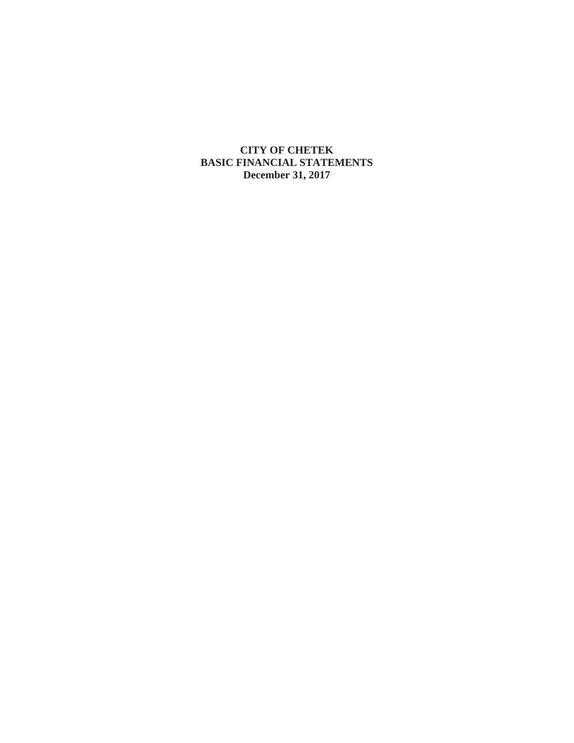**CITY OF CHETEK**
**BASIC FINANCIAL STATEMENTS**
**December 31, 2017**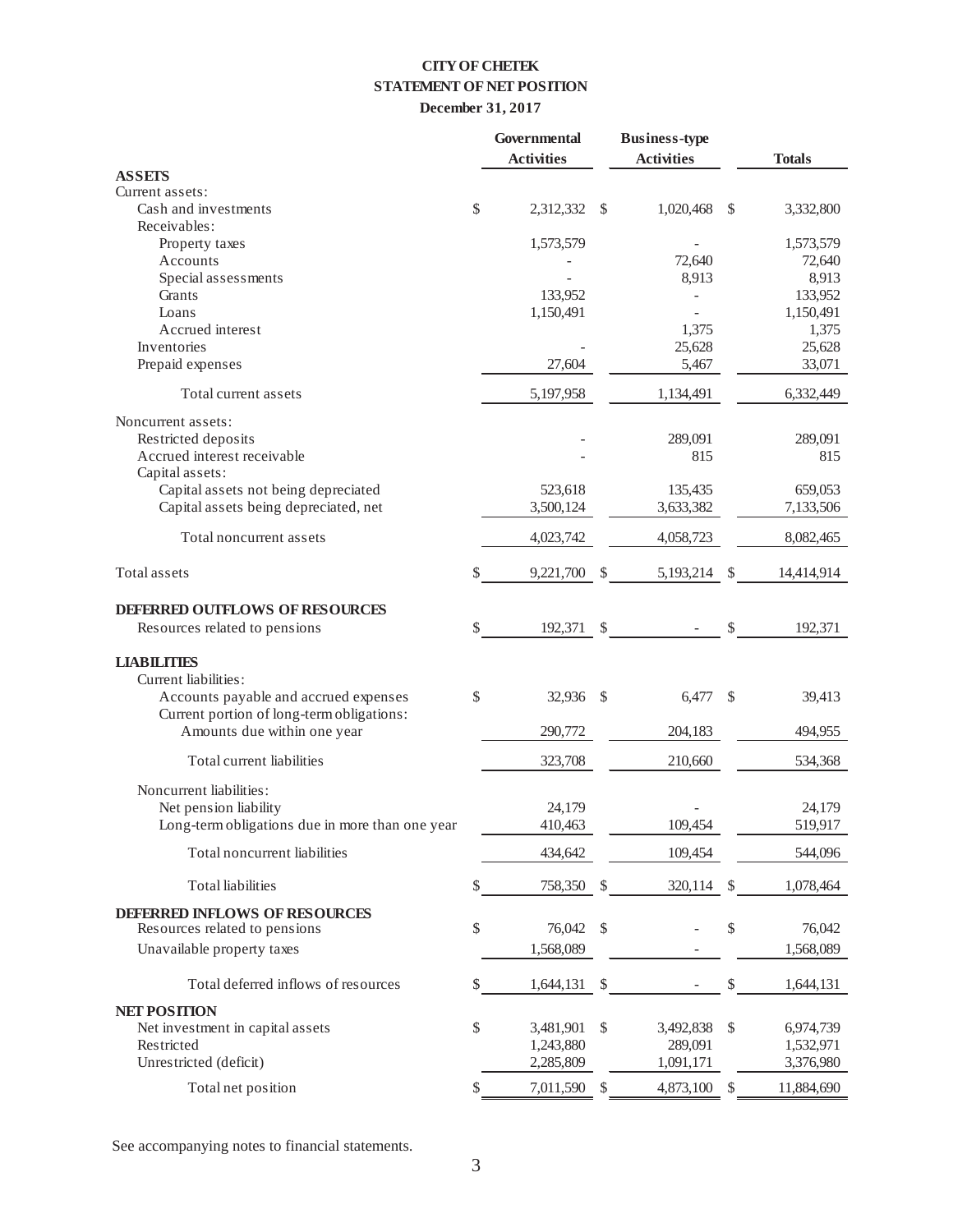# CITY OF CHETEK
## STATEMENT OF NET POSITION
### December 31, 2017

| | Governmental Activities | Business-type Activities | Totals |
|---|---|---|---|
| **ASSETS** | | | |
| Current assets: | | | |
| Cash and investments | $ 2,312,332 | $ 1,020,468 | $ 3,332,800 |
| Receivables: | | | |
| Property taxes | 1,573,579 | - | 1,573,579 |
| Accounts | - | 72,640 | 72,640 |
| Special assessments | - | 8,913 | 8,913 |
| Grants | 133,952 | - | 133,952 |
| Loans | 1,150,491 | - | 1,150,491 |
| Accrued interest | | 1,375 | 1,375 |
| Inventories | - | 25,628 | 25,628 |
| Prepaid expenses | 27,604 | 5,467 | 33,071 |
| Total current assets | 5,197,958 | 1,134,491 | 6,332,449 |
| Noncurrent assets: | | | |
| Restricted deposits | - | 289,091 | 289,091 |
| Accrued interest receivable | - | 815 | 815 |
| Capital assets: | | | |
| Capital assets not being depreciated | 523,618 | 135,435 | 659,053 |
| Capital assets being depreciated, net | 3,500,124 | 3,633,382 | 7,133,506 |
| Total noncurrent assets | 4,023,742 | 4,058,723 | 8,082,465 |
| Total assets | $ 9,221,700 | $ 5,193,214 | $ 14,414,914 |
| **DEFERRED OUTFLOWS OF RESOURCES** | | | |
| Resources related to pensions | $ 192,371 | $ - | $ 192,371 |
| **LIABILITIES** | | | |
| Current liabilities: | | | |
| Accounts payable and accrued expenses | $ 32,936 | $ 6,477 | $ 39,413 |
| Current portion of long-term obligations: | | | |
| Amounts due within one year | 290,772 | 204,183 | 494,955 |
| Total current liabilities | 323,708 | 210,660 | 534,368 |
| Noncurrent liabilities: | | | |
| Net pension liability | 24,179 | - | 24,179 |
| Long-term obligations due in more than one year | 410,463 | 109,454 | 519,917 |
| Total noncurrent liabilities | 434,642 | 109,454 | 544,096 |
| Total liabilities | $ 758,350 | $ 320,114 | $ 1,078,464 |
| **DEFERRED INFLOWS OF RESOURCES** | | | |
| Resources related to pensions | $ 76,042 | $ - | $ 76,042 |
| Unavailable property taxes | 1,568,089 | - | 1,568,089 |
| Total deferred inflows of resources | $ 1,644,131 | $ - | $ 1,644,131 |
| **NET POSITION** | | | |
| Net investment in capital assets | $ 3,481,901 | $ 3,492,838 | $ 6,974,739 |
| Restricted | 1,243,880 | 289,091 | 1,532,971 |
| Unrestricted (deficit) | 2,285,809 | 1,091,171 | 3,376,980 |
| Total net position | $ 7,011,590 | $ 4,873,100 | $ 11,884,690 |

See accompanying notes to financial statements.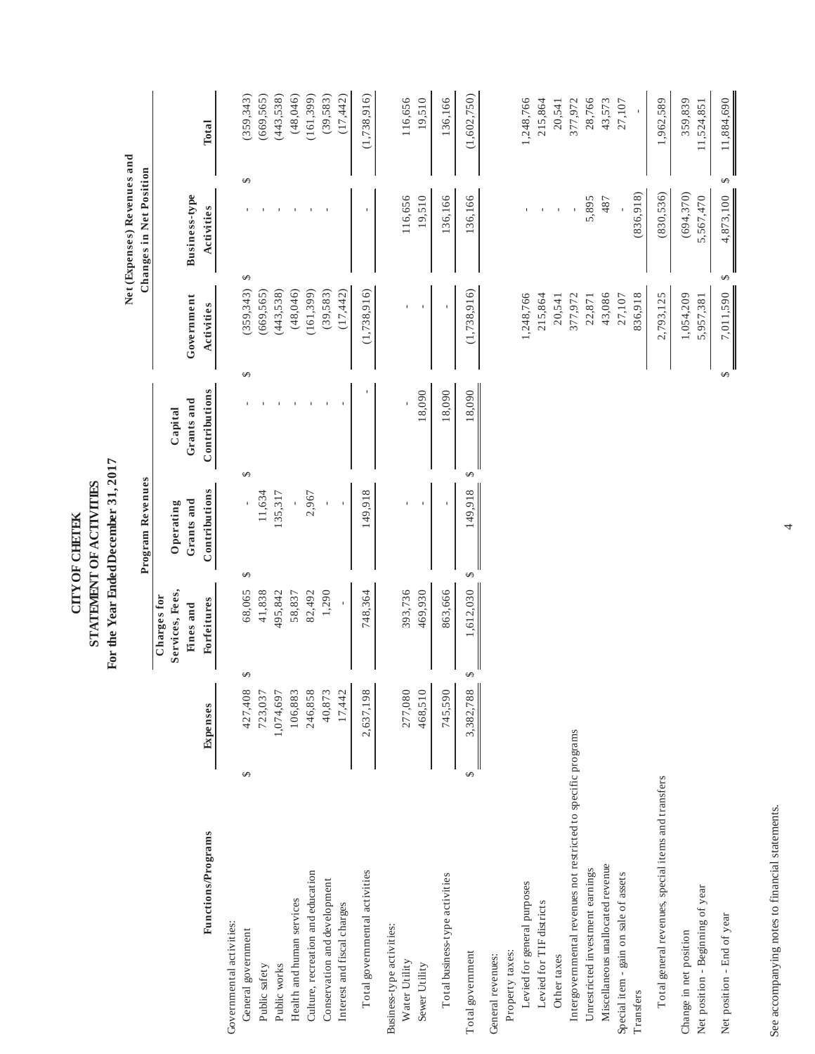# CITY OF CHETEK
## STATEMENT OF ACTIVITIES
### For the Year Ended December 31, 2017

| | | Program Revenues | | | Net (Expenses) Revenues and Changes in Net Position | | |
|---|---|---|---|---|---|---|---|
| **Functions/Programs** | **Expenses** | **Charges for Services, Fees, Fines and Forfeitures** | **Operating Grants and Contributions** | **Capital Grants and Contributions** | **Government Activities** | **Business-type Activities** | **Total** |
| Governmental activities: | | | | | | | |
| General government | $ 427,408 | $ 68,065 | $ - | $ - | $ (359,343) | $ - | $ (359,343) |
| Public safety | 723,037 | 41,838 | 11,634 | - | (669,565) | - | (669,565) |
| Public works | 1,074,697 | 495,842 | 135,317 | - | (443,538) | - | (443,538) |
| Health and human services | 106,883 | 58,837 | - | - | (48,046) | - | (48,046) |
| Culture, recreation and education | 246,858 | 82,492 | 2,967 | - | (161,399) | - | (161,399) |
| Conservation and development | 40,873 | 1,290 | - | - | (39,583) | - | (39,583) |
| Interest and fiscal charges | 17,442 | - | - | - | (17,442) | | (17,442) |
| Total governmental activities | 2,637,198 | 748,364 | 149,918 | - | (1,738,916) | - | (1,738,916) |
| Business-type activities: | | | | | | | |
| Water Utility | 277,080 | 393,736 | - | - | - | 116,656 | 116,656 |
| Sewer Utility | 468,510 | 469,930 | - | 18,090 | - | 19,510 | 19,510 |
| Total business-type activities | 745,590 | 863,666 | - | 18,090 | - | 136,166 | 136,166 |
| Total government | $ 3,382,788 | $ 1,612,030 | $ 149,918 | $ 18,090 | (1,738,916) | 136,166 | (1,602,750) |
| General revenues: | | | | | | | |
| Property taxes: | | | | | | | |
| Levied for general purposes | | | | | 1,248,766 | - | 1,248,766 |
| Levied for TIF districts | | | | | 215,864 | - | 215,864 |
| Other taxes | | | | | 20,541 | - | 20,541 |
| Intergovernmental revenues not restricted to specific programs | | | | | 377,972 | - | 377,972 |
| Unrestricted investment earnings | | | | | 22,871 | 5,895 | 28,766 |
| Miscellaneous unallocated revenue | | | | | 43,086 | 487 | 43,573 |
| Special item - gain on sale of assets | | | | | 27,107 | - | 27,107 |
| Transfers | | | | | 836,918 | (836,918) | - |
| Total general revenues, special items and transfers | | | | | 2,793,125 | (830,536) | 1,962,589 |
| Change in net position | | | | | 1,054,209 | (694,370) | 359,839 |
| Net position - Beginning of year | | | | | 5,957,381 | 5,567,470 | 11,524,851 |
| Net position - End of year | | | | | $ 7,011,590 | $ 4,873,100 | $ 11,884,690 |

See accompanying notes to financial statements.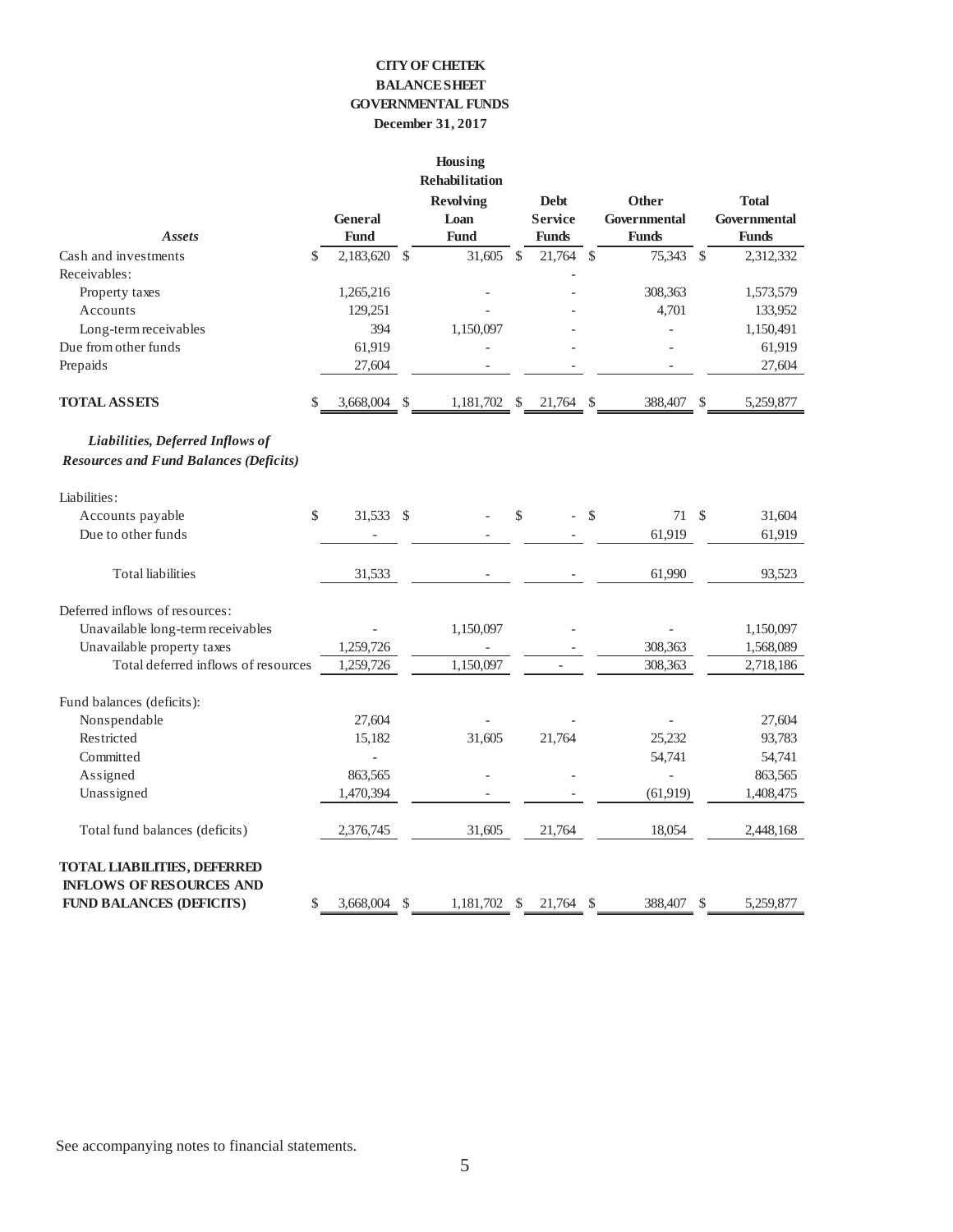# CITY OF CHETEK
## BALANCE SHEET
## GOVERNMENTAL FUNDS
### December 31, 2017

| *Assets* | General Fund | Housing Rehabilitation Revolving Loan Fund | Debt Service Funds | Other Governmental Funds | Total Governmental Funds |
|---|---|---|---|---|---|
| Cash and investments | $ 2,183,620 | $ 31,605 | $ 21,764 | $ 75,343 | $ 2,312,332 |
| Receivables: | | | - | | |
| Property taxes | 1,265,216 | - | - | 308,363 | 1,573,579 |
| Accounts | 129,251 | - | - | 4,701 | 133,952 |
| Long-term receivables | 394 | 1,150,097 | - | - | 1,150,491 |
| Due from other funds | 61,919 | - | - | - | 61,919 |
| Prepaids | 27,604 | - | - | - | 27,604 |
| **TOTAL ASSETS** | $ 3,668,004 | $ 1,181,702 | $ 21,764 | $ 388,407 | $ 5,259,877 |
| ***Liabilities, Deferred Inflows of Resources and Fund Balances (Deficits)*** | | | | | |
| Liabilities: | | | | | |
| Accounts payable | $ 31,533 | $ - | $ - | $ 71 | $ 31,604 |
| Due to other funds | - | - | - | 61,919 | 61,919 |
| Total liabilities | 31,533 | - | - | 61,990 | 93,523 |
| Deferred inflows of resources: | | | | | |
| Unavailable long-term receivables | - | 1,150,097 | - | - | 1,150,097 |
| Unavailable property taxes | 1,259,726 | - | - | 308,363 | 1,568,089 |
| Total deferred inflows of resources | 1,259,726 | 1,150,097 | - | 308,363 | 2,718,186 |
| Fund balances (deficits): | | | | | |
| Nonspendable | 27,604 | - | - | - | 27,604 |
| Restricted | 15,182 | 31,605 | 21,764 | 25,232 | 93,783 |
| Committed | - | | | 54,741 | 54,741 |
| Assigned | 863,565 | - | - | - | 863,565 |
| Unassigned | 1,470,394 | - | - | (61,919) | 1,408,475 |
| Total fund balances (deficits) | 2,376,745 | 31,605 | 21,764 | 18,054 | 2,448,168 |
| **TOTAL LIABILITIES, DEFERRED INFLOWS OF RESOURCES AND FUND BALANCES (DEFICITS)** | $ 3,668,004 | $ 1,181,702 | $ 21,764 | $ 388,407 | $ 5,259,877 |

See accompanying notes to financial statements.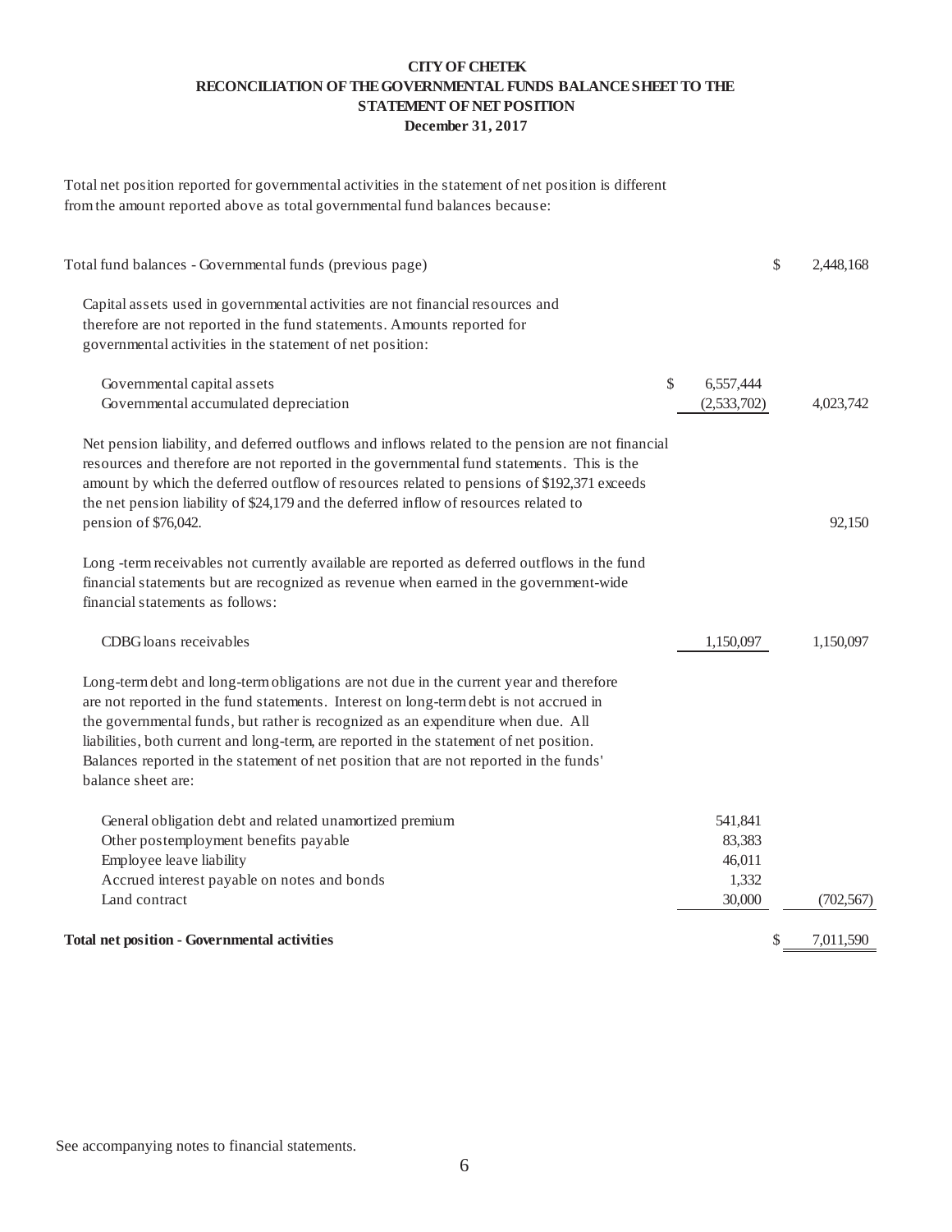# CITY OF CHETEK
## RECONCILIATION OF THE GOVERNMENTAL FUNDS BALANCE SHEET TO THE STATEMENT OF NET POSITION
### December 31, 2017

Total net position reported for governmental activities in the statement of net position is different from the amount reported above as total governmental fund balances because:

| | | |
|---|---|---|
| Total fund balances - Governmental funds (previous page) | | $ 2,448,168 |
| Capital assets used in governmental activities are not financial resources and therefore are not reported in the fund statements. Amounts reported for governmental activities in the statement of net position: | | |
| Governmental capital assets | $ 6,557,444 | |
| Governmental accumulated depreciation | (2,533,702) | 4,023,742 |
| Net pension liability, and deferred outflows and inflows related to the pension are not financial resources and therefore are not reported in the governmental fund statements. This is the amount by which the deferred outflow of resources related to pensions of $192,371 exceeds the net pension liability of $24,179 and the deferred inflow of resources related to pension of $76,042. | | 92,150 |
| Long -term receivables not currently available are reported as deferred outflows in the fund financial statements but are recognized as revenue when earned in the government-wide financial statements as follows: | | |
| CDBG loans receivables | 1,150,097 | 1,150,097 |
| Long-term debt and long-term obligations are not due in the current year and therefore are not reported in the fund statements. Interest on long-term debt is not accrued in the governmental funds, but rather is recognized as an expenditure when due. All liabilities, both current and long-term, are reported in the statement of net position. Balances reported in the statement of net position that are not reported in the funds' balance sheet are: | | |
| General obligation debt and related unamortized premium | 541,841 | |
| Other postemployment benefits payable | 83,383 | |
| Employee leave liability | 46,011 | |
| Accrued interest payable on notes and bonds | 1,332 | |
| Land contract | 30,000 | (702,567) |
| **Total net position - Governmental activities** | | $ 7,011,590 |

See accompanying notes to financial statements.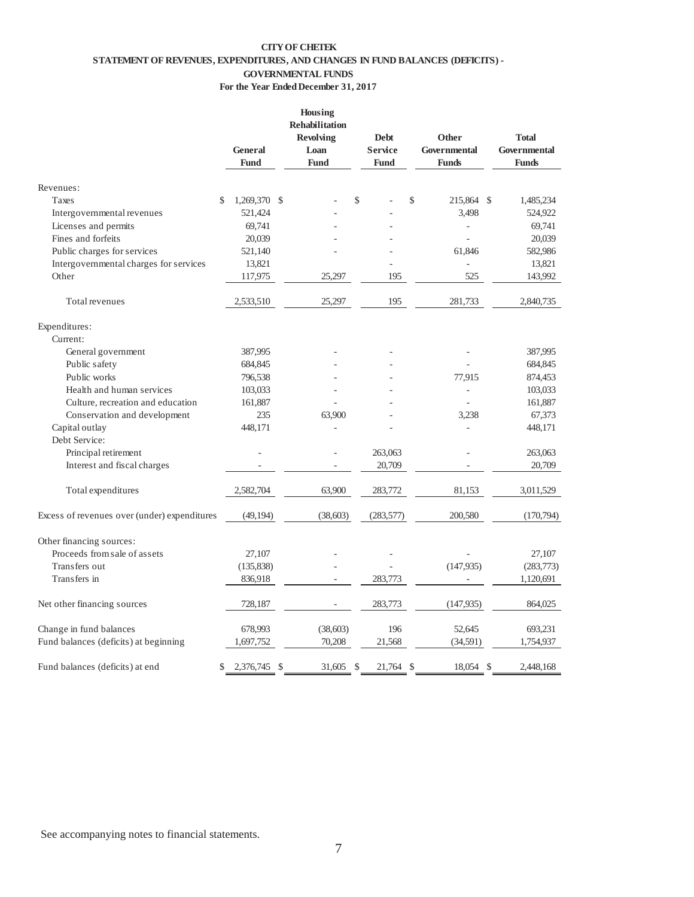**CITY OF CHETEK**
**STATEMENT OF REVENUES, EXPENDITURES, AND CHANGES IN FUND BALANCES (DEFICITS) -**
**GOVERNMENTAL FUNDS**
**For the Year Ended December 31, 2017**

| | General Fund | Housing Rehabilitation Revolving Loan Fund | Debt Service Fund | Other Governmental Funds | Total Governmental Funds |
|---|---|---|---|---|---|
| Revenues: | | | | | |
| Taxes | $ 1,269,370 | $ - | $ - | $ 215,864 | $ 1,485,234 |
| Intergovernmental revenues | 521,424 | - | - | 3,498 | 524,922 |
| Licenses and permits | 69,741 | - | - | - | 69,741 |
| Fines and forfeits | 20,039 | - | - | - | 20,039 |
| Public charges for services | 521,140 | - | - | 61,846 | 582,986 |
| Intergovernmental charges for services | 13,821 | | - | - | 13,821 |
| Other | 117,975 | 25,297 | 195 | 525 | 143,992 |
| Total revenues | 2,533,510 | 25,297 | 195 | 281,733 | 2,840,735 |
| Expenditures: | | | | | |
| Current: | | | | | |
| General government | 387,995 | - | - | - | 387,995 |
| Public safety | 684,845 | - | - | - | 684,845 |
| Public works | 796,538 | - | - | 77,915 | 874,453 |
| Health and human services | 103,033 | - | - | - | 103,033 |
| Culture, recreation and education | 161,887 | - | - | - | 161,887 |
| Conservation and development | 235 | 63,900 | - | 3,238 | 67,373 |
| Capital outlay | 448,171 | - | - | - | 448,171 |
| Debt Service: | | | | | |
| Principal retirement | - | - | 263,063 | - | 263,063 |
| Interest and fiscal charges | - | - | 20,709 | - | 20,709 |
| Total expenditures | 2,582,704 | 63,900 | 283,772 | 81,153 | 3,011,529 |
| Excess of revenues over (under) expenditures | (49,194) | (38,603) | (283,577) | 200,580 | (170,794) |
| Other financing sources: | | | | | |
| Proceeds from sale of assets | 27,107 | - | - | - | 27,107 |
| Transfers out | (135,838) | - | - | (147,935) | (283,773) |
| Transfers in | 836,918 | - | 283,773 | - | 1,120,691 |
| Net other financing sources | 728,187 | - | 283,773 | (147,935) | 864,025 |
| Change in fund balances | 678,993 | (38,603) | 196 | 52,645 | 693,231 |
| Fund balances (deficits) at beginning | 1,697,752 | 70,208 | 21,568 | (34,591) | 1,754,937 |
| Fund balances (deficits) at end | $ 2,376,745 | $ 31,605 | $ 21,764 | $ 18,054 | $ 2,448,168 |

See accompanying notes to financial statements.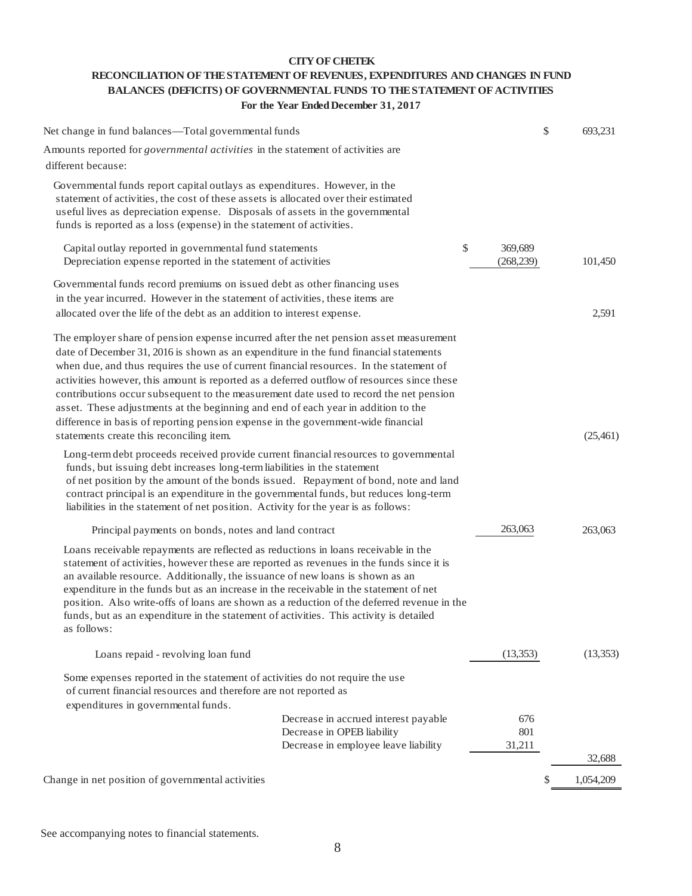**CITY OF CHETEK**

**RECONCILIATION OF THE STATEMENT OF REVENUES, EXPENDITURES AND CHANGES IN FUND BALANCES (DEFICITS) OF GOVERNMENTAL FUNDS TO THE STATEMENT OF ACTIVITIES**

**For the Year Ended December 31, 2017**

| | | |
|---|---|---|
| Net change in fund balances—Total governmental funds | | $ 693,231 |
| Amounts reported for *governmental activities* in the statement of activities are different because: | | |
| Governmental funds report capital outlays as expenditures. However, in the statement of activities, the cost of these assets is allocated over their estimated useful lives as depreciation expense. Disposals of assets in the governmental funds is reported as a loss (expense) in the statement of activities. | | |
| Capital outlay reported in governmental fund statements | $ 369,689 | |
| Depreciation expense reported in the statement of activities | (268,239) | 101,450 |
| Governmental funds record premiums on issued debt as other financing uses in the year incurred. However in the statement of activities, these items are allocated over the life of the debt as an addition to interest expense. | | 2,591 |
| The employer share of pension expense incurred after the net pension asset measurement date of December 31, 2016 is shown as an expenditure in the fund financial statements when due, and thus requires the use of current financial resources. In the statement of activities however, this amount is reported as a deferred outflow of resources since these contributions occur subsequent to the measurement date used to record the net pension asset. These adjustments at the beginning and end of each year in addition to the difference in basis of reporting pension expense in the government-wide financial statements create this reconciling item. | | (25,461) |
| Long-term debt proceeds received provide current financial resources to governmental funds, but issuing debt increases long-term liabilities in the statement of net position by the amount of the bonds issued. Repayment of bond, note and land contract principal is an expenditure in the governmental funds, but reduces long-term liabilities in the statement of net position. Activity for the year is as follows: | | |
| Principal payments on bonds, notes and land contract | 263,063 | 263,063 |
| Loans receivable repayments are reflected as reductions in loans receivable in the statement of activities, however these are reported as revenues in the funds since it is an available resource. Additionally, the issuance of new loans is shown as an expenditure in the funds but as an increase in the receivable in the statement of net position. Also write-offs of loans are shown as a reduction of the deferred revenue in the funds, but as an expenditure in the statement of activities. This activity is detailed as follows: | | |
| Loans repaid - revolving loan fund | (13,353) | (13,353) |
| Some expenses reported in the statement of activities do not require the use of current financial resources and therefore are not reported as expenditures in governmental funds. | | |
| Decrease in accrued interest payable | 676 | |
| Decrease in OPEB liability | 801 | |
| Decrease in employee leave liability | 31,211 | 32,688 |
| Change in net position of governmental activities | | $ 1,054,209 |

See accompanying notes to financial statements.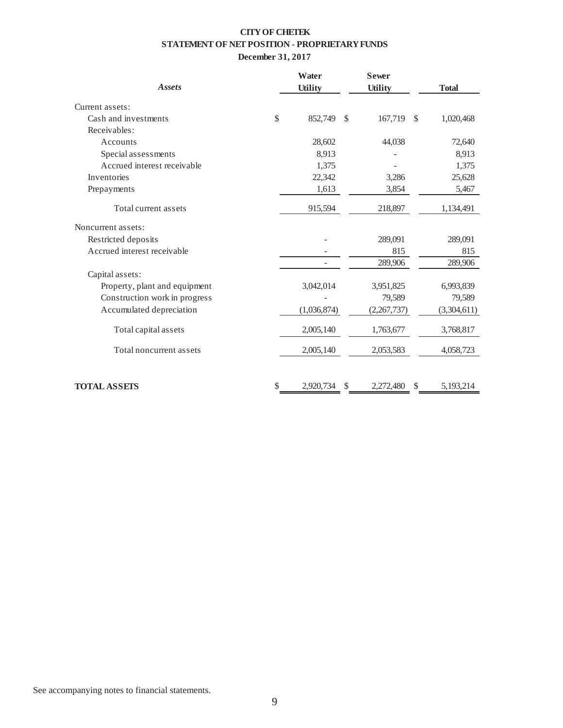# CITY OF CHETEK

## STATEMENT OF NET POSITION - PROPRIETARY FUNDS

### December 31, 2017

| *Assets* | Water Utility | Sewer Utility | Total |
|---|---|---|---|
| Current assets: | | | |
| Cash and investments | $ 852,749 | $ 167,719 | $ 1,020,468 |
| Receivables: | | | |
| Accounts | 28,602 | 44,038 | 72,640 |
| Special assessments | 8,913 | - | 8,913 |
| Accrued interest receivable | 1,375 | - | 1,375 |
| Inventories | 22,342 | 3,286 | 25,628 |
| Prepayments | 1,613 | 3,854 | 5,467 |
| Total current assets | 915,594 | 218,897 | 1,134,491 |
| Noncurrent assets: | | | |
| Restricted deposits | - | 289,091 | 289,091 |
| Accrued interest receivable | - | 815 | 815 |
| | - | 289,906 | 289,906 |
| Capital assets: | | | |
| Property, plant and equipment | 3,042,014 | 3,951,825 | 6,993,839 |
| Construction work in progress | - | 79,589 | 79,589 |
| Accumulated depreciation | (1,036,874) | (2,267,737) | (3,304,611) |
| Total capital assets | 2,005,140 | 1,763,677 | 3,768,817 |
| Total noncurrent assets | 2,005,140 | 2,053,583 | 4,058,723 |
| **TOTAL ASSETS** | $ 2,920,734 | $ 2,272,480 | $ 5,193,214 |

See accompanying notes to financial statements.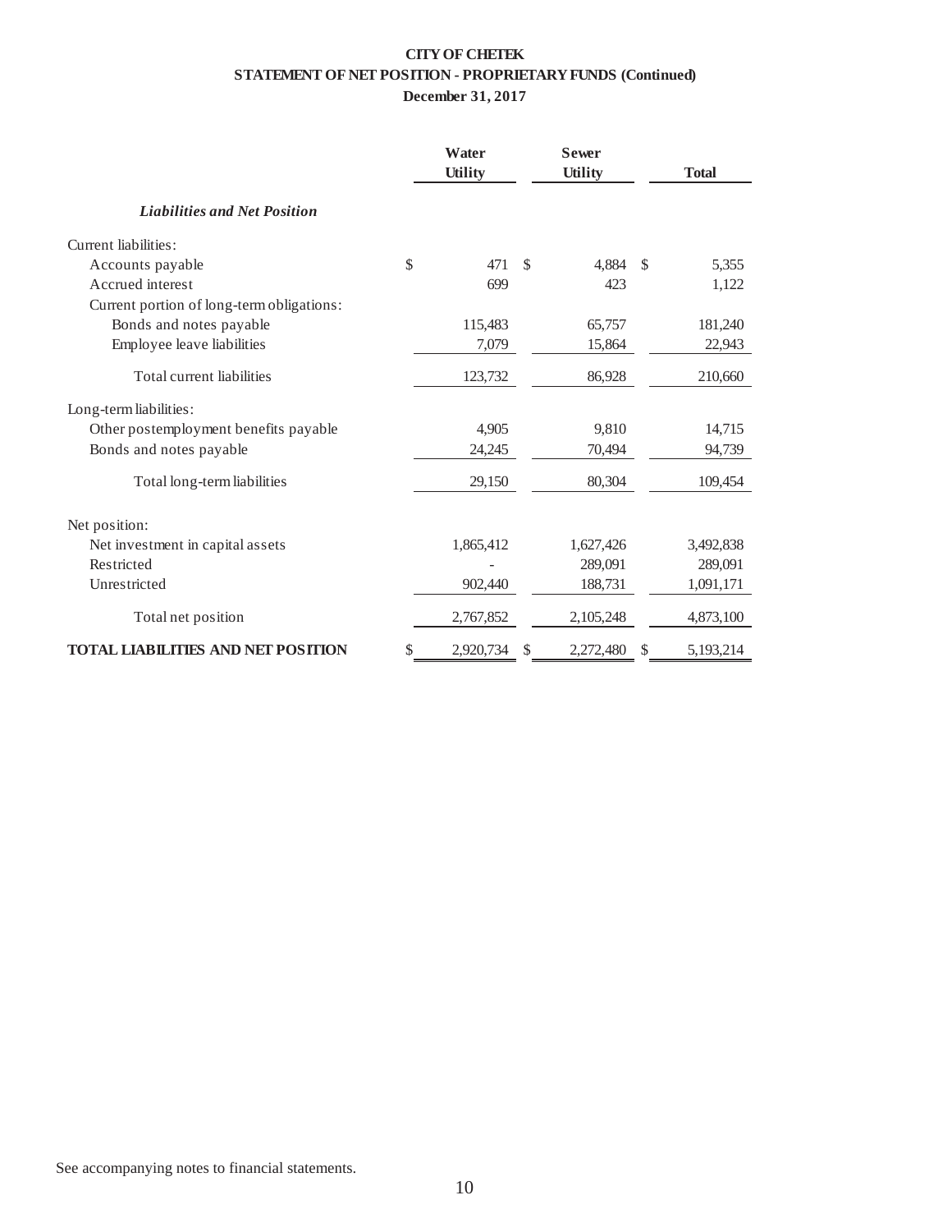**CITY OF CHETEK**
**STATEMENT OF NET POSITION - PROPRIETARY FUNDS (Continued)**
**December 31, 2017**

| | Water Utility | Sewer Utility | Total |
|---|---|---|---|
| ***Liabilities and Net Position*** | | | |
| Current liabilities: | | | |
| Accounts payable | $ 471 | $ 4,884 | $ 5,355 |
| Accrued interest | 699 | 423 | 1,122 |
| Current portion of long-term obligations: | | | |
| Bonds and notes payable | 115,483 | 65,757 | 181,240 |
| Employee leave liabilities | 7,079 | 15,864 | 22,943 |
| Total current liabilities | 123,732 | 86,928 | 210,660 |
| Long-term liabilities: | | | |
| Other postemployment benefits payable | 4,905 | 9,810 | 14,715 |
| Bonds and notes payable | 24,245 | 70,494 | 94,739 |
| Total long-term liabilities | 29,150 | 80,304 | 109,454 |
| Net position: | | | |
| Net investment in capital assets | 1,865,412 | 1,627,426 | 3,492,838 |
| Restricted | - | 289,091 | 289,091 |
| Unrestricted | 902,440 | 188,731 | 1,091,171 |
| Total net position | 2,767,852 | 2,105,248 | 4,873,100 |
| **TOTAL LIABILITIES AND NET POSITION** | $ 2,920,734 | $ 2,272,480 | $ 5,193,214 |

See accompanying notes to financial statements.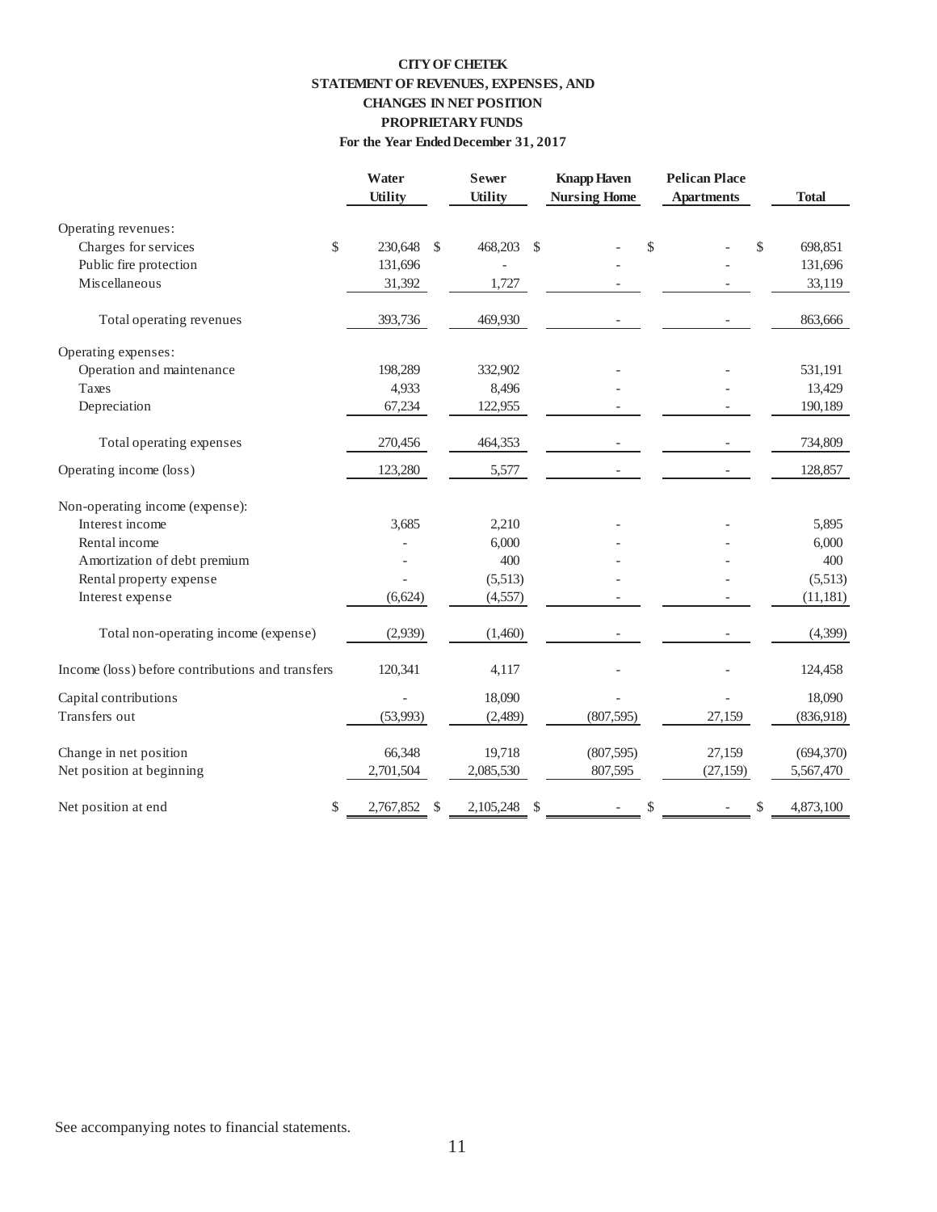# CITY OF CHETEK
## STATEMENT OF REVENUES, EXPENSES, AND CHANGES IN NET POSITION
## PROPRIETARY FUNDS
### For the Year Ended December 31, 2017

| | Water Utility | Sewer Utility | Knapp Haven Nursing Home | Pelican Place Apartments | Total |
|---|---|---|---|---|---|
| Operating revenues: | | | | | |
| Charges for services | $ 230,648 | $ 468,203 | $ - | $ - | $ 698,851 |
| Public fire protection | 131,696 | - | - | - | 131,696 |
| Miscellaneous | 31,392 | 1,727 | - | - | 33,119 |
| Total operating revenues | 393,736 | 469,930 | - | - | 863,666 |
| Operating expenses: | | | | | |
| Operation and maintenance | 198,289 | 332,902 | - | - | 531,191 |
| Taxes | 4,933 | 8,496 | - | - | 13,429 |
| Depreciation | 67,234 | 122,955 | - | - | 190,189 |
| Total operating expenses | 270,456 | 464,353 | - | - | 734,809 |
| Operating income (loss) | 123,280 | 5,577 | - | - | 128,857 |
| Non-operating income (expense): | | | | | |
| Interest income | 3,685 | 2,210 | - | - | 5,895 |
| Rental income | - | 6,000 | - | - | 6,000 |
| Amortization of debt premium | - | 400 | - | - | 400 |
| Rental property expense | - | (5,513) | - | - | (5,513) |
| Interest expense | (6,624) | (4,557) | - | - | (11,181) |
| Total non-operating income (expense) | (2,939) | (1,460) | - | - | (4,399) |
| Income (loss) before contributions and transfers | 120,341 | 4,117 | - | - | 124,458 |
| Capital contributions | - | 18,090 | - | - | 18,090 |
| Transfers out | (53,993) | (2,489) | (807,595) | 27,159 | (836,918) |
| Change in net position | 66,348 | 19,718 | (807,595) | 27,159 | (694,370) |
| Net position at beginning | 2,701,504 | 2,085,530 | 807,595 | (27,159) | 5,567,470 |
| Net position at end | $ 2,767,852 | $ 2,105,248 | $ - | $ - | $ 4,873,100 |

See accompanying notes to financial statements.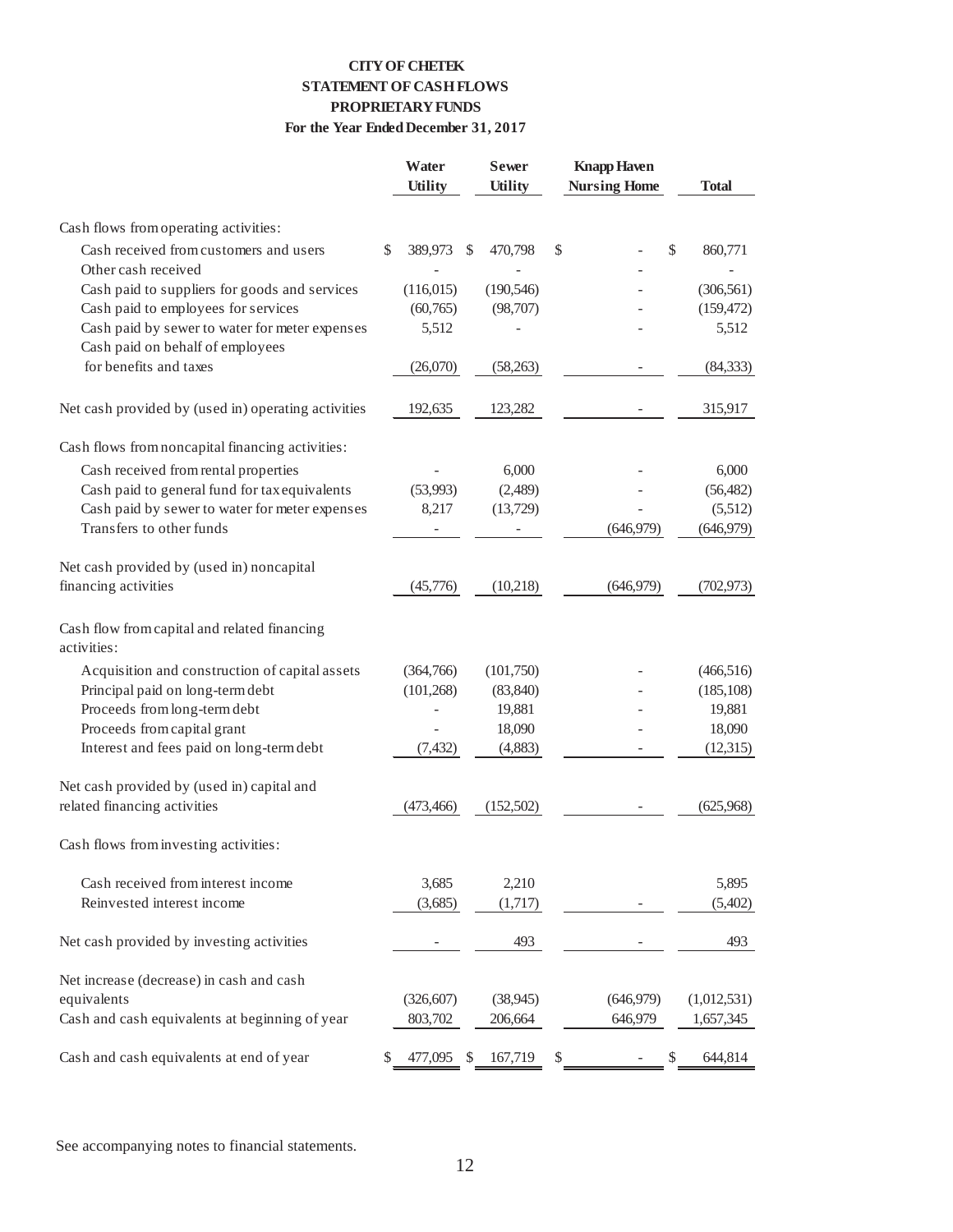**CITY OF CHETEK**
**STATEMENT OF CASH FLOWS**
**PROPRIETARY FUNDS**
**For the Year Ended December 31, 2017**

| | Water Utility | Sewer Utility | Knapp Haven Nursing Home | Total |
|---|---|---|---|---|
| Cash flows from operating activities: | | | | |
| Cash received from customers and users | $ 389,973 | $ 470,798 | $ - | $ 860,771 |
| Other cash received | - | - | - | - |
| Cash paid to suppliers for goods and services | (116,015) | (190,546) | - | (306,561) |
| Cash paid to employees for services | (60,765) | (98,707) | - | (159,472) |
| Cash paid by sewer to water for meter expenses | 5,512 | - | - | 5,512 |
| Cash paid on behalf of employees for benefits and taxes | (26,070) | (58,263) | - | (84,333) |
| Net cash provided by (used in) operating activities | 192,635 | 123,282 | - | 315,917 |
| Cash flows from noncapital financing activities: | | | | |
| Cash received from rental properties | - | 6,000 | - | 6,000 |
| Cash paid to general fund for tax equivalents | (53,993) | (2,489) | - | (56,482) |
| Cash paid by sewer to water for meter expenses | 8,217 | (13,729) | - | (5,512) |
| Transfers to other funds | - | - | (646,979) | (646,979) |
| Net cash provided by (used in) noncapital financing activities | (45,776) | (10,218) | (646,979) | (702,973) |
| Cash flow from capital and related financing activities: | | | | |
| Acquisition and construction of capital assets | (364,766) | (101,750) | - | (466,516) |
| Principal paid on long-term debt | (101,268) | (83,840) | - | (185,108) |
| Proceeds from long-term debt | - | 19,881 | - | 19,881 |
| Proceeds from capital grant | - | 18,090 | - | 18,090 |
| Interest and fees paid on long-term debt | (7,432) | (4,883) | - | (12,315) |
| Net cash provided by (used in) capital and related financing activities | (473,466) | (152,502) | - | (625,968) |
| Cash flows from investing activities: | | | | |
| Cash received from interest income | 3,685 | 2,210 | | 5,895 |
| Reinvested interest income | (3,685) | (1,717) | - | (5,402) |
| Net cash provided by investing activities | - | 493 | - | 493 |
| Net increase (decrease) in cash and cash equivalents | (326,607) | (38,945) | (646,979) | (1,012,531) |
| Cash and cash equivalents at beginning of year | 803,702 | 206,664 | 646,979 | 1,657,345 |
| Cash and cash equivalents at end of year | $ 477,095 | $ 167,719 | $ - | $ 644,814 |

See accompanying notes to financial statements.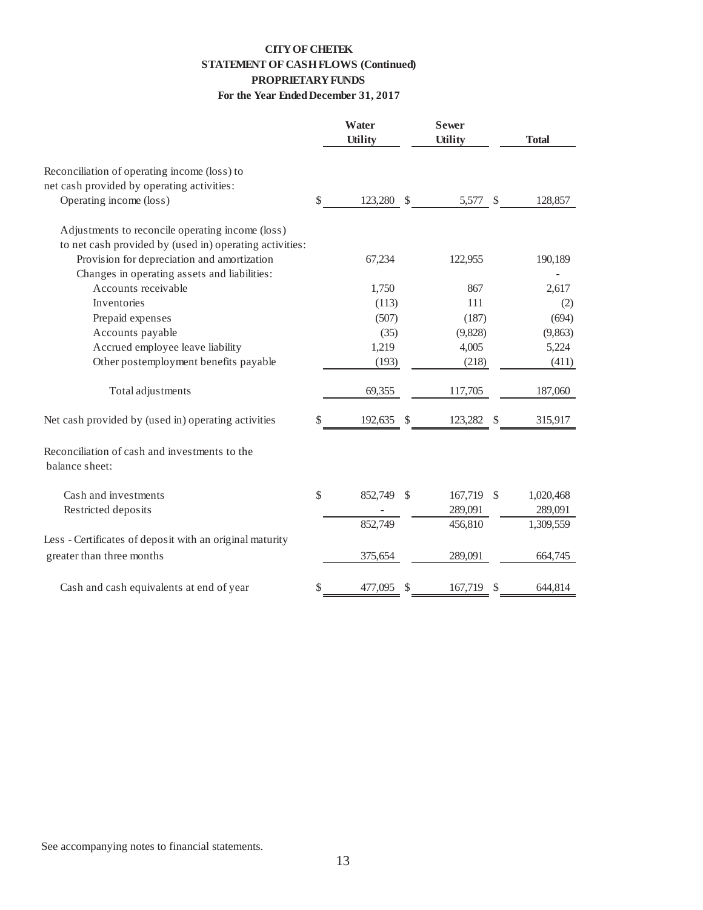**CITY OF CHETEK**
**STATEMENT OF CASH FLOWS (Continued)**
**PROPRIETARY FUNDS**
**For the Year Ended December 31, 2017**

| | Water Utility | Sewer Utility | Total |
|---|---|---|---|
| Reconciliation of operating income (loss) to net cash provided by operating activities: | | | |
| Operating income (loss) | $ 123,280 | $ 5,577 | $ 128,857 |
| Adjustments to reconcile operating income (loss) to net cash provided by (used in) operating activities: | | | |
| Provision for depreciation and amortization | 67,234 | 122,955 | 190,189 |
| Changes in operating assets and liabilities: | | | - |
| Accounts receivable | 1,750 | 867 | 2,617 |
| Inventories | (113) | 111 | (2) |
| Prepaid expenses | (507) | (187) | (694) |
| Accounts payable | (35) | (9,828) | (9,863) |
| Accrued employee leave liability | 1,219 | 4,005 | 5,224 |
| Other postemployment benefits payable | (193) | (218) | (411) |
| Total adjustments | 69,355 | 117,705 | 187,060 |
| Net cash provided by (used in) operating activities | $ 192,635 | $ 123,282 | $ 315,917 |
| Reconciliation of cash and investments to the balance sheet: | | | |
| Cash and investments | $ 852,749 | $ 167,719 | $ 1,020,468 |
| Restricted deposits | - | 289,091 | 289,091 |
| | 852,749 | 456,810 | 1,309,559 |
| Less - Certificates of deposit with an original maturity greater than three months | 375,654 | 289,091 | 664,745 |
| Cash and cash equivalents at end of year | $ 477,095 | $ 167,719 | $ 644,814 |

See accompanying notes to financial statements.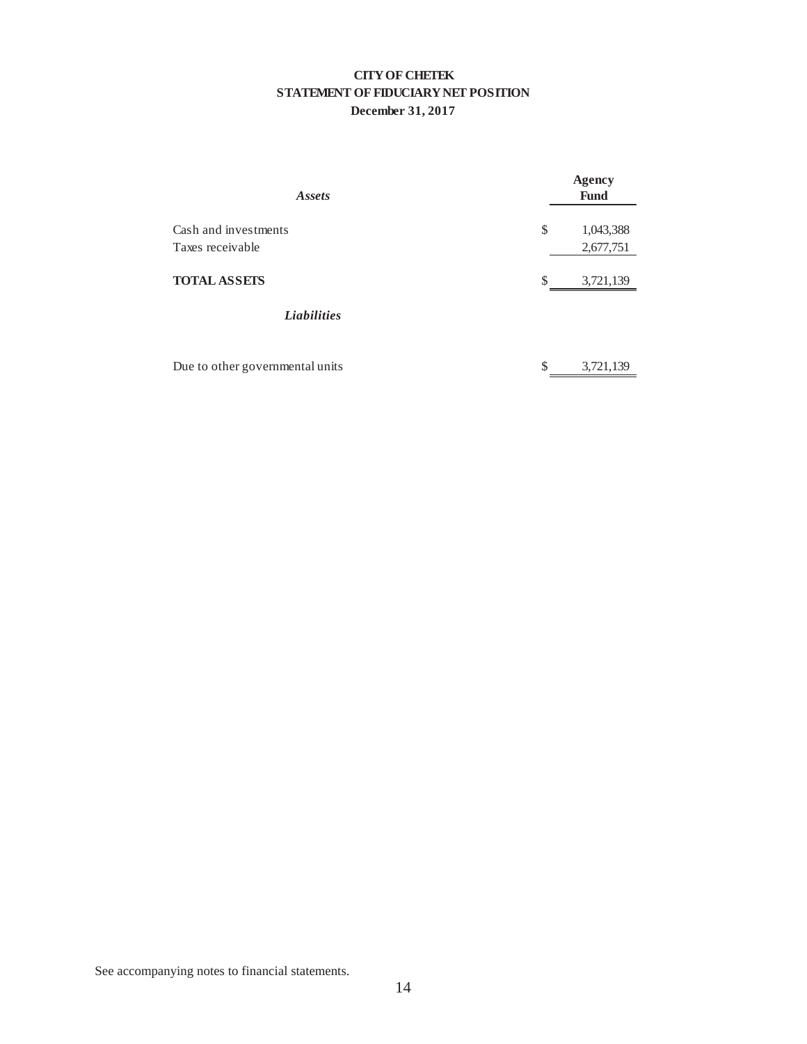# CITY OF CHETEK
## STATEMENT OF FIDUCIARY NET POSITION
### December 31, 2017

| *Assets* | Agency Fund |
|---|---|
| Cash and investments | $ 1,043,388 |
| Taxes receivable | 2,677,751 |
| **TOTAL ASSETS** | $ 3,721,139 |
| ***Liabilities*** | |
| Due to other governmental units | $ 3,721,139 |

See accompanying notes to financial statements.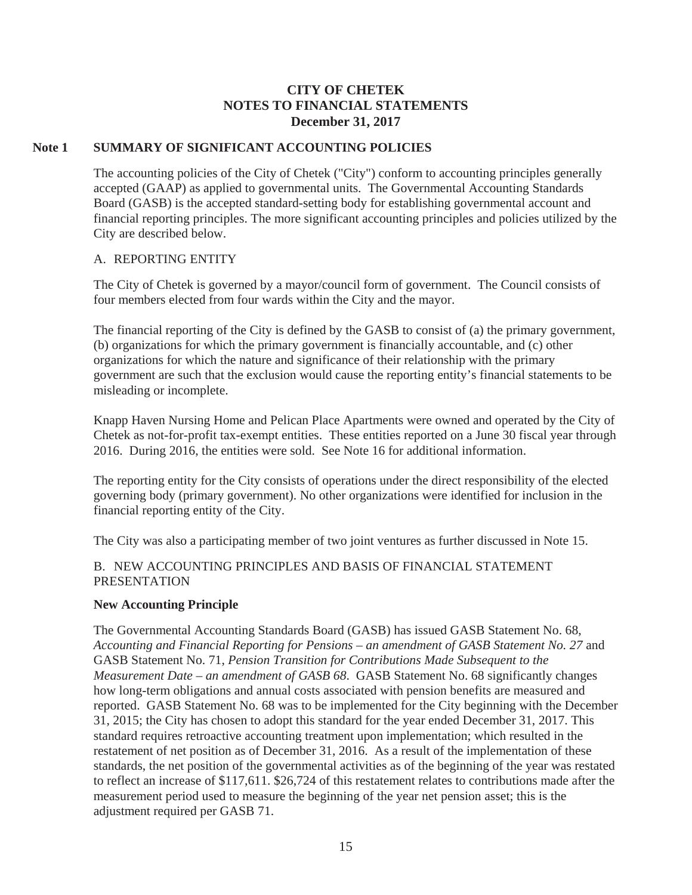# CITY OF CHETEK
# NOTES TO FINANCIAL STATEMENTS
# December 31, 2017

## Note 1 SUMMARY OF SIGNIFICANT ACCOUNTING POLICIES

The accounting policies of the City of Chetek ("City") conform to accounting principles generally accepted (GAAP) as applied to governmental units. The Governmental Accounting Standards Board (GASB) is the accepted standard-setting body for establishing governmental account and financial reporting principles. The more significant accounting principles and policies utilized by the City are described below.

### A. REPORTING ENTITY

The City of Chetek is governed by a mayor/council form of government. The Council consists of four members elected from four wards within the City and the mayor.

The financial reporting of the City is defined by the GASB to consist of (a) the primary government, (b) organizations for which the primary government is financially accountable, and (c) other organizations for which the nature and significance of their relationship with the primary government are such that the exclusion would cause the reporting entity's financial statements to be misleading or incomplete.

Knapp Haven Nursing Home and Pelican Place Apartments were owned and operated by the City of Chetek as not-for-profit tax-exempt entities. These entities reported on a June 30 fiscal year through 2016. During 2016, the entities were sold. See Note 16 for additional information.

The reporting entity for the City consists of operations under the direct responsibility of the elected governing body (primary government). No other organizations were identified for inclusion in the financial reporting entity of the City.

The City was also a participating member of two joint ventures as further discussed in Note 15.

### B. NEW ACCOUNTING PRINCIPLES AND BASIS OF FINANCIAL STATEMENT PRESENTATION

**New Accounting Principle**

The Governmental Accounting Standards Board (GASB) has issued GASB Statement No. 68, *Accounting and Financial Reporting for Pensions – an amendment of GASB Statement No. 27* and GASB Statement No. 71, *Pension Transition for Contributions Made Subsequent to the Measurement Date – an amendment of GASB 68*. GASB Statement No. 68 significantly changes how long-term obligations and annual costs associated with pension benefits are measured and reported. GASB Statement No. 68 was to be implemented for the City beginning with the December 31, 2015; the City has chosen to adopt this standard for the year ended December 31, 2017. This standard requires retroactive accounting treatment upon implementation; which resulted in the restatement of net position as of December 31, 2016. As a result of the implementation of these standards, the net position of the governmental activities as of the beginning of the year was restated to reflect an increase of $117,611. $26,724 of this restatement relates to contributions made after the measurement period used to measure the beginning of the year net pension asset; this is the adjustment required per GASB 71.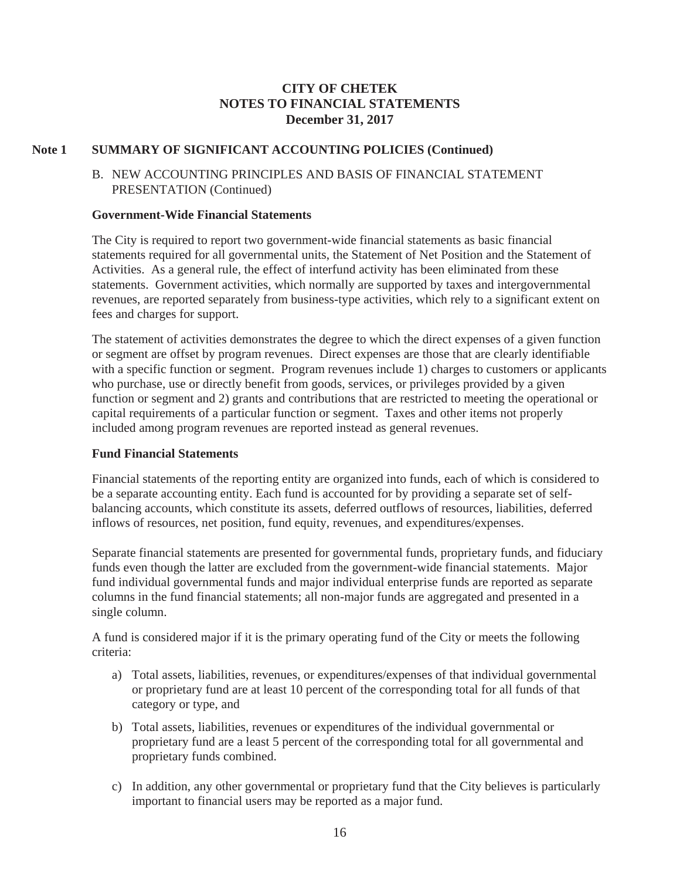# CITY OF CHETEK
## NOTES TO FINANCIAL STATEMENTS
### December 31, 2017

## Note 1 SUMMARY OF SIGNIFICANT ACCOUNTING POLICIES (Continued)

B. NEW ACCOUNTING PRINCIPLES AND BASIS OF FINANCIAL STATEMENT PRESENTATION (Continued)

**Government-Wide Financial Statements**

The City is required to report two government-wide financial statements as basic financial statements required for all governmental units, the Statement of Net Position and the Statement of Activities. As a general rule, the effect of interfund activity has been eliminated from these statements. Government activities, which normally are supported by taxes and intergovernmental revenues, are reported separately from business-type activities, which rely to a significant extent on fees and charges for support.

The statement of activities demonstrates the degree to which the direct expenses of a given function or segment are offset by program revenues. Direct expenses are those that are clearly identifiable with a specific function or segment. Program revenues include 1) charges to customers or applicants who purchase, use or directly benefit from goods, services, or privileges provided by a given function or segment and 2) grants and contributions that are restricted to meeting the operational or capital requirements of a particular function or segment. Taxes and other items not properly included among program revenues are reported instead as general revenues.

**Fund Financial Statements**

Financial statements of the reporting entity are organized into funds, each of which is considered to be a separate accounting entity. Each fund is accounted for by providing a separate set of self-balancing accounts, which constitute its assets, deferred outflows of resources, liabilities, deferred inflows of resources, net position, fund equity, revenues, and expenditures/expenses.

Separate financial statements are presented for governmental funds, proprietary funds, and fiduciary funds even though the latter are excluded from the government-wide financial statements. Major fund individual governmental funds and major individual enterprise funds are reported as separate columns in the fund financial statements; all non-major funds are aggregated and presented in a single column.

A fund is considered major if it is the primary operating fund of the City or meets the following criteria:

a) Total assets, liabilities, revenues, or expenditures/expenses of that individual governmental or proprietary fund are at least 10 percent of the corresponding total for all funds of that category or type, and

b) Total assets, liabilities, revenues or expenditures of the individual governmental or proprietary fund are a least 5 percent of the corresponding total for all governmental and proprietary funds combined.

c) In addition, any other governmental or proprietary fund that the City believes is particularly important to financial users may be reported as a major fund.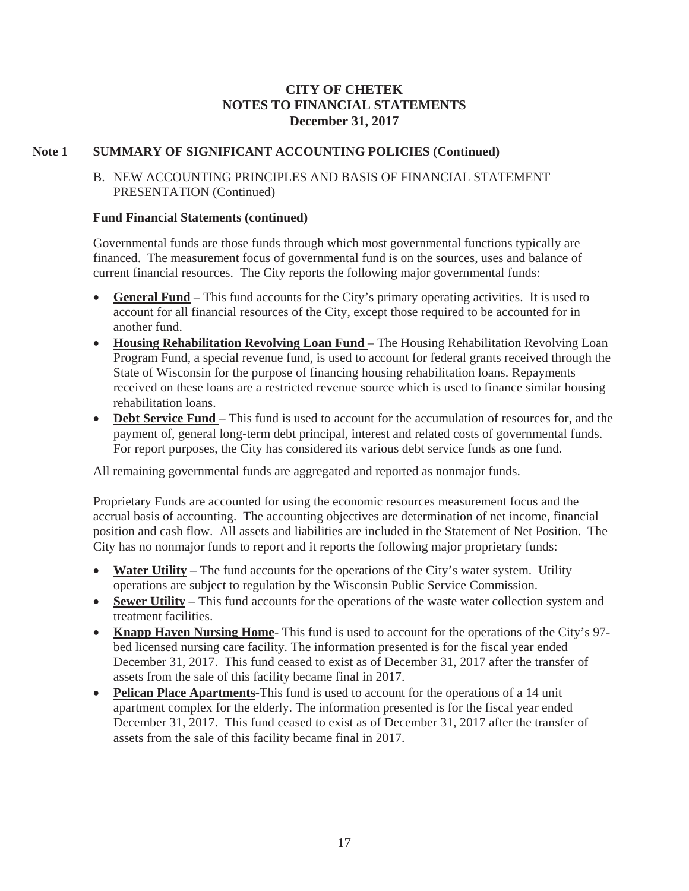# CITY OF CHETEK
# NOTES TO FINANCIAL STATEMENTS
# December 31, 2017

## Note 1 SUMMARY OF SIGNIFICANT ACCOUNTING POLICIES (Continued)

B. NEW ACCOUNTING PRINCIPLES AND BASIS OF FINANCIAL STATEMENT PRESENTATION (Continued)

**Fund Financial Statements (continued)**

Governmental funds are those funds through which most governmental functions typically are financed. The measurement focus of governmental fund is on the sources, uses and balance of current financial resources. The City reports the following major governmental funds:

- **General Fund** – This fund accounts for the City's primary operating activities. It is used to account for all financial resources of the City, except those required to be accounted for in another fund.
- **Housing Rehabilitation Revolving Loan Fund** – The Housing Rehabilitation Revolving Loan Program Fund, a special revenue fund, is used to account for federal grants received through the State of Wisconsin for the purpose of financing housing rehabilitation loans. Repayments received on these loans are a restricted revenue source which is used to finance similar housing rehabilitation loans.
- **Debt Service Fund** – This fund is used to account for the accumulation of resources for, and the payment of, general long-term debt principal, interest and related costs of governmental funds. For report purposes, the City has considered its various debt service funds as one fund.

All remaining governmental funds are aggregated and reported as nonmajor funds.

Proprietary Funds are accounted for using the economic resources measurement focus and the accrual basis of accounting. The accounting objectives are determination of net income, financial position and cash flow. All assets and liabilities are included in the Statement of Net Position. The City has no nonmajor funds to report and it reports the following major proprietary funds:

- **Water Utility** – The fund accounts for the operations of the City's water system. Utility operations are subject to regulation by the Wisconsin Public Service Commission.
- **Sewer Utility** – This fund accounts for the operations of the waste water collection system and treatment facilities.
- **Knapp Haven Nursing Home**- This fund is used to account for the operations of the City's 97-bed licensed nursing care facility. The information presented is for the fiscal year ended December 31, 2017. This fund ceased to exist as of December 31, 2017 after the transfer of assets from the sale of this facility became final in 2017.
- **Pelican Place Apartments**-This fund is used to account for the operations of a 14 unit apartment complex for the elderly. The information presented is for the fiscal year ended December 31, 2017. This fund ceased to exist as of December 31, 2017 after the transfer of assets from the sale of this facility became final in 2017.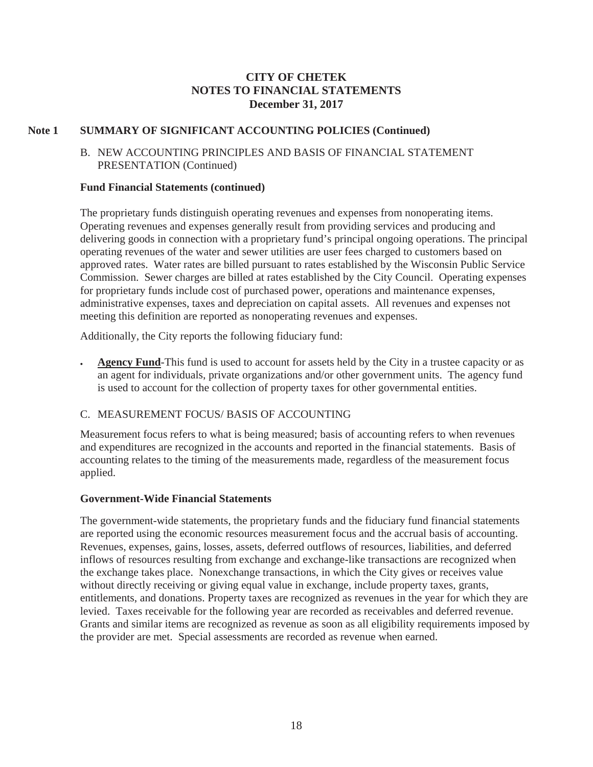### Note 1 SUMMARY OF SIGNIFICANT ACCOUNTING POLICIES (Continued)

B. NEW ACCOUNTING PRINCIPLES AND BASIS OF FINANCIAL STATEMENT PRESENTATION (Continued)

**Fund Financial Statements (continued)**

The proprietary funds distinguish operating revenues and expenses from nonoperating items. Operating revenues and expenses generally result from providing services and producing and delivering goods in connection with a proprietary fund's principal ongoing operations. The principal operating revenues of the water and sewer utilities are user fees charged to customers based on approved rates. Water rates are billed pursuant to rates established by the Wisconsin Public Service Commission. Sewer charges are billed at rates established by the City Council. Operating expenses for proprietary funds include cost of purchased power, operations and maintenance expenses, administrative expenses, taxes and depreciation on capital assets. All revenues and expenses not meeting this definition are reported as nonoperating revenues and expenses.

Additionally, the City reports the following fiduciary fund:

- **Agency Fund**-This fund is used to account for assets held by the City in a trustee capacity or as an agent for individuals, private organizations and/or other government units. The agency fund is used to account for the collection of property taxes for other governmental entities.

C. MEASUREMENT FOCUS/ BASIS OF ACCOUNTING

Measurement focus refers to what is being measured; basis of accounting refers to when revenues and expenditures are recognized in the accounts and reported in the financial statements. Basis of accounting relates to the timing of the measurements made, regardless of the measurement focus applied.

**Government-Wide Financial Statements**

The government-wide statements, the proprietary funds and the fiduciary fund financial statements are reported using the economic resources measurement focus and the accrual basis of accounting. Revenues, expenses, gains, losses, assets, deferred outflows of resources, liabilities, and deferred inflows of resources resulting from exchange and exchange-like transactions are recognized when the exchange takes place. Nonexchange transactions, in which the City gives or receives value without directly receiving or giving equal value in exchange, include property taxes, grants, entitlements, and donations. Property taxes are recognized as revenues in the year for which they are levied. Taxes receivable for the following year are recorded as receivables and deferred revenue. Grants and similar items are recognized as revenue as soon as all eligibility requirements imposed by the provider are met. Special assessments are recorded as revenue when earned.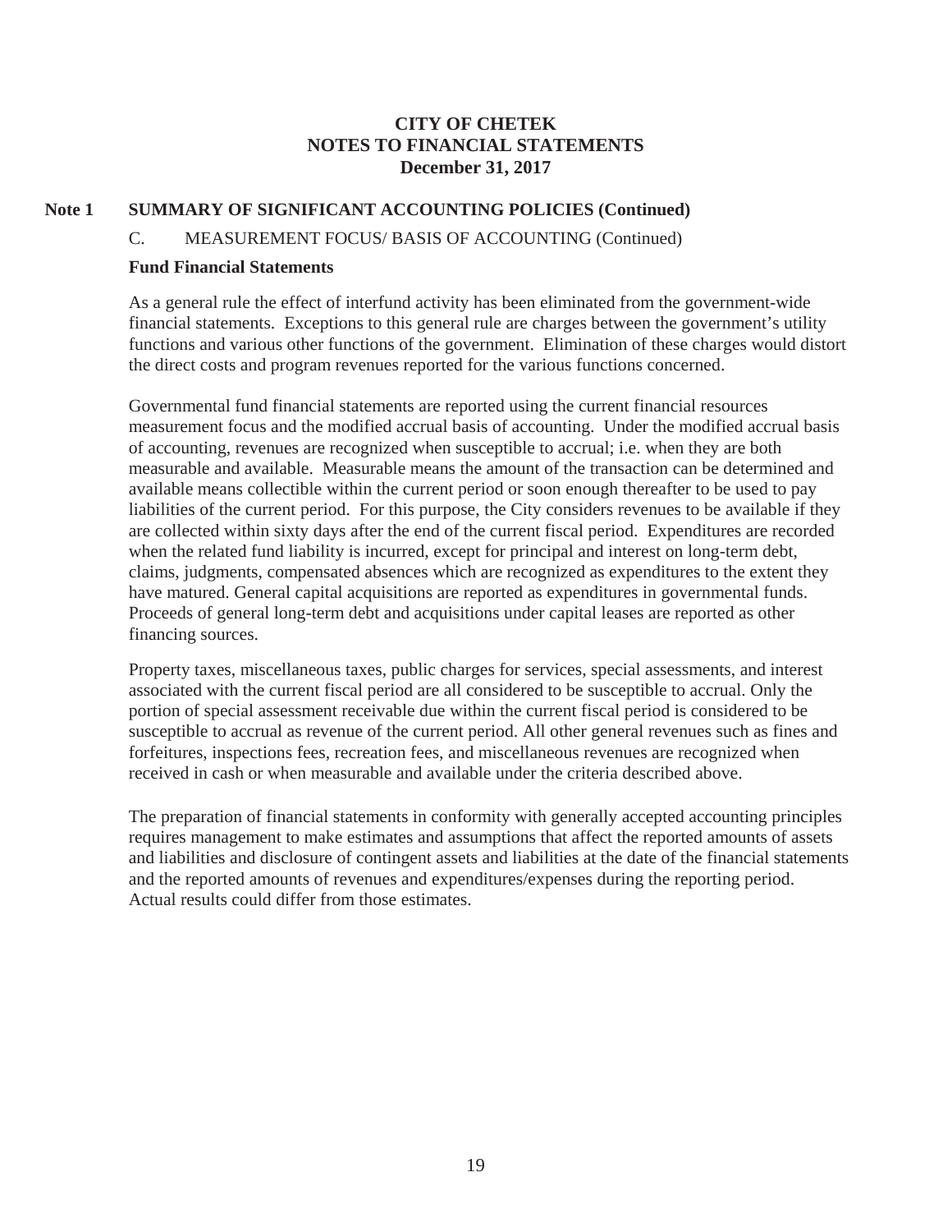# CITY OF CHETEK
## NOTES TO FINANCIAL STATEMENTS
## December 31, 2017

### Note 1 SUMMARY OF SIGNIFICANT ACCOUNTING POLICIES (Continued)

C. MEASUREMENT FOCUS/ BASIS OF ACCOUNTING (Continued)

**Fund Financial Statements**

As a general rule the effect of interfund activity has been eliminated from the government-wide financial statements. Exceptions to this general rule are charges between the government's utility functions and various other functions of the government. Elimination of these charges would distort the direct costs and program revenues reported for the various functions concerned.

Governmental fund financial statements are reported using the current financial resources measurement focus and the modified accrual basis of accounting. Under the modified accrual basis of accounting, revenues are recognized when susceptible to accrual; i.e. when they are both measurable and available. Measurable means the amount of the transaction can be determined and available means collectible within the current period or soon enough thereafter to be used to pay liabilities of the current period. For this purpose, the City considers revenues to be available if they are collected within sixty days after the end of the current fiscal period. Expenditures are recorded when the related fund liability is incurred, except for principal and interest on long-term debt, claims, judgments, compensated absences which are recognized as expenditures to the extent they have matured. General capital acquisitions are reported as expenditures in governmental funds. Proceeds of general long-term debt and acquisitions under capital leases are reported as other financing sources.

Property taxes, miscellaneous taxes, public charges for services, special assessments, and interest associated with the current fiscal period are all considered to be susceptible to accrual. Only the portion of special assessment receivable due within the current fiscal period is considered to be susceptible to accrual as revenue of the current period. All other general revenues such as fines and forfeitures, inspections fees, recreation fees, and miscellaneous revenues are recognized when received in cash or when measurable and available under the criteria described above.

The preparation of financial statements in conformity with generally accepted accounting principles requires management to make estimates and assumptions that affect the reported amounts of assets and liabilities and disclosure of contingent assets and liabilities at the date of the financial statements and the reported amounts of revenues and expenditures/expenses during the reporting period. Actual results could differ from those estimates.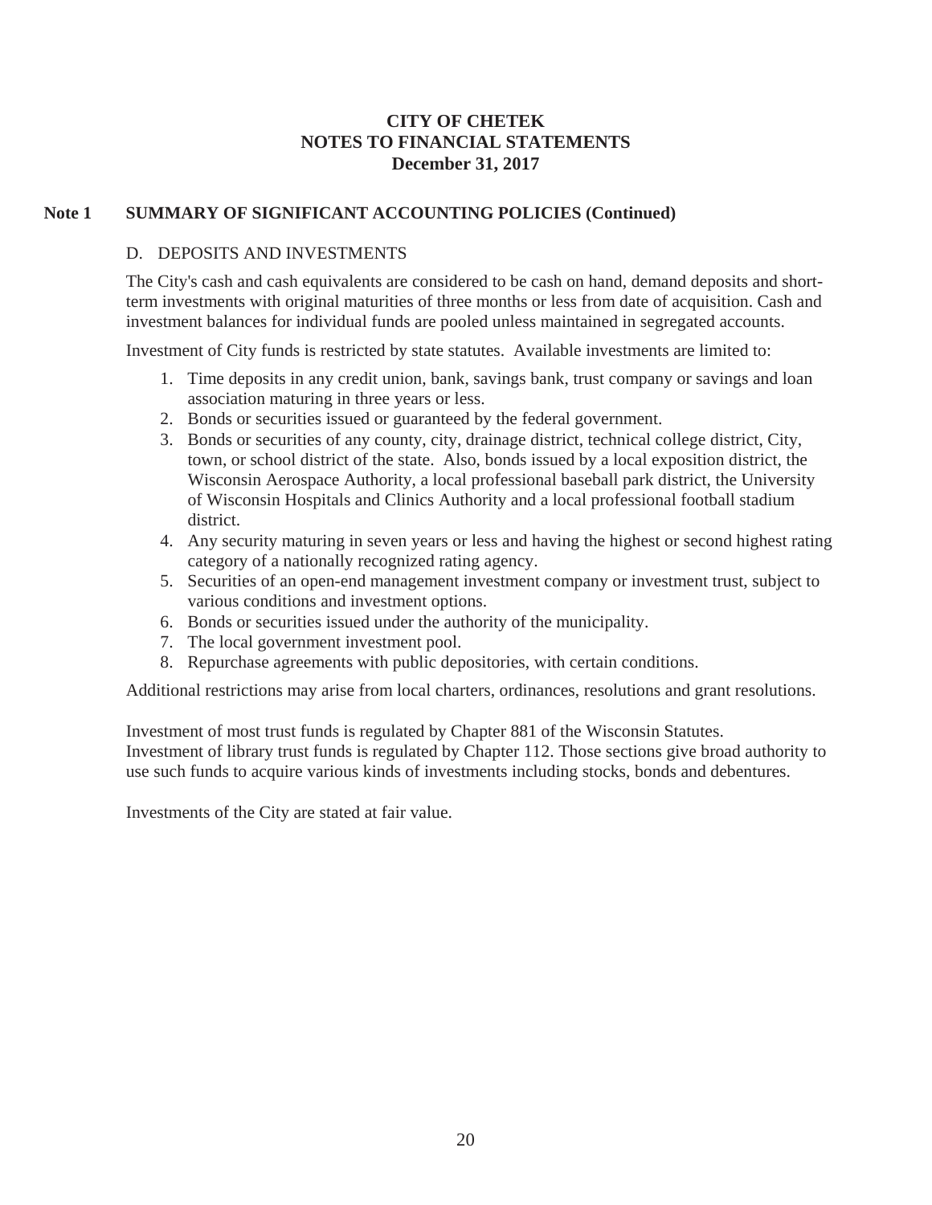# CITY OF CHETEK
## NOTES TO FINANCIAL STATEMENTS
### December 31, 2017

**Note 1 SUMMARY OF SIGNIFICANT ACCOUNTING POLICIES (Continued)**

D. DEPOSITS AND INVESTMENTS

The City's cash and cash equivalents are considered to be cash on hand, demand deposits and short-term investments with original maturities of three months or less from date of acquisition. Cash and investment balances for individual funds are pooled unless maintained in segregated accounts.

Investment of City funds is restricted by state statutes. Available investments are limited to:

1. Time deposits in any credit union, bank, savings bank, trust company or savings and loan association maturing in three years or less.
2. Bonds or securities issued or guaranteed by the federal government.
3. Bonds or securities of any county, city, drainage district, technical college district, City, town, or school district of the state. Also, bonds issued by a local exposition district, the Wisconsin Aerospace Authority, a local professional baseball park district, the University of Wisconsin Hospitals and Clinics Authority and a local professional football stadium district.
4. Any security maturing in seven years or less and having the highest or second highest rating category of a nationally recognized rating agency.
5. Securities of an open-end management investment company or investment trust, subject to various conditions and investment options.
6. Bonds or securities issued under the authority of the municipality.
7. The local government investment pool.
8. Repurchase agreements with public depositories, with certain conditions.

Additional restrictions may arise from local charters, ordinances, resolutions and grant resolutions.

Investment of most trust funds is regulated by Chapter 881 of the Wisconsin Statutes. Investment of library trust funds is regulated by Chapter 112. Those sections give broad authority to use such funds to acquire various kinds of investments including stocks, bonds and debentures.

Investments of the City are stated at fair value.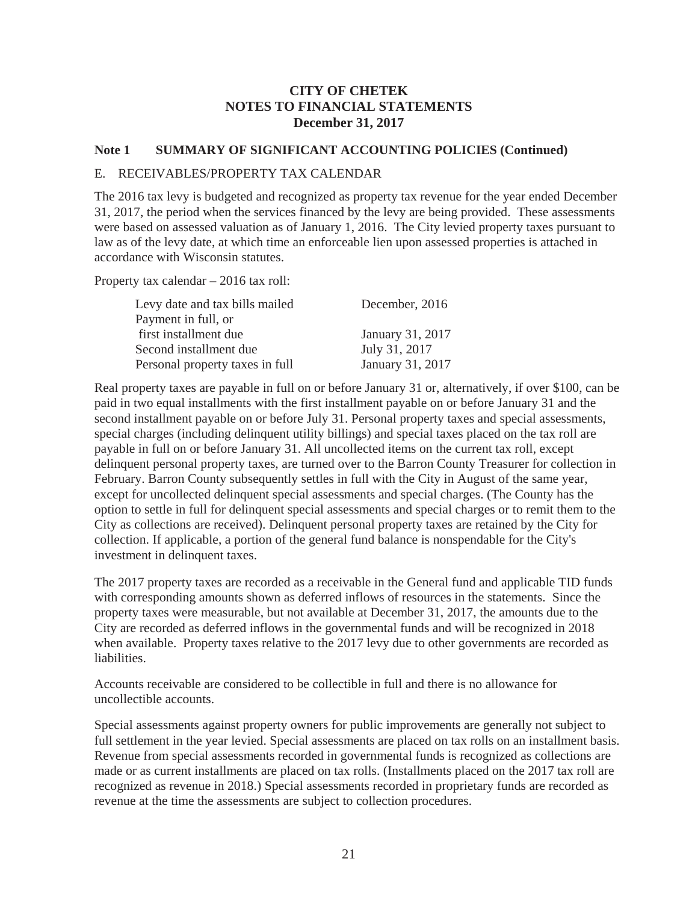## CITY OF CHETEK
## NOTES TO FINANCIAL STATEMENTS
## December 31, 2017

### Note 1 SUMMARY OF SIGNIFICANT ACCOUNTING POLICIES (Continued)

E. RECEIVABLES/PROPERTY TAX CALENDAR

The 2016 tax levy is budgeted and recognized as property tax revenue for the year ended December 31, 2017, the period when the services financed by the levy are being provided. These assessments were based on assessed valuation as of January 1, 2016. The City levied property taxes pursuant to law as of the levy date, at which time an enforceable lien upon assessed properties is attached in accordance with Wisconsin statutes.

Property tax calendar – 2016 tax roll:

| | |
|---|---|
| Levy date and tax bills mailed | December, 2016 |
| Payment in full, or first installment due | January 31, 2017 |
| Second installment due | July 31, 2017 |
| Personal property taxes in full | January 31, 2017 |

Real property taxes are payable in full on or before January 31 or, alternatively, if over $100, can be paid in two equal installments with the first installment payable on or before January 31 and the second installment payable on or before July 31. Personal property taxes and special assessments, special charges (including delinquent utility billings) and special taxes placed on the tax roll are payable in full on or before January 31. All uncollected items on the current tax roll, except delinquent personal property taxes, are turned over to the Barron County Treasurer for collection in February. Barron County subsequently settles in full with the City in August of the same year, except for uncollected delinquent special assessments and special charges. (The County has the option to settle in full for delinquent special assessments and special charges or to remit them to the City as collections are received). Delinquent personal property taxes are retained by the City for collection. If applicable, a portion of the general fund balance is nonspendable for the City's investment in delinquent taxes.

The 2017 property taxes are recorded as a receivable in the General fund and applicable TID funds with corresponding amounts shown as deferred inflows of resources in the statements. Since the property taxes were measurable, but not available at December 31, 2017, the amounts due to the City are recorded as deferred inflows in the governmental funds and will be recognized in 2018 when available. Property taxes relative to the 2017 levy due to other governments are recorded as liabilities.

Accounts receivable are considered to be collectible in full and there is no allowance for uncollectible accounts.

Special assessments against property owners for public improvements are generally not subject to full settlement in the year levied. Special assessments are placed on tax rolls on an installment basis. Revenue from special assessments recorded in governmental funds is recognized as collections are made or as current installments are placed on tax rolls. (Installments placed on the 2017 tax roll are recognized as revenue in 2018.) Special assessments recorded in proprietary funds are recorded as revenue at the time the assessments are subject to collection procedures.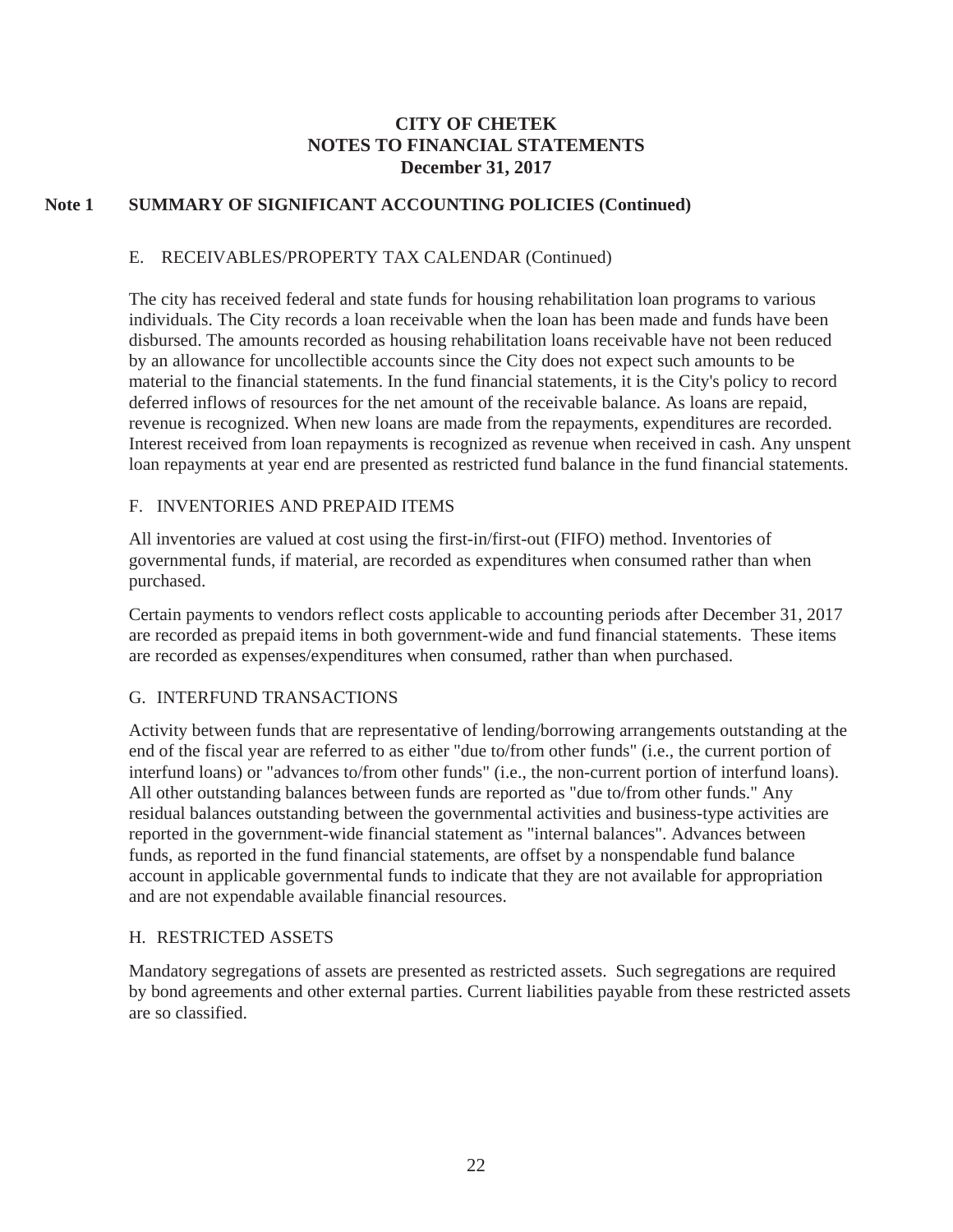# CITY OF CHETEK
## NOTES TO FINANCIAL STATEMENTS
### December 31, 2017

## Note 1 SUMMARY OF SIGNIFICANT ACCOUNTING POLICIES (Continued)

### E. RECEIVABLES/PROPERTY TAX CALENDAR (Continued)

The city has received federal and state funds for housing rehabilitation loan programs to various individuals. The City records a loan receivable when the loan has been made and funds have been disbursed. The amounts recorded as housing rehabilitation loans receivable have not been reduced by an allowance for uncollectible accounts since the City does not expect such amounts to be material to the financial statements. In the fund financial statements, it is the City's policy to record deferred inflows of resources for the net amount of the receivable balance. As loans are repaid, revenue is recognized. When new loans are made from the repayments, expenditures are recorded. Interest received from loan repayments is recognized as revenue when received in cash. Any unspent loan repayments at year end are presented as restricted fund balance in the fund financial statements.

### F. INVENTORIES AND PREPAID ITEMS

All inventories are valued at cost using the first-in/first-out (FIFO) method. Inventories of governmental funds, if material, are recorded as expenditures when consumed rather than when purchased.

Certain payments to vendors reflect costs applicable to accounting periods after December 31, 2017 are recorded as prepaid items in both government-wide and fund financial statements. These items are recorded as expenses/expenditures when consumed, rather than when purchased.

### G. INTERFUND TRANSACTIONS

Activity between funds that are representative of lending/borrowing arrangements outstanding at the end of the fiscal year are referred to as either "due to/from other funds" (i.e., the current portion of interfund loans) or "advances to/from other funds" (i.e., the non-current portion of interfund loans). All other outstanding balances between funds are reported as "due to/from other funds." Any residual balances outstanding between the governmental activities and business-type activities are reported in the government-wide financial statement as "internal balances". Advances between funds, as reported in the fund financial statements, are offset by a nonspendable fund balance account in applicable governmental funds to indicate that they are not available for appropriation and are not expendable available financial resources.

### H. RESTRICTED ASSETS

Mandatory segregations of assets are presented as restricted assets. Such segregations are required by bond agreements and other external parties. Current liabilities payable from these restricted assets are so classified.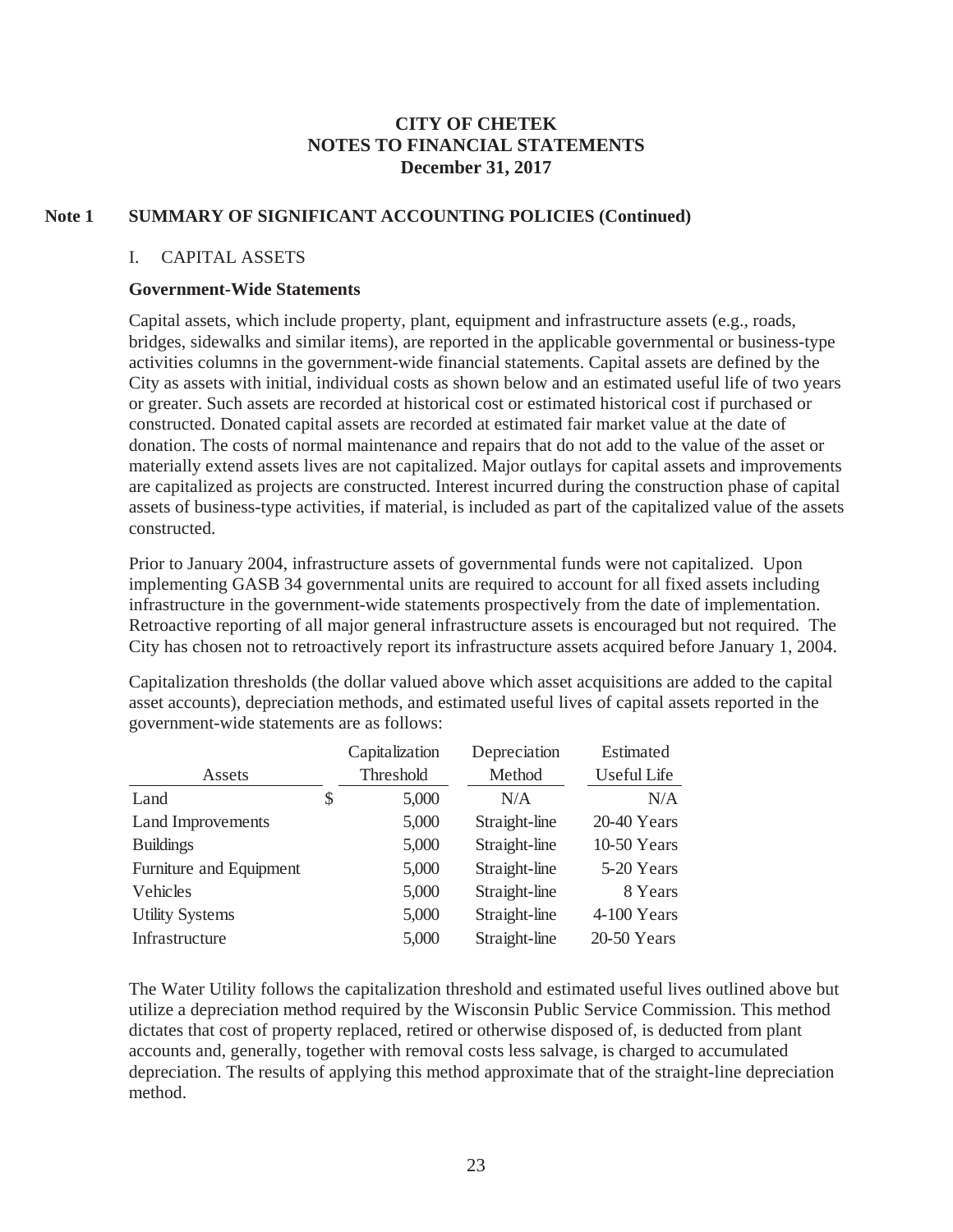# CITY OF CHETEK
## NOTES TO FINANCIAL STATEMENTS
### December 31, 2017

**Note 1 SUMMARY OF SIGNIFICANT ACCOUNTING POLICIES (Continued)**

I. CAPITAL ASSETS

**Government-Wide Statements**

Capital assets, which include property, plant, equipment and infrastructure assets (e.g., roads, bridges, sidewalks and similar items), are reported in the applicable governmental or business-type activities columns in the government-wide financial statements. Capital assets are defined by the City as assets with initial, individual costs as shown below and an estimated useful life of two years or greater. Such assets are recorded at historical cost or estimated historical cost if purchased or constructed. Donated capital assets are recorded at estimated fair market value at the date of donation. The costs of normal maintenance and repairs that do not add to the value of the asset or materially extend assets lives are not capitalized. Major outlays for capital assets and improvements are capitalized as projects are constructed. Interest incurred during the construction phase of capital assets of business-type activities, if material, is included as part of the capitalized value of the assets constructed.

Prior to January 2004, infrastructure assets of governmental funds were not capitalized. Upon implementing GASB 34 governmental units are required to account for all fixed assets including infrastructure in the government-wide statements prospectively from the date of implementation. Retroactive reporting of all major general infrastructure assets is encouraged but not required. The City has chosen not to retroactively report its infrastructure assets acquired before January 1, 2004.

Capitalization thresholds (the dollar valued above which asset acquisitions are added to the capital asset accounts), depreciation methods, and estimated useful lives of capital assets reported in the government-wide statements are as follows:

| Assets | Capitalization Threshold | Depreciation Method | Estimated Useful Life |
|---|---|---|---|
| Land | $ 5,000 | N/A | N/A |
| Land Improvements | 5,000 | Straight-line | 20-40 Years |
| Buildings | 5,000 | Straight-line | 10-50 Years |
| Furniture and Equipment | 5,000 | Straight-line | 5-20 Years |
| Vehicles | 5,000 | Straight-line | 8 Years |
| Utility Systems | 5,000 | Straight-line | 4-100 Years |
| Infrastructure | 5,000 | Straight-line | 20-50 Years |

The Water Utility follows the capitalization threshold and estimated useful lives outlined above but utilize a depreciation method required by the Wisconsin Public Service Commission. This method dictates that cost of property replaced, retired or otherwise disposed of, is deducted from plant accounts and, generally, together with removal costs less salvage, is charged to accumulated depreciation. The results of applying this method approximate that of the straight-line depreciation method.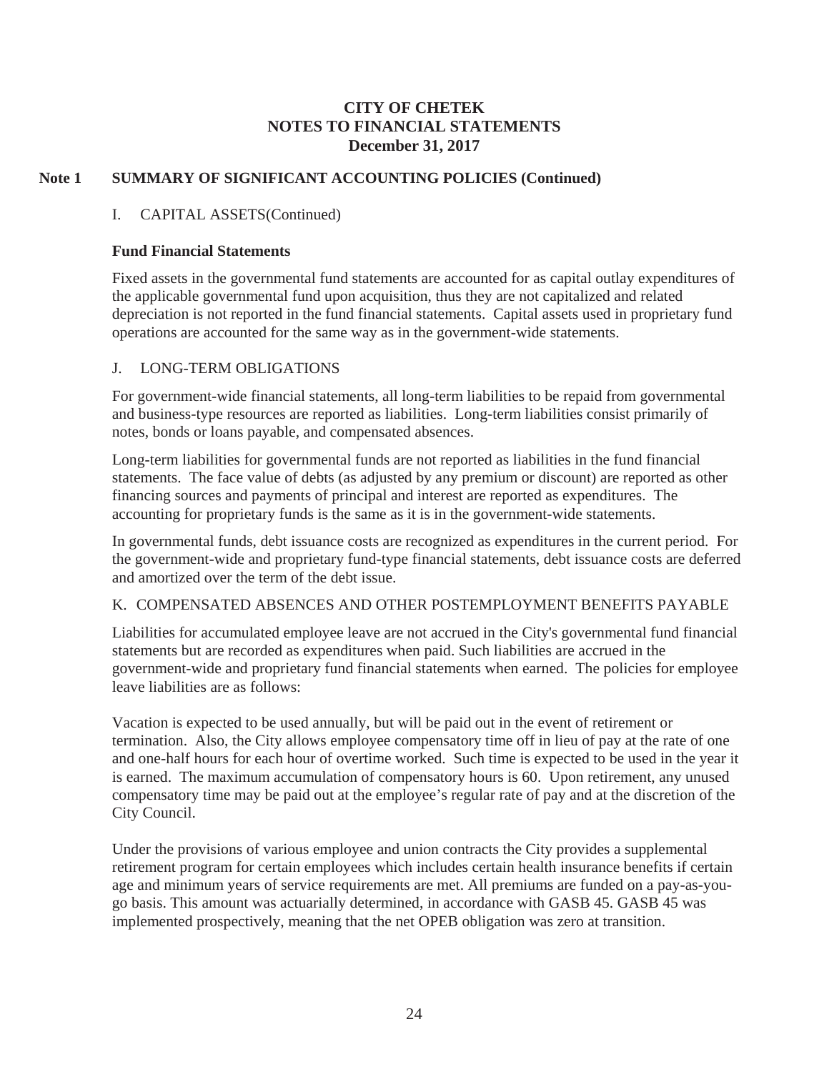# CITY OF CHETEK
# NOTES TO FINANCIAL STATEMENTS
# December 31, 2017

## Note 1 SUMMARY OF SIGNIFICANT ACCOUNTING POLICIES (Continued)

I. CAPITAL ASSETS(Continued)

### Fund Financial Statements

Fixed assets in the governmental fund statements are accounted for as capital outlay expenditures of the applicable governmental fund upon acquisition, thus they are not capitalized and related depreciation is not reported in the fund financial statements. Capital assets used in proprietary fund operations are accounted for the same way as in the government-wide statements.

J. LONG-TERM OBLIGATIONS

For government-wide financial statements, all long-term liabilities to be repaid from governmental and business-type resources are reported as liabilities. Long-term liabilities consist primarily of notes, bonds or loans payable, and compensated absences.

Long-term liabilities for governmental funds are not reported as liabilities in the fund financial statements. The face value of debts (as adjusted by any premium or discount) are reported as other financing sources and payments of principal and interest are reported as expenditures. The accounting for proprietary funds is the same as it is in the government-wide statements.

In governmental funds, debt issuance costs are recognized as expenditures in the current period. For the government-wide and proprietary fund-type financial statements, debt issuance costs are deferred and amortized over the term of the debt issue.

K. COMPENSATED ABSENCES AND OTHER POSTEMPLOYMENT BENEFITS PAYABLE

Liabilities for accumulated employee leave are not accrued in the City's governmental fund financial statements but are recorded as expenditures when paid. Such liabilities are accrued in the government-wide and proprietary fund financial statements when earned. The policies for employee leave liabilities are as follows:

Vacation is expected to be used annually, but will be paid out in the event of retirement or termination. Also, the City allows employee compensatory time off in lieu of pay at the rate of one and one-half hours for each hour of overtime worked. Such time is expected to be used in the year it is earned. The maximum accumulation of compensatory hours is 60. Upon retirement, any unused compensatory time may be paid out at the employee's regular rate of pay and at the discretion of the City Council.

Under the provisions of various employee and union contracts the City provides a supplemental retirement program for certain employees which includes certain health insurance benefits if certain age and minimum years of service requirements are met. All premiums are funded on a pay-as-you-go basis. This amount was actuarially determined, in accordance with GASB 45. GASB 45 was implemented prospectively, meaning that the net OPEB obligation was zero at transition.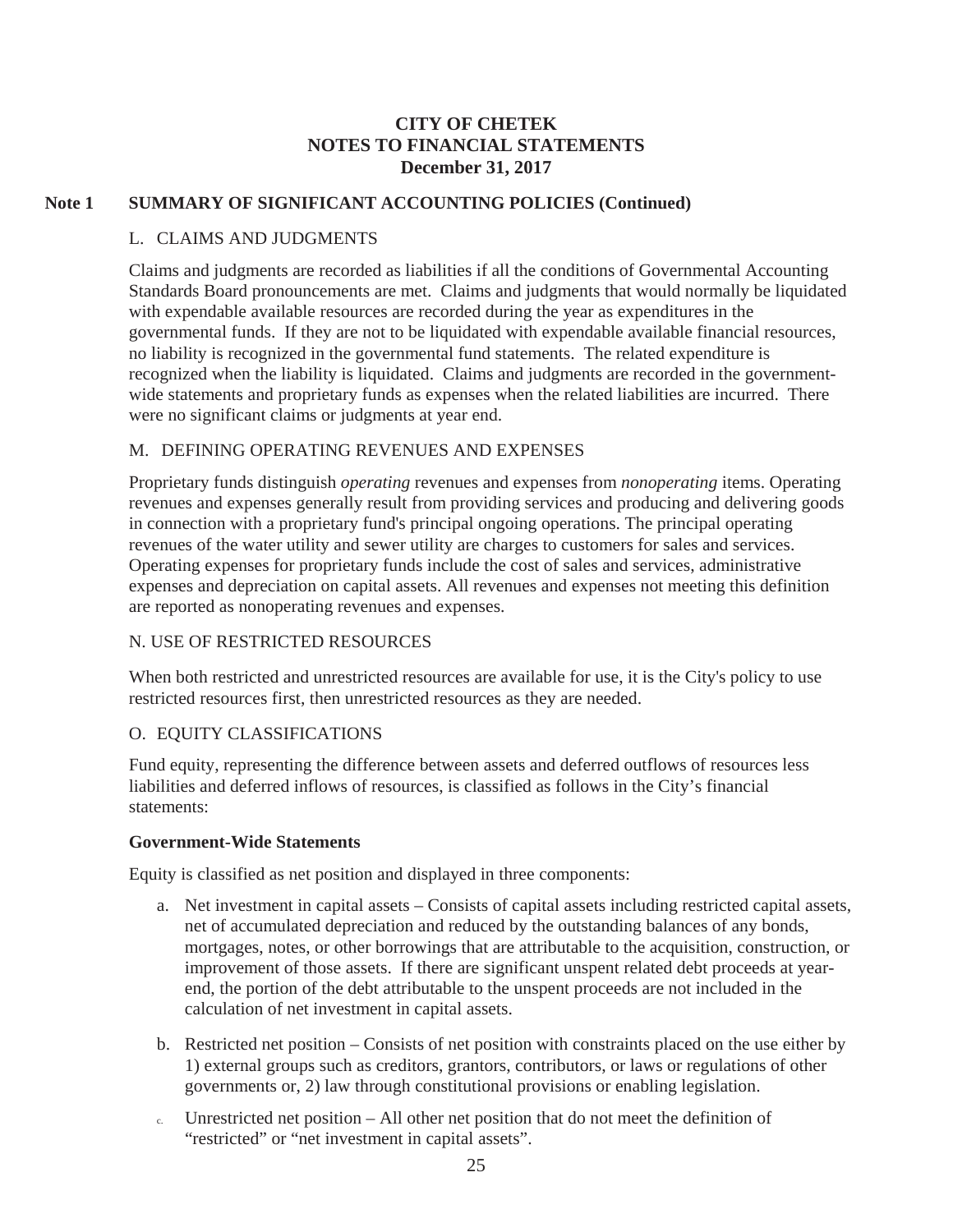# CITY OF CHETEK
# NOTES TO FINANCIAL STATEMENTS
# December 31, 2017

## Note 1 SUMMARY OF SIGNIFICANT ACCOUNTING POLICIES (Continued)

### L. CLAIMS AND JUDGMENTS

Claims and judgments are recorded as liabilities if all the conditions of Governmental Accounting Standards Board pronouncements are met. Claims and judgments that would normally be liquidated with expendable available resources are recorded during the year as expenditures in the governmental funds. If they are not to be liquidated with expendable available financial resources, no liability is recognized in the governmental fund statements. The related expenditure is recognized when the liability is liquidated. Claims and judgments are recorded in the government-wide statements and proprietary funds as expenses when the related liabilities are incurred. There were no significant claims or judgments at year end.

### M. DEFINING OPERATING REVENUES AND EXPENSES

Proprietary funds distinguish *operating* revenues and expenses from *nonoperating* items. Operating revenues and expenses generally result from providing services and producing and delivering goods in connection with a proprietary fund's principal ongoing operations. The principal operating revenues of the water utility and sewer utility are charges to customers for sales and services. Operating expenses for proprietary funds include the cost of sales and services, administrative expenses and depreciation on capital assets. All revenues and expenses not meeting this definition are reported as nonoperating revenues and expenses.

### N. USE OF RESTRICTED RESOURCES

When both restricted and unrestricted resources are available for use, it is the City's policy to use restricted resources first, then unrestricted resources as they are needed.

### O. EQUITY CLASSIFICATIONS

Fund equity, representing the difference between assets and deferred outflows of resources less liabilities and deferred inflows of resources, is classified as follows in the City's financial statements:

**Government-Wide Statements**

Equity is classified as net position and displayed in three components:

a. Net investment in capital assets – Consists of capital assets including restricted capital assets, net of accumulated depreciation and reduced by the outstanding balances of any bonds, mortgages, notes, or other borrowings that are attributable to the acquisition, construction, or improvement of those assets. If there are significant unspent related debt proceeds at year-end, the portion of the debt attributable to the unspent proceeds are not included in the calculation of net investment in capital assets.

b. Restricted net position – Consists of net position with constraints placed on the use either by 1) external groups such as creditors, grantors, contributors, or laws or regulations of other governments or, 2) law through constitutional provisions or enabling legislation.

c. Unrestricted net position – All other net position that do not meet the definition of "restricted" or "net investment in capital assets".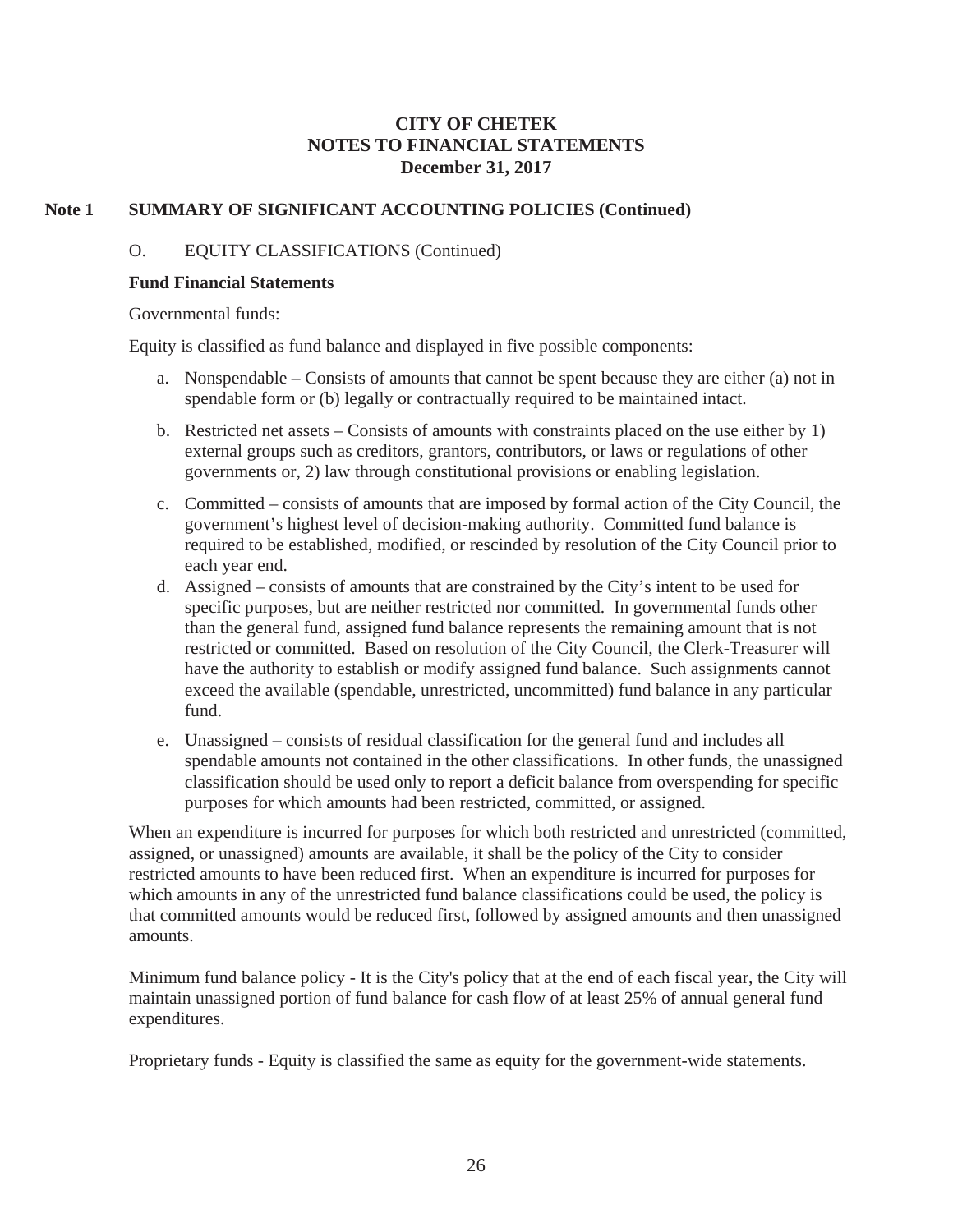# CITY OF CHETEK
# NOTES TO FINANCIAL STATEMENTS
# December 31, 2017

## Note 1 SUMMARY OF SIGNIFICANT ACCOUNTING POLICIES (Continued)

O. EQUITY CLASSIFICATIONS (Continued)

**Fund Financial Statements**

Governmental funds:

Equity is classified as fund balance and displayed in five possible components:

a. Nonspendable – Consists of amounts that cannot be spent because they are either (a) not in spendable form or (b) legally or contractually required to be maintained intact.

b. Restricted net assets – Consists of amounts with constraints placed on the use either by 1) external groups such as creditors, grantors, contributors, or laws or regulations of other governments or, 2) law through constitutional provisions or enabling legislation.

c. Committed – consists of amounts that are imposed by formal action of the City Council, the government's highest level of decision-making authority. Committed fund balance is required to be established, modified, or rescinded by resolution of the City Council prior to each year end.

d. Assigned – consists of amounts that are constrained by the City's intent to be used for specific purposes, but are neither restricted nor committed. In governmental funds other than the general fund, assigned fund balance represents the remaining amount that is not restricted or committed. Based on resolution of the City Council, the Clerk-Treasurer will have the authority to establish or modify assigned fund balance. Such assignments cannot exceed the available (spendable, unrestricted, uncommitted) fund balance in any particular fund.

e. Unassigned – consists of residual classification for the general fund and includes all spendable amounts not contained in the other classifications. In other funds, the unassigned classification should be used only to report a deficit balance from overspending for specific purposes for which amounts had been restricted, committed, or assigned.

When an expenditure is incurred for purposes for which both restricted and unrestricted (committed, assigned, or unassigned) amounts are available, it shall be the policy of the City to consider restricted amounts to have been reduced first. When an expenditure is incurred for purposes for which amounts in any of the unrestricted fund balance classifications could be used, the policy is that committed amounts would be reduced first, followed by assigned amounts and then unassigned amounts.

Minimum fund balance policy - It is the City's policy that at the end of each fiscal year, the City will maintain unassigned portion of fund balance for cash flow of at least 25% of annual general fund expenditures.

Proprietary funds - Equity is classified the same as equity for the government-wide statements.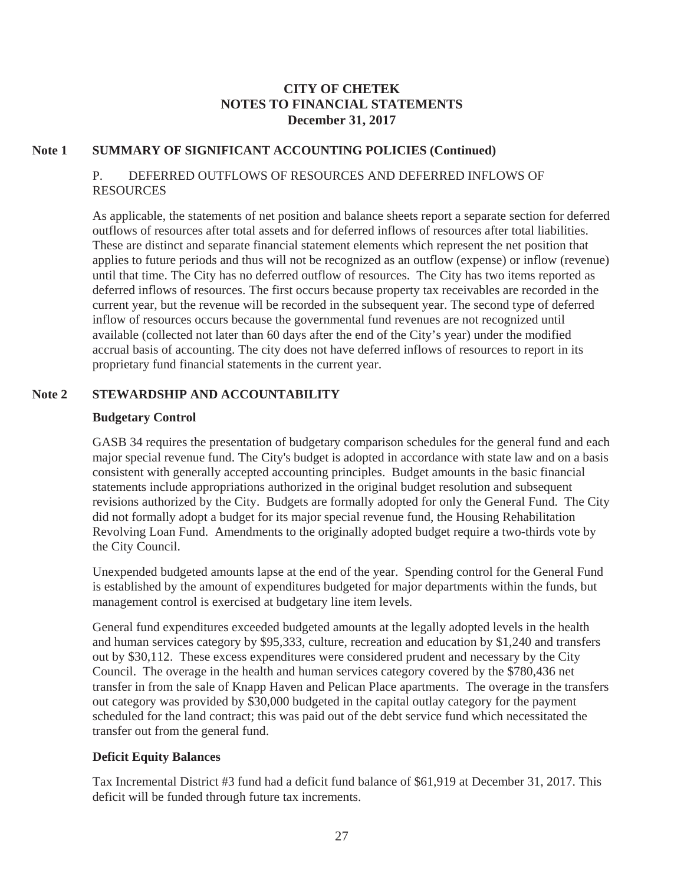# CITY OF CHETEK
# NOTES TO FINANCIAL STATEMENTS
# December 31, 2017

## Note 1 SUMMARY OF SIGNIFICANT ACCOUNTING POLICIES (Continued)

### P. DEFERRED OUTFLOWS OF RESOURCES AND DEFERRED INFLOWS OF RESOURCES

As applicable, the statements of net position and balance sheets report a separate section for deferred outflows of resources after total assets and for deferred inflows of resources after total liabilities. These are distinct and separate financial statement elements which represent the net position that applies to future periods and thus will not be recognized as an outflow (expense) or inflow (revenue) until that time. The City has no deferred outflow of resources. The City has two items reported as deferred inflows of resources. The first occurs because property tax receivables are recorded in the current year, but the revenue will be recorded in the subsequent year. The second type of deferred inflow of resources occurs because the governmental fund revenues are not recognized until available (collected not later than 60 days after the end of the City's year) under the modified accrual basis of accounting. The city does not have deferred inflows of resources to report in its proprietary fund financial statements in the current year.

## Note 2 STEWARDSHIP AND ACCOUNTABILITY

**Budgetary Control**

GASB 34 requires the presentation of budgetary comparison schedules for the general fund and each major special revenue fund. The City's budget is adopted in accordance with state law and on a basis consistent with generally accepted accounting principles. Budget amounts in the basic financial statements include appropriations authorized in the original budget resolution and subsequent revisions authorized by the City. Budgets are formally adopted for only the General Fund. The City did not formally adopt a budget for its major special revenue fund, the Housing Rehabilitation Revolving Loan Fund. Amendments to the originally adopted budget require a two-thirds vote by the City Council.

Unexpended budgeted amounts lapse at the end of the year. Spending control for the General Fund is established by the amount of expenditures budgeted for major departments within the funds, but management control is exercised at budgetary line item levels.

General fund expenditures exceeded budgeted amounts at the legally adopted levels in the health and human services category by $95,333, culture, recreation and education by $1,240 and transfers out by $30,112. These excess expenditures were considered prudent and necessary by the City Council. The overage in the health and human services category covered by the $780,436 net transfer in from the sale of Knapp Haven and Pelican Place apartments. The overage in the transfers out category was provided by $30,000 budgeted in the capital outlay category for the payment scheduled for the land contract; this was paid out of the debt service fund which necessitated the transfer out from the general fund.

**Deficit Equity Balances**

Tax Incremental District #3 fund had a deficit fund balance of $61,919 at December 31, 2017. This deficit will be funded through future tax increments.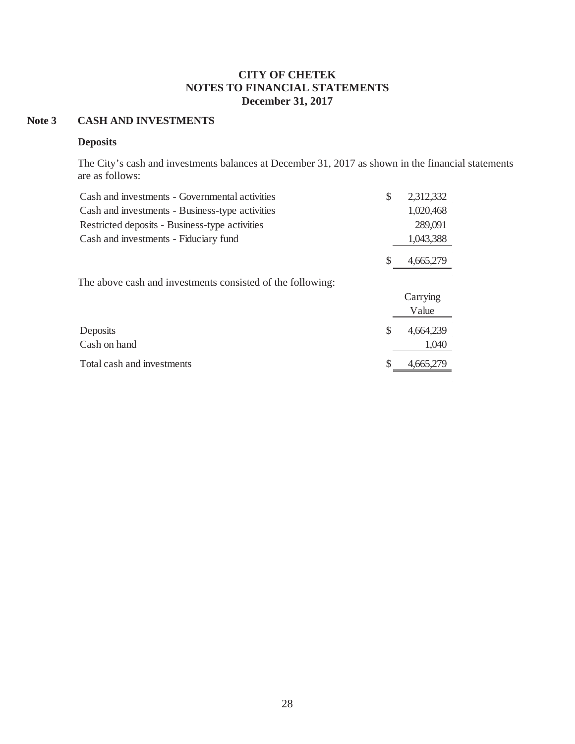# CITY OF CHETEK
## NOTES TO FINANCIAL STATEMENTS
### December 31, 2017

**Note 3 CASH AND INVESTMENTS**

**Deposits**

The City's cash and investments balances at December 31, 2017 as shown in the financial statements are as follows:

| | |
|---|---|
| Cash and investments - Governmental activities | $ 2,312,332 |
| Cash and investments - Business-type activities | 1,020,468 |
| Restricted deposits - Business-type activities | 289,091 |
| Cash and investments - Fiduciary fund | 1,043,388 |
| | $ 4,665,279 |

The above cash and investments consisted of the following:

| | Carrying Value |
|---|---|
| Deposits | $ 4,664,239 |
| Cash on hand | 1,040 |
| Total cash and investments | $ 4,665,279 |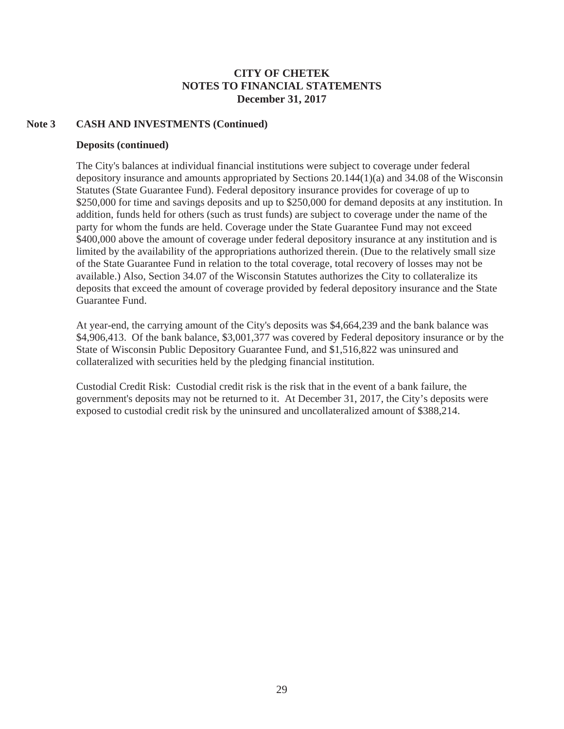# CITY OF CHETEK
# NOTES TO FINANCIAL STATEMENTS
# December 31, 2017

## Note 3 CASH AND INVESTMENTS (Continued)

### Deposits (continued)

The City's balances at individual financial institutions were subject to coverage under federal depository insurance and amounts appropriated by Sections 20.144(1)(a) and 34.08 of the Wisconsin Statutes (State Guarantee Fund). Federal depository insurance provides for coverage of up to $250,000 for time and savings deposits and up to $250,000 for demand deposits at any institution. In addition, funds held for others (such as trust funds) are subject to coverage under the name of the party for whom the funds are held. Coverage under the State Guarantee Fund may not exceed $400,000 above the amount of coverage under federal depository insurance at any institution and is limited by the availability of the appropriations authorized therein. (Due to the relatively small size of the State Guarantee Fund in relation to the total coverage, total recovery of losses may not be available.) Also, Section 34.07 of the Wisconsin Statutes authorizes the City to collateralize its deposits that exceed the amount of coverage provided by federal depository insurance and the State Guarantee Fund.

At year-end, the carrying amount of the City's deposits was $4,664,239 and the bank balance was $4,906,413. Of the bank balance, $3,001,377 was covered by Federal depository insurance or by the State of Wisconsin Public Depository Guarantee Fund, and $1,516,822 was uninsured and collateralized with securities held by the pledging financial institution.

Custodial Credit Risk: Custodial credit risk is the risk that in the event of a bank failure, the government's deposits may not be returned to it. At December 31, 2017, the City's deposits were exposed to custodial credit risk by the uninsured and uncollateralized amount of $388,214.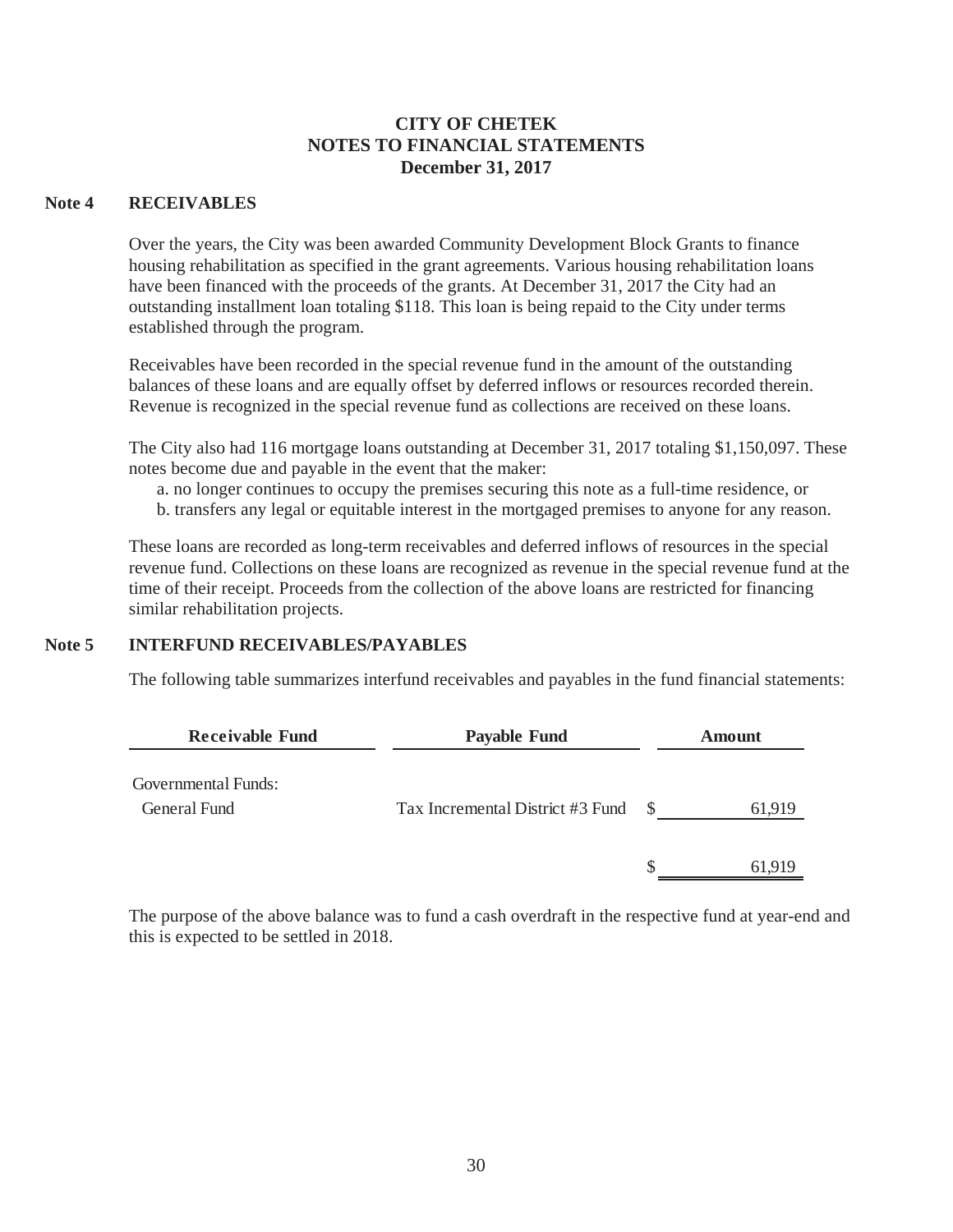# CITY OF CHETEK
## NOTES TO FINANCIAL STATEMENTS
### December 31, 2017

**Note 4 RECEIVABLES**

Over the years, the City was been awarded Community Development Block Grants to finance housing rehabilitation as specified in the grant agreements. Various housing rehabilitation loans have been financed with the proceeds of the grants. At December 31, 2017 the City had an outstanding installment loan totaling $118. This loan is being repaid to the City under terms established through the program.

Receivables have been recorded in the special revenue fund in the amount of the outstanding balances of these loans and are equally offset by deferred inflows or resources recorded therein. Revenue is recognized in the special revenue fund as collections are received on these loans.

The City also had 116 mortgage loans outstanding at December 31, 2017 totaling $1,150,097. These notes become due and payable in the event that the maker:

a. no longer continues to occupy the premises securing this note as a full-time residence, or
b. transfers any legal or equitable interest in the mortgaged premises to anyone for any reason.

These loans are recorded as long-term receivables and deferred inflows of resources in the special revenue fund. Collections on these loans are recognized as revenue in the special revenue fund at the time of their receipt. Proceeds from the collection of the above loans are restricted for financing similar rehabilitation projects.

**Note 5 INTERFUND RECEIVABLES/PAYABLES**

The following table summarizes interfund receivables and payables in the fund financial statements:

| Receivable Fund | Payable Fund | Amount |
|---|---|---|
| Governmental Funds: | | |
| General Fund | Tax Incremental District #3 Fund | $ 61,919 |
| | | $ 61,919 |

The purpose of the above balance was to fund a cash overdraft in the respective fund at year-end and this is expected to be settled in 2018.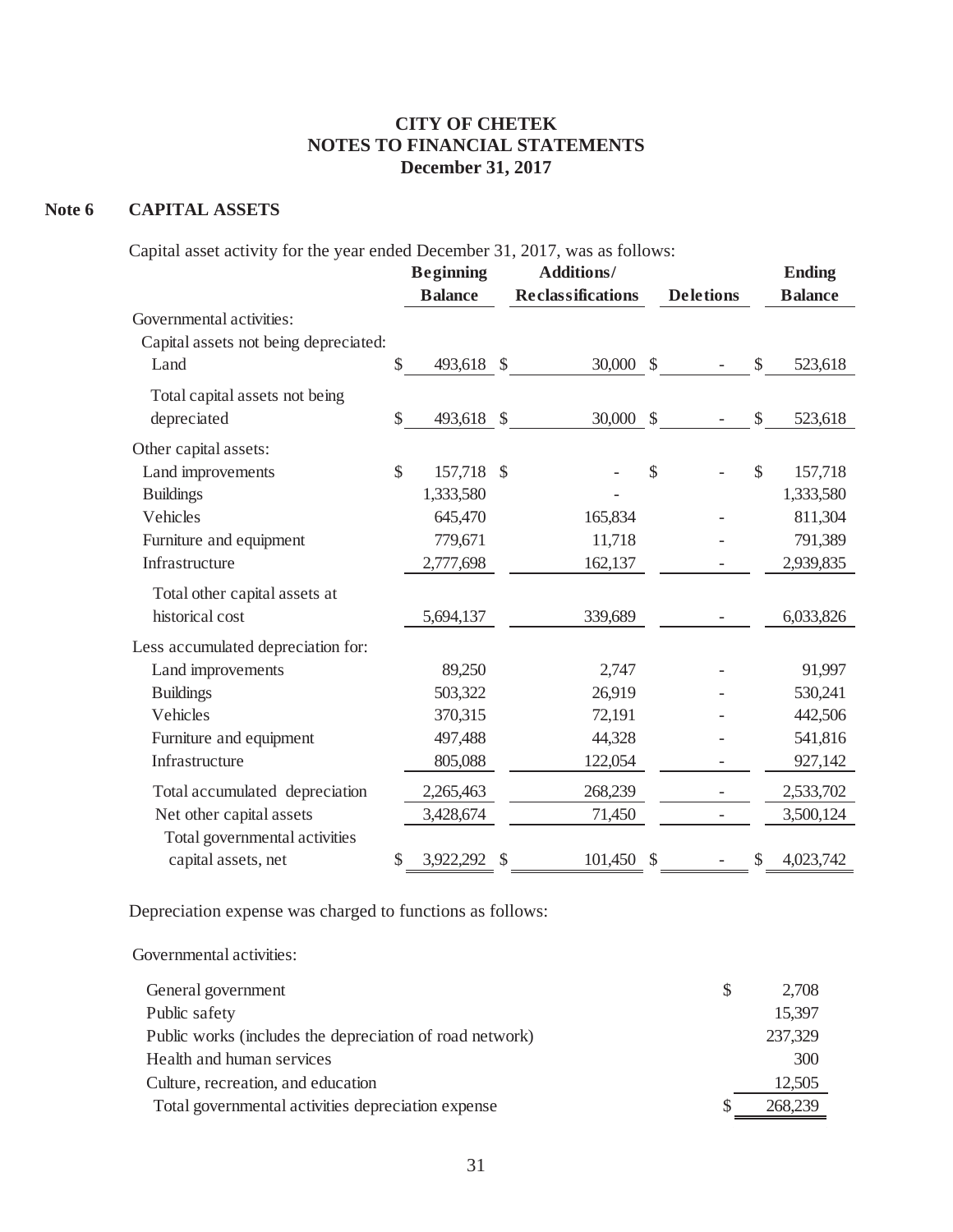# CITY OF CHETEK
# NOTES TO FINANCIAL STATEMENTS
# December 31, 2017

## Note 6 CAPITAL ASSETS

Capital asset activity for the year ended December 31, 2017, was as follows:

| | Beginning Balance | Additions/ Reclassifications | Deletions | Ending Balance |
|---|---|---|---|---|
| Governmental activities: | | | | |
| Capital assets not being depreciated: | | | | |
| Land | $ 493,618 | $ 30,000 | $ - | $ 523,618 |
| Total capital assets not being depreciated | $ 493,618 | $ 30,000 | $ - | $ 523,618 |
| Other capital assets: | | | | |
| Land improvements | $ 157,718 | $ - | $ - | $ 157,718 |
| Buildings | 1,333,580 | - | | 1,333,580 |
| Vehicles | 645,470 | 165,834 | - | 811,304 |
| Furniture and equipment | 779,671 | 11,718 | - | 791,389 |
| Infrastructure | 2,777,698 | 162,137 | - | 2,939,835 |
| Total other capital assets at historical cost | 5,694,137 | 339,689 | - | 6,033,826 |
| Less accumulated depreciation for: | | | | |
| Land improvements | 89,250 | 2,747 | - | 91,997 |
| Buildings | 503,322 | 26,919 | - | 530,241 |
| Vehicles | 370,315 | 72,191 | - | 442,506 |
| Furniture and equipment | 497,488 | 44,328 | - | 541,816 |
| Infrastructure | 805,088 | 122,054 | - | 927,142 |
| Total accumulated depreciation | 2,265,463 | 268,239 | - | 2,533,702 |
| Net other capital assets | 3,428,674 | 71,450 | - | 3,500,124 |
| Total governmental activities capital assets, net | $ 3,922,292 | $ 101,450 | $ - | $ 4,023,742 |

Depreciation expense was charged to functions as follows:

Governmental activities:

| | |
|---|---|
| General government | $ 2,708 |
| Public safety | 15,397 |
| Public works (includes the depreciation of road network) | 237,329 |
| Health and human services | 300 |
| Culture, recreation, and education | 12,505 |
| Total governmental activities depreciation expense | $ 268,239 |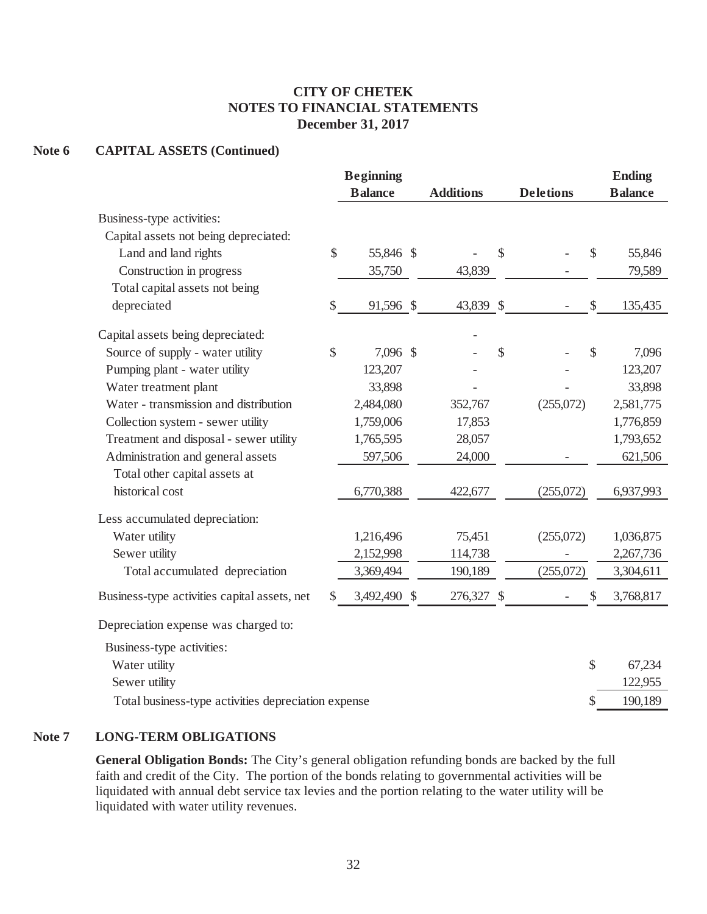**CITY OF CHETEK**
**NOTES TO FINANCIAL STATEMENTS**
**December 31, 2017**

**Note 6 CAPITAL ASSETS (Continued)**

| | Beginning Balance | Additions | Deletions | Ending Balance |
|---|---|---|---|---|
| Business-type activities: | | | | |
| Capital assets not being depreciated: | | | | |
| Land and land rights | $ 55,846 | $ - | $ - | $ 55,846 |
| Construction in progress | 35,750 | 43,839 | - | 79,589 |
| Total capital assets not being depreciated | $ 91,596 | $ 43,839 | $ - | $ 135,435 |
| Capital assets being depreciated: | | - | | |
| Source of supply - water utility | $ 7,096 | $ - | $ - | $ 7,096 |
| Pumping plant - water utility | 123,207 | - | - | 123,207 |
| Water treatment plant | 33,898 | - | - | 33,898 |
| Water - transmission and distribution | 2,484,080 | 352,767 | (255,072) | 2,581,775 |
| Collection system - sewer utility | 1,759,006 | 17,853 | | 1,776,859 |
| Treatment and disposal - sewer utility | 1,765,595 | 28,057 | | 1,793,652 |
| Administration and general assets | 597,506 | 24,000 | - | 621,506 |
| Total other capital assets at historical cost | 6,770,388 | 422,677 | (255,072) | 6,937,993 |
| Less accumulated depreciation: | | | | |
| Water utility | 1,216,496 | 75,451 | (255,072) | 1,036,875 |
| Sewer utility | 2,152,998 | 114,738 | - | 2,267,736 |
| Total accumulated depreciation | 3,369,494 | 190,189 | (255,072) | 3,304,611 |
| Business-type activities capital assets, net | $ 3,492,490 | $ 276,327 | $ - | $ 3,768,817 |

Depreciation expense was charged to:

| | |
|---|---|
| Business-type activities: | |
| Water utility | $ 67,234 |
| Sewer utility | 122,955 |
| Total business-type activities depreciation expense | $ 190,189 |

**Note 7 LONG-TERM OBLIGATIONS**

**General Obligation Bonds:** The City's general obligation refunding bonds are backed by the full faith and credit of the City. The portion of the bonds relating to governmental activities will be liquidated with annual debt service tax levies and the portion relating to the water utility will be liquidated with water utility revenues.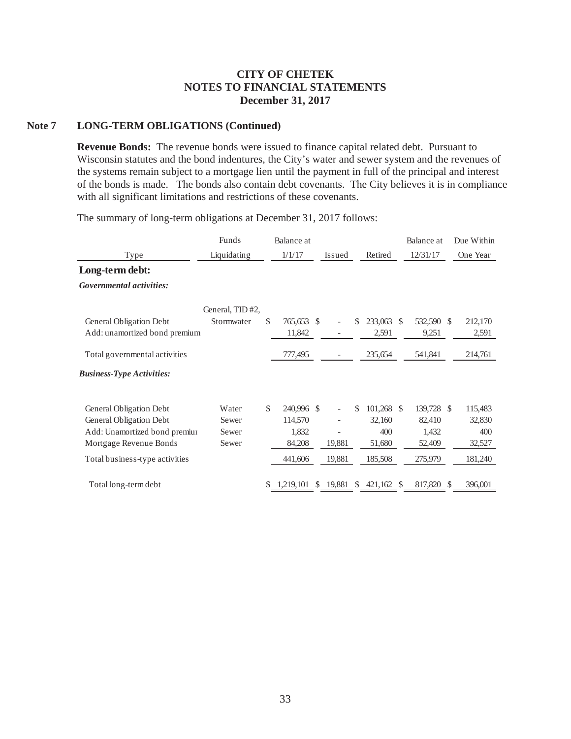**CITY OF CHETEK**
**NOTES TO FINANCIAL STATEMENTS**
**December 31, 2017**

## Note 7 LONG-TERM OBLIGATIONS (Continued)

**Revenue Bonds:** The revenue bonds were issued to finance capital related debt. Pursuant to Wisconsin statutes and the bond indentures, the City's water and sewer system and the revenues of the systems remain subject to a mortgage lien until the payment in full of the principal and interest of the bonds is made. The bonds also contain debt covenants. The City believes it is in compliance with all significant limitations and restrictions of these covenants.

The summary of long-term obligations at December 31, 2017 follows:

| Type | Funds Liquidating | Balance at 1/1/17 | Issued | Retired | Balance at 12/31/17 | Due Within One Year |
|---|---|---|---|---|---|---|
| **Long-term debt:** | | | | | | |
| ***Governmental activities:*** | | | | | | |
| General Obligation Debt | General, TID #2, Stormwater | $ 765,653 | $ - | $ 233,063 | $ 532,590 | $ 212,170 |
| Add: unamortized bond premium | | 11,842 | - | 2,591 | 9,251 | 2,591 |
| Total governmental activities | | 777,495 | - | 235,654 | 541,841 | 214,761 |
| ***Business-Type Activities:*** | | | | | | |
| General Obligation Debt | Water | $ 240,996 | $ - | $ 101,268 | $ 139,728 | $ 115,483 |
| General Obligation Debt | Sewer | 114,570 | - | 32,160 | 82,410 | 32,830 |
| Add: Unamortized bond premium | Sewer | 1,832 | - | 400 | 1,432 | 400 |
| Mortgage Revenue Bonds | Sewer | 84,208 | 19,881 | 51,680 | 52,409 | 32,527 |
| Total business-type activities | | 441,606 | 19,881 | 185,508 | 275,979 | 181,240 |
| Total long-term debt | | $ 1,219,101 | $ 19,881 | $ 421,162 | $ 817,820 | $ 396,001 |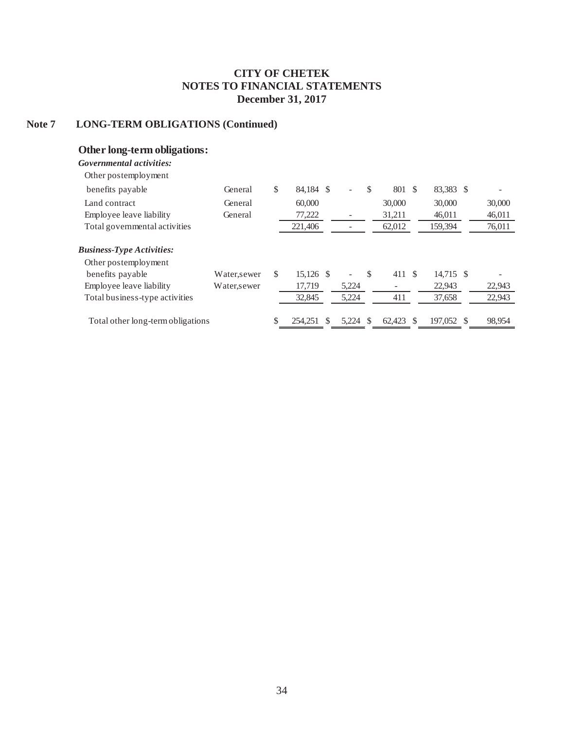# CITY OF CHETEK
## NOTES TO FINANCIAL STATEMENTS
### December 31, 2017

## Note 7 LONG-TERM OBLIGATIONS (Continued)

### Other long-term obligations:

| | | | | | | |
|---|---|---|---|---|---|---|
| ***Governmental activities:*** | | | | | | |
| Other postemployment benefits payable | General | $ 84,184 | $ - | $ 801 | $ 83,383 | $ - |
| Land contract | General | 60,000 | | 30,000 | 30,000 | 30,000 |
| Employee leave liability | General | 77,222 | - | 31,211 | 46,011 | 46,011 |
| Total governmental activities | | 221,406 | - | 62,012 | 159,394 | 76,011 |
| ***Business-Type Activities:*** | | | | | | |
| Other postemployment benefits payable | Water,sewer | $ 15,126 | $ - | $ 411 | $ 14,715 | $ - |
| Employee leave liability | Water,sewer | 17,719 | 5,224 | - | 22,943 | 22,943 |
| Total business-type activities | | 32,845 | 5,224 | 411 | 37,658 | 22,943 |
| Total other long-term obligations | | $ 254,251 | $ 5,224 | $ 62,423 | $ 197,052 | $ 98,954 |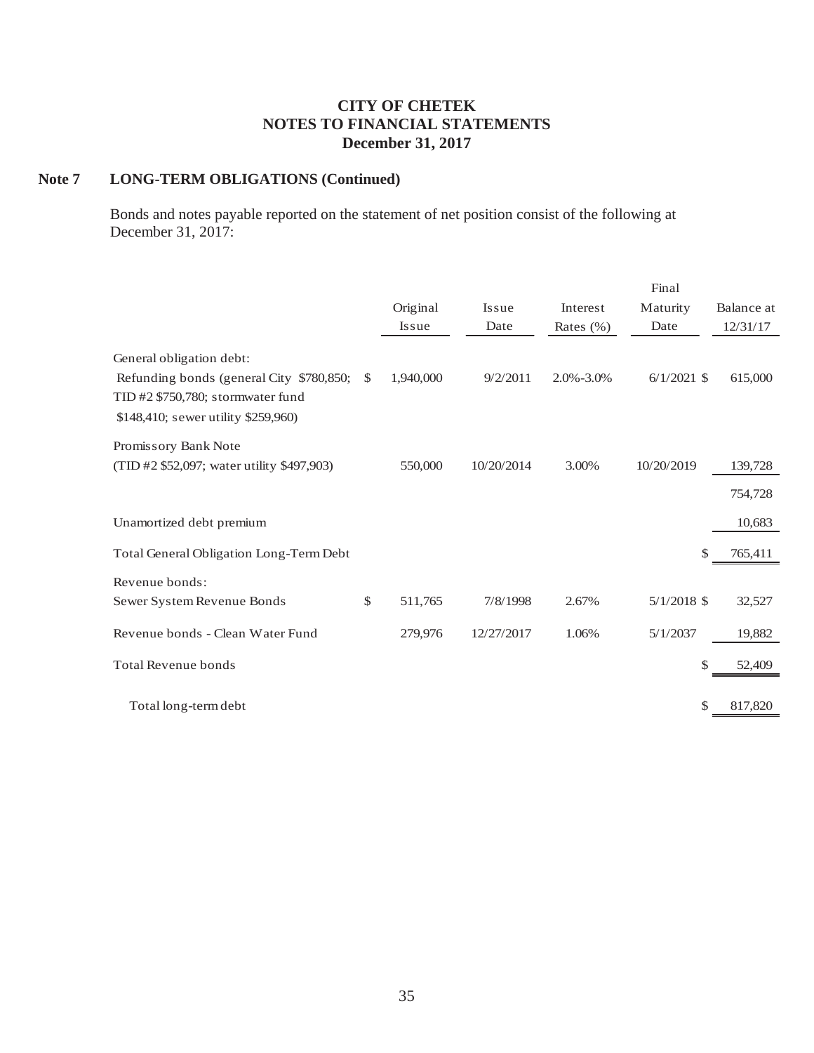# CITY OF CHETEK
# NOTES TO FINANCIAL STATEMENTS
# December 31, 2017

## Note 7 LONG-TERM OBLIGATIONS (Continued)

Bonds and notes payable reported on the statement of net position consist of the following at December 31, 2017:

| | Original Issue | Issue Date | Interest Rates (%) | Final Maturity Date | Balance at 12/31/17 |
|---|---|---|---|---|---|
| General obligation debt: | | | | | |
| Refunding bonds (general City \$780,850; TID #2 \$750,780; stormwater fund \$148,410; sewer utility \$259,960) | \$ 1,940,000 | 9/2/2011 | 2.0%-3.0% | 6/1/2021 | \$ 615,000 |
| Promissory Bank Note (TID #2 \$52,097; water utility \$497,903) | 550,000 | 10/20/2014 | 3.00% | 10/20/2019 | 139,728 |
| | | | | | 754,728 |
| Unamortized debt premium | | | | | 10,683 |
| Total General Obligation Long-Term Debt | | | | | \$ 765,411 |
| Revenue bonds: | | | | | |
| Sewer System Revenue Bonds | \$ 511,765 | 7/8/1998 | 2.67% | 5/1/2018 | \$ 32,527 |
| Revenue bonds - Clean Water Fund | 279,976 | 12/27/2017 | 1.06% | 5/1/2037 | 19,882 |
| Total Revenue bonds | | | | | \$ 52,409 |
| Total long-term debt | | | | | \$ 817,820 |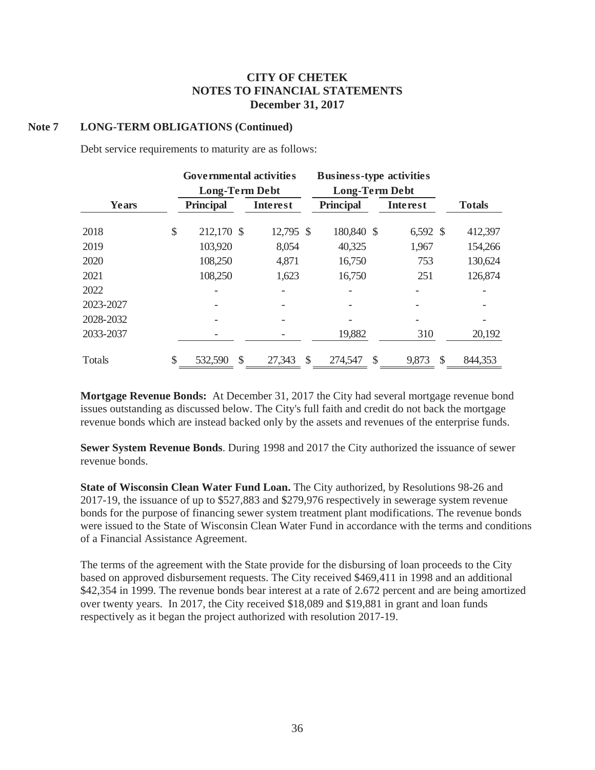**CITY OF CHETEK**
**NOTES TO FINANCIAL STATEMENTS**
**December 31, 2017**

**Note 7 LONG-TERM OBLIGATIONS (Continued)**

Debt service requirements to maturity are as follows:

| | Governmental activities Long-Term Debt | | Business-type activities Long-Term Debt | | |
|---|---|---|---|---|---|
| **Years** | **Principal** | **Interest** | **Principal** | **Interest** | **Totals** |
| 2018 | $ 212,170 | $ 12,795 | $ 180,840 | $ 6,592 | $ 412,397 |
| 2019 | 103,920 | 8,054 | 40,325 | 1,967 | 154,266 |
| 2020 | 108,250 | 4,871 | 16,750 | 753 | 130,624 |
| 2021 | 108,250 | 1,623 | 16,750 | 251 | 126,874 |
| 2022 | - | - | - | - | - |
| 2023-2027 | - | - | - | - | - |
| 2028-2032 | - | - | - | - | - |
| 2033-2037 | - | - | 19,882 | 310 | 20,192 |
| Totals | $ 532,590 | $ 27,343 | $ 274,547 | $ 9,873 | $ 844,353 |

**Mortgage Revenue Bonds:** At December 31, 2017 the City had several mortgage revenue bond issues outstanding as discussed below. The City's full faith and credit do not back the mortgage revenue bonds which are instead backed only by the assets and revenues of the enterprise funds.

**Sewer System Revenue Bonds**. During 1998 and 2017 the City authorized the issuance of sewer revenue bonds.

**State of Wisconsin Clean Water Fund Loan.** The City authorized, by Resolutions 98-26 and 2017-19, the issuance of up to $527,883 and $279,976 respectively in sewerage system revenue bonds for the purpose of financing sewer system treatment plant modifications. The revenue bonds were issued to the State of Wisconsin Clean Water Fund in accordance with the terms and conditions of a Financial Assistance Agreement.

The terms of the agreement with the State provide for the disbursing of loan proceeds to the City based on approved disbursement requests. The City received $469,411 in 1998 and an additional $42,354 in 1999. The revenue bonds bear interest at a rate of 2.672 percent and are being amortized over twenty years. In 2017, the City received $18,089 and $19,881 in grant and loan funds respectively as it began the project authorized with resolution 2017-19.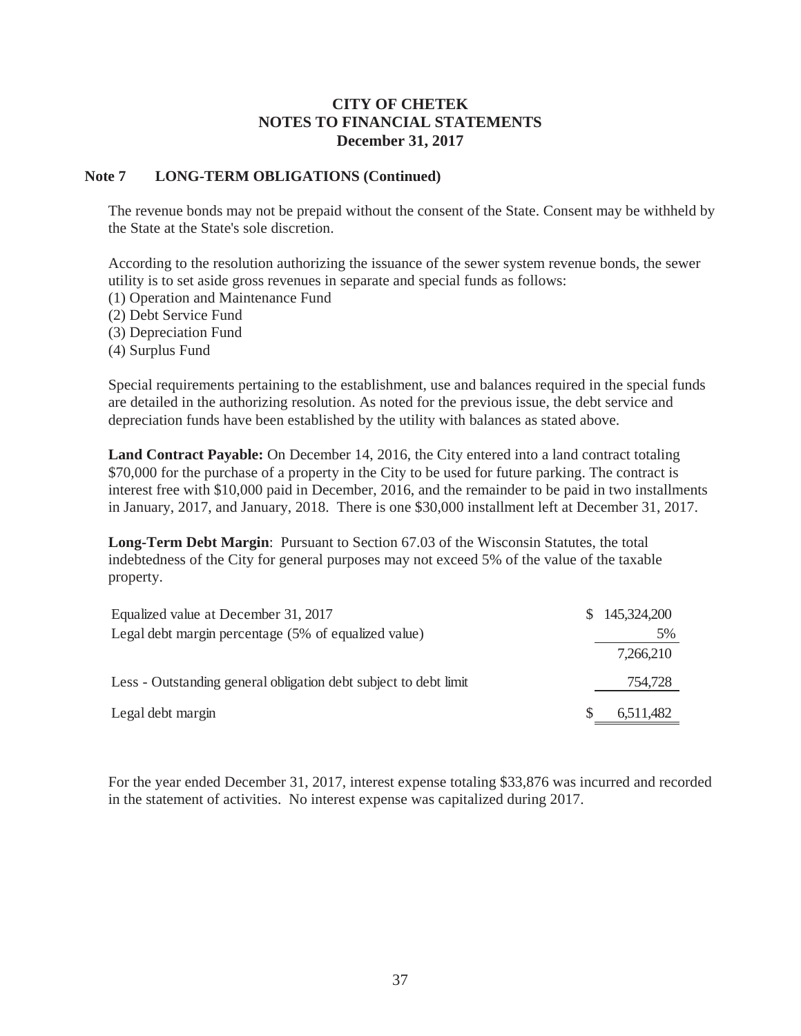# CITY OF CHETEK
## NOTES TO FINANCIAL STATEMENTS
### December 31, 2017

**Note 7 LONG-TERM OBLIGATIONS (Continued)**

The revenue bonds may not be prepaid without the consent of the State. Consent may be withheld by the State at the State's sole discretion.

According to the resolution authorizing the issuance of the sewer system revenue bonds, the sewer utility is to set aside gross revenues in separate and special funds as follows:
(1) Operation and Maintenance Fund
(2) Debt Service Fund
(3) Depreciation Fund
(4) Surplus Fund

Special requirements pertaining to the establishment, use and balances required in the special funds are detailed in the authorizing resolution. As noted for the previous issue, the debt service and depreciation funds have been established by the utility with balances as stated above.

**Land Contract Payable:** On December 14, 2016, the City entered into a land contract totaling $70,000 for the purchase of a property in the City to be used for future parking. The contract is interest free with $10,000 paid in December, 2016, and the remainder to be paid in two installments in January, 2017, and January, 2018. There is one $30,000 installment left at December 31, 2017.

**Long-Term Debt Margin**: Pursuant to Section 67.03 of the Wisconsin Statutes, the total indebtedness of the City for general purposes may not exceed 5% of the value of the taxable property.

| | |
|---|---|
| Equalized value at December 31, 2017 | $ 145,324,200 |
| Legal debt margin percentage (5% of equalized value) | 5% |
| | 7,266,210 |
| Less - Outstanding general obligation debt subject to debt limit | 754,728 |
| Legal debt margin | $ 6,511,482 |

For the year ended December 31, 2017, interest expense totaling $33,876 was incurred and recorded in the statement of activities. No interest expense was capitalized during 2017.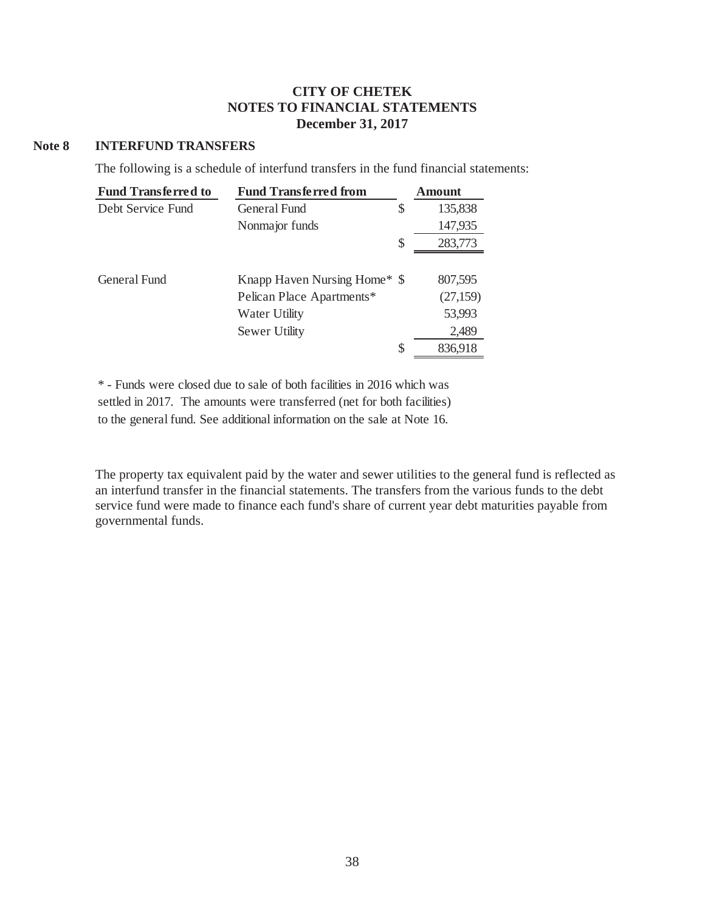**CITY OF CHETEK**
**NOTES TO FINANCIAL STATEMENTS**
**December 31, 2017**

## Note 8 INTERFUND TRANSFERS

The following is a schedule of interfund transfers in the fund financial statements:

| Fund Transferred to | Fund Transferred from | | Amount |
|---|---|---|---|
| Debt Service Fund | General Fund | $ | 135,838 |
| | Nonmajor funds | | 147,935 |
| | | $ | 283,773 |
| | | | |
| General Fund | Knapp Haven Nursing Home* | $ | 807,595 |
| | Pelican Place Apartments* | | (27,159) |
| | Water Utility | | 53,993 |
| | Sewer Utility | | 2,489 |
| | | $ | 836,918 |

* - Funds were closed due to sale of both facilities in 2016 which was settled in 2017. The amounts were transferred (net for both facilities) to the general fund. See additional information on the sale at Note 16.

The property tax equivalent paid by the water and sewer utilities to the general fund is reflected as an interfund transfer in the financial statements. The transfers from the various funds to the debt service fund were made to finance each fund's share of current year debt maturities payable from governmental funds.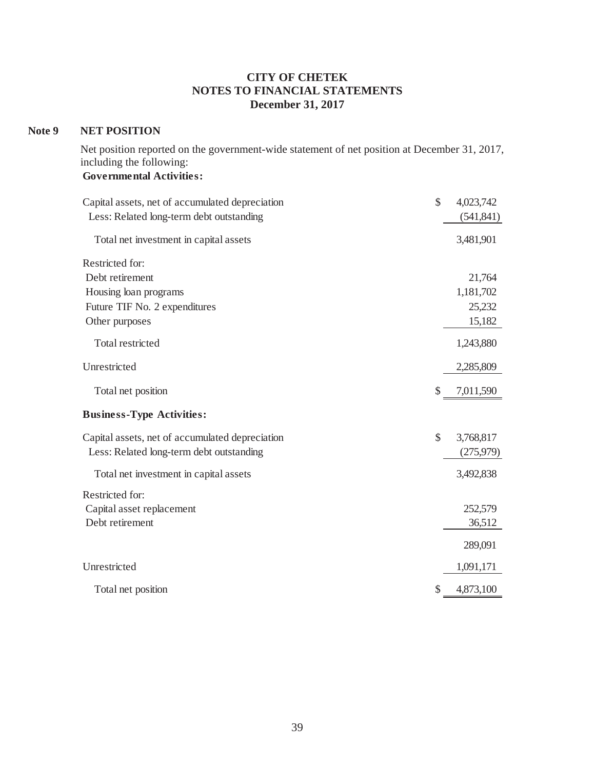# CITY OF CHETEK
## NOTES TO FINANCIAL STATEMENTS
### December 31, 2017

**Note 9 NET POSITION**

Net position reported on the government-wide statement of net position at December 31, 2017, including the following:

**Governmental Activities:**

| | |
|---|---|
| Capital assets, net of accumulated depreciation | $ 4,023,742 |
| Less: Related long-term debt outstanding | (541,841) |
| Total net investment in capital assets | 3,481,901 |
| Restricted for: | |
| Debt retirement | 21,764 |
| Housing loan programs | 1,181,702 |
| Future TIF No. 2 expenditures | 25,232 |
| Other purposes | 15,182 |
| Total restricted | 1,243,880 |
| Unrestricted | 2,285,809 |
| Total net position | $ 7,011,590 |

**Business-Type Activities:**

| | |
|---|---|
| Capital assets, net of accumulated depreciation | $ 3,768,817 |
| Less: Related long-term debt outstanding | (275,979) |
| Total net investment in capital assets | 3,492,838 |
| Restricted for: | |
| Capital asset replacement | 252,579 |
| Debt retirement | 36,512 |
| | 289,091 |
| Unrestricted | 1,091,171 |
| Total net position | $ 4,873,100 |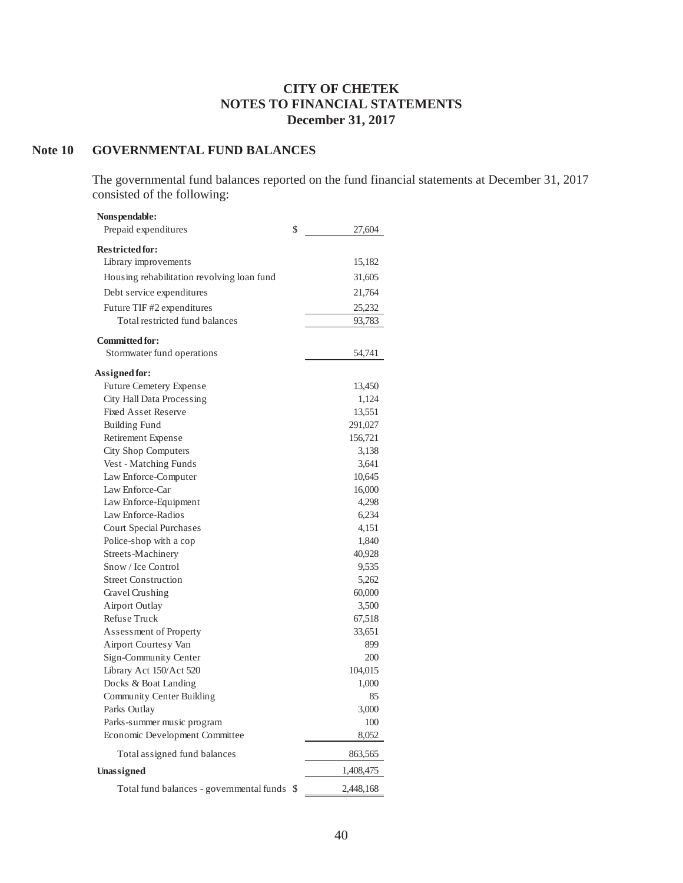**CITY OF CHETEK**
**NOTES TO FINANCIAL STATEMENTS**
**December 31, 2017**

## Note 10 GOVERNMENTAL FUND BALANCES

The governmental fund balances reported on the fund financial statements at December 31, 2017 consisted of the following:

| | |
|---|---|
| **Nonspendable:** | |
| Prepaid expenditures | $ 27,604 |
| **Restricted for:** | |
| Library improvements | 15,182 |
| Housing rehabilitation revolving loan fund | 31,605 |
| Debt service expenditures | 21,764 |
| Future TIF #2 expenditures | 25,232 |
| Total restricted fund balances | 93,783 |
| **Committed for:** | |
| Stormwater fund operations | 54,741 |
| **Assigned for:** | |
| Future Cemetery Expense | 13,450 |
| City Hall Data Processing | 1,124 |
| Fixed Asset Reserve | 13,551 |
| Building Fund | 291,027 |
| Retirement Expense | 156,721 |
| City Shop Computers | 3,138 |
| Vest - Matching Funds | 3,641 |
| Law Enforce-Computer | 10,645 |
| Law Enforce-Car | 16,000 |
| Law Enforce-Equipment | 4,298 |
| Law Enforce-Radios | 6,234 |
| Court Special Purchases | 4,151 |
| Police-shop with a cop | 1,840 |
| Streets-Machinery | 40,928 |
| Snow / Ice Control | 9,535 |
| Street Construction | 5,262 |
| Gravel Crushing | 60,000 |
| Airport Outlay | 3,500 |
| Refuse Truck | 67,518 |
| Assessment of Property | 33,651 |
| Airport Courtesy Van | 899 |
| Sign-Community Center | 200 |
| Library Act 150/Act 520 | 104,015 |
| Docks & Boat Landing | 1,000 |
| Community Center Building | 85 |
| Parks Outlay | 3,000 |
| Parks-summer music program | 100 |
| Economic Development Committee | 8,052 |
| Total assigned fund balances | 863,565 |
| **Unassigned** | 1,408,475 |
| Total fund balances - governmental funds | $ 2,448,168 |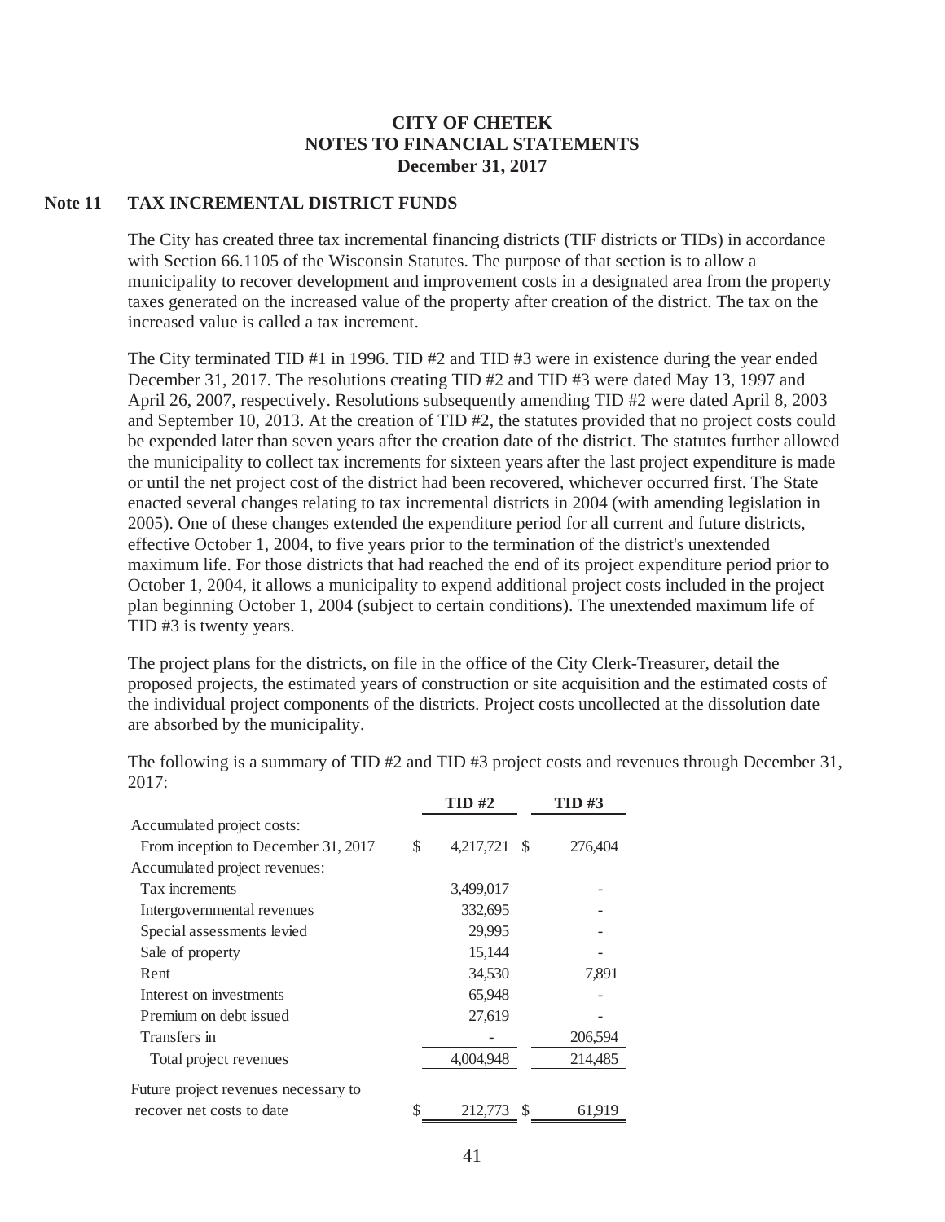# CITY OF CHETEK
## NOTES TO FINANCIAL STATEMENTS
### December 31, 2017

**Note 11 TAX INCREMENTAL DISTRICT FUNDS**

The City has created three tax incremental financing districts (TIF districts or TIDs) in accordance with Section 66.1105 of the Wisconsin Statutes. The purpose of that section is to allow a municipality to recover development and improvement costs in a designated area from the property taxes generated on the increased value of the property after creation of the district. The tax on the increased value is called a tax increment.

The City terminated TID #1 in 1996. TID #2 and TID #3 were in existence during the year ended December 31, 2017. The resolutions creating TID #2 and TID #3 were dated May 13, 1997 and April 26, 2007, respectively. Resolutions subsequently amending TID #2 were dated April 8, 2003 and September 10, 2013. At the creation of TID #2, the statutes provided that no project costs could be expended later than seven years after the creation date of the district. The statutes further allowed the municipality to collect tax increments for sixteen years after the last project expenditure is made or until the net project cost of the district had been recovered, whichever occurred first. The State enacted several changes relating to tax incremental districts in 2004 (with amending legislation in 2005). One of these changes extended the expenditure period for all current and future districts, effective October 1, 2004, to five years prior to the termination of the district's unextended maximum life. For those districts that had reached the end of its project expenditure period prior to October 1, 2004, it allows a municipality to expend additional project costs included in the project plan beginning October 1, 2004 (subject to certain conditions). The unextended maximum life of TID #3 is twenty years.

The project plans for the districts, on file in the office of the City Clerk-Treasurer, detail the proposed projects, the estimated years of construction or site acquisition and the estimated costs of the individual project components of the districts. Project costs uncollected at the dissolution date are absorbed by the municipality.

The following is a summary of TID #2 and TID #3 project costs and revenues through December 31, 2017:

| | TID #2 | TID #3 |
|---|---|---|
| Accumulated project costs: | | |
| From inception to December 31, 2017 | $ 4,217,721 | $ 276,404 |
| Accumulated project revenues: | | |
| Tax increments | 3,499,017 | - |
| Intergovernmental revenues | 332,695 | - |
| Special assessments levied | 29,995 | - |
| Sale of property | 15,144 | - |
| Rent | 34,530 | 7,891 |
| Interest on investments | 65,948 | - |
| Premium on debt issued | 27,619 | - |
| Transfers in | - | 206,594 |
| Total project revenues | 4,004,948 | 214,485 |
| Future project revenues necessary to recover net costs to date | $ 212,773 | $ 61,919 |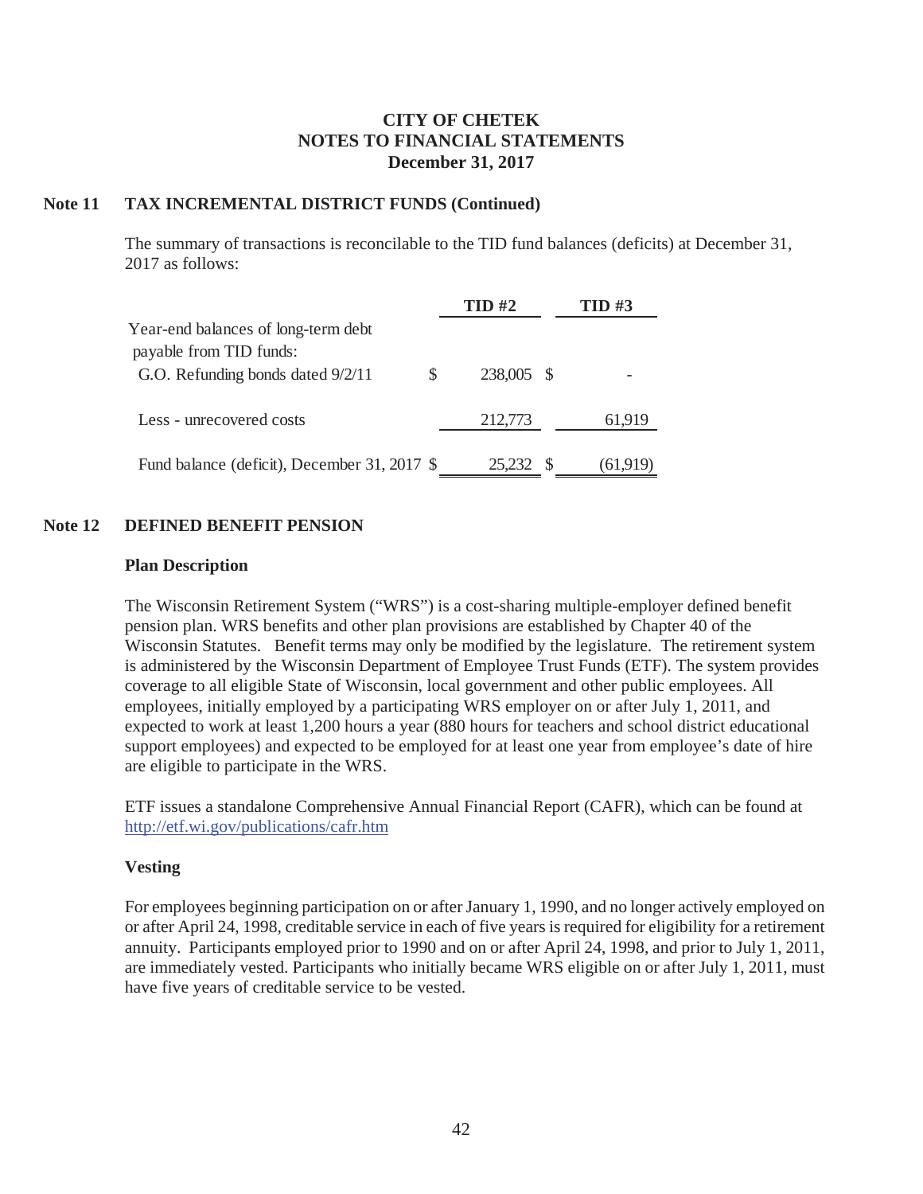# CITY OF CHETEK
# NOTES TO FINANCIAL STATEMENTS
# December 31, 2017

## Note 11 TAX INCREMENTAL DISTRICT FUNDS (Continued)

The summary of transactions is reconcilable to the TID fund balances (deficits) at December 31, 2017 as follows:

| | TID #2 | TID #3 |
|---|---|---|
| Year-end balances of long-term debt payable from TID funds: | | |
| G.O. Refunding bonds dated 9/2/11 | $ 238,005 | $ - |
| Less - unrecovered costs | 212,773 | 61,919 |
| Fund balance (deficit), December 31, 2017 | $ 25,232 | $ (61,919) |

## Note 12 DEFINED BENEFIT PENSION

### Plan Description

The Wisconsin Retirement System ("WRS") is a cost-sharing multiple-employer defined benefit pension plan. WRS benefits and other plan provisions are established by Chapter 40 of the Wisconsin Statutes. Benefit terms may only be modified by the legislature. The retirement system is administered by the Wisconsin Department of Employee Trust Funds (ETF). The system provides coverage to all eligible State of Wisconsin, local government and other public employees. All employees, initially employed by a participating WRS employer on or after July 1, 2011, and expected to work at least 1,200 hours a year (880 hours for teachers and school district educational support employees) and expected to be employed for at least one year from employee's date of hire are eligible to participate in the WRS.

ETF issues a standalone Comprehensive Annual Financial Report (CAFR), which can be found at http://etf.wi.gov/publications/cafr.htm

### Vesting

For employees beginning participation on or after January 1, 1990, and no longer actively employed on or after April 24, 1998, creditable service in each of five years is required for eligibility for a retirement annuity. Participants employed prior to 1990 and on or after April 24, 1998, and prior to July 1, 2011, are immediately vested. Participants who initially became WRS eligible on or after July 1, 2011, must have five years of creditable service to be vested.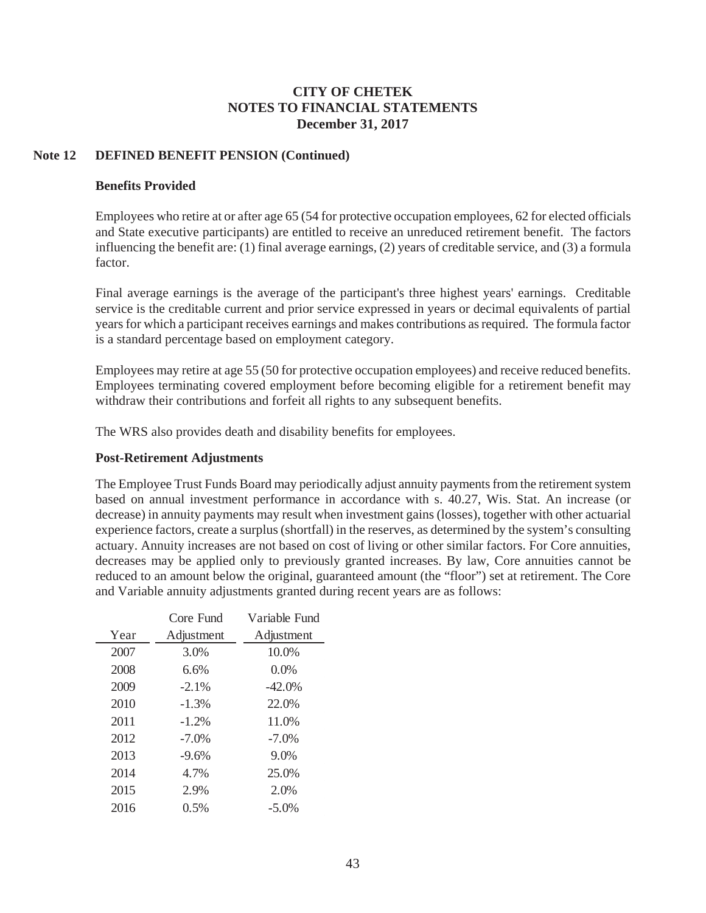# CITY OF CHETEK
# NOTES TO FINANCIAL STATEMENTS
# December 31, 2017

## Note 12 DEFINED BENEFIT PENSION (Continued)

### Benefits Provided

Employees who retire at or after age 65 (54 for protective occupation employees, 62 for elected officials and State executive participants) are entitled to receive an unreduced retirement benefit. The factors influencing the benefit are: (1) final average earnings, (2) years of creditable service, and (3) a formula factor.

Final average earnings is the average of the participant's three highest years' earnings. Creditable service is the creditable current and prior service expressed in years or decimal equivalents of partial years for which a participant receives earnings and makes contributions as required. The formula factor is a standard percentage based on employment category.

Employees may retire at age 55 (50 for protective occupation employees) and receive reduced benefits. Employees terminating covered employment before becoming eligible for a retirement benefit may withdraw their contributions and forfeit all rights to any subsequent benefits.

The WRS also provides death and disability benefits for employees.

### Post-Retirement Adjustments

The Employee Trust Funds Board may periodically adjust annuity payments from the retirement system based on annual investment performance in accordance with s. 40.27, Wis. Stat. An increase (or decrease) in annuity payments may result when investment gains (losses), together with other actuarial experience factors, create a surplus (shortfall) in the reserves, as determined by the system's consulting actuary. Annuity increases are not based on cost of living or other similar factors. For Core annuities, decreases may be applied only to previously granted increases. By law, Core annuities cannot be reduced to an amount below the original, guaranteed amount (the "floor") set at retirement. The Core and Variable annuity adjustments granted during recent years are as follows:

| Year | Core Fund Adjustment | Variable Fund Adjustment |
|---|---|---|
| 2007 | 3.0% | 10.0% |
| 2008 | 6.6% | 0.0% |
| 2009 | -2.1% | -42.0% |
| 2010 | -1.3% | 22.0% |
| 2011 | -1.2% | 11.0% |
| 2012 | -7.0% | -7.0% |
| 2013 | -9.6% | 9.0% |
| 2014 | 4.7% | 25.0% |
| 2015 | 2.9% | 2.0% |
| 2016 | 0.5% | -5.0% |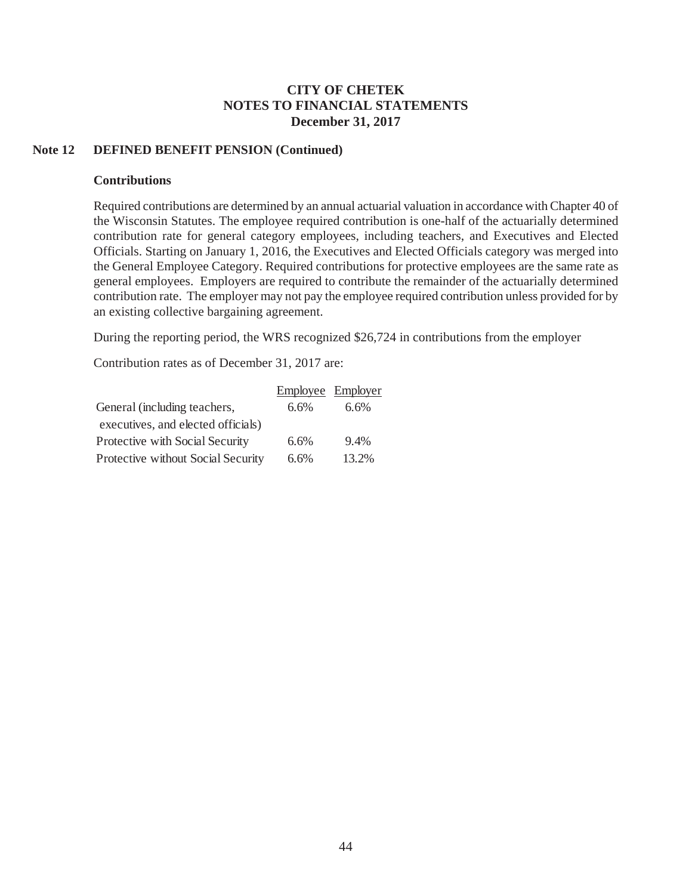# CITY OF CHETEK
# NOTES TO FINANCIAL STATEMENTS
# December 31, 2017

## Note 12 DEFINED BENEFIT PENSION (Continued)

### Contributions

Required contributions are determined by an annual actuarial valuation in accordance with Chapter 40 of the Wisconsin Statutes. The employee required contribution is one-half of the actuarially determined contribution rate for general category employees, including teachers, and Executives and Elected Officials. Starting on January 1, 2016, the Executives and Elected Officials category was merged into the General Employee Category. Required contributions for protective employees are the same rate as general employees. Employers are required to contribute the remainder of the actuarially determined contribution rate. The employer may not pay the employee required contribution unless provided for by an existing collective bargaining agreement.

During the reporting period, the WRS recognized $26,724 in contributions from the employer

Contribution rates as of December 31, 2017 are:

| | Employee | Employer |
|---|---|---|
| General (including teachers, executives, and elected officials) | 6.6% | 6.6% |
| Protective with Social Security | 6.6% | 9.4% |
| Protective without Social Security | 6.6% | 13.2% |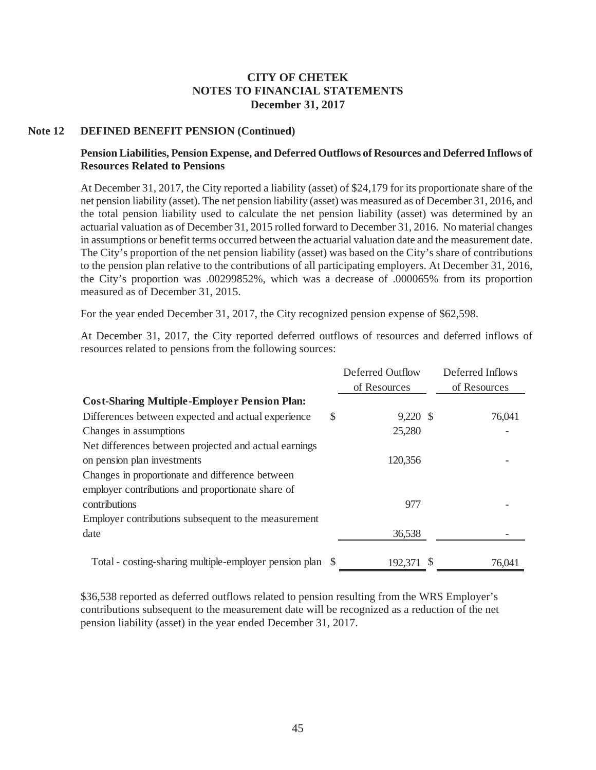# CITY OF CHETEK
# NOTES TO FINANCIAL STATEMENTS
# December 31, 2017

## Note 12 DEFINED BENEFIT PENSION (Continued)

### Pension Liabilities, Pension Expense, and Deferred Outflows of Resources and Deferred Inflows of Resources Related to Pensions

At December 31, 2017, the City reported a liability (asset) of $24,179 for its proportionate share of the net pension liability (asset). The net pension liability (asset) was measured as of December 31, 2016, and the total pension liability used to calculate the net pension liability (asset) was determined by an actuarial valuation as of December 31, 2015 rolled forward to December 31, 2016. No material changes in assumptions or benefit terms occurred between the actuarial valuation date and the measurement date. The City's proportion of the net pension liability (asset) was based on the City's share of contributions to the pension plan relative to the contributions of all participating employers. At December 31, 2016, the City's proportion was .00299852%, which was a decrease of .000065% from its proportion measured as of December 31, 2015.

For the year ended December 31, 2017, the City recognized pension expense of $62,598.

At December 31, 2017, the City reported deferred outflows of resources and deferred inflows of resources related to pensions from the following sources:

| | Deferred Outflow of Resources | Deferred Inflows of Resources |
|---|---|---|
| **Cost-Sharing Multiple-Employer Pension Plan:** | | |
| Differences between expected and actual experience | $ 9,220 | $ 76,041 |
| Changes in assumptions | 25,280 | - |
| Net differences between projected and actual earnings on pension plan investments | 120,356 | - |
| Changes in proportionate and difference between employer contributions and proportionate share of contributions | 977 | - |
| Employer contributions subsequent to the measurement date | 36,538 | - |
| Total - costing-sharing multiple-employer pension plan | $ 192,371 | $ 76,041 |

$36,538 reported as deferred outflows related to pension resulting from the WRS Employer's contributions subsequent to the measurement date will be recognized as a reduction of the net pension liability (asset) in the year ended December 31, 2017.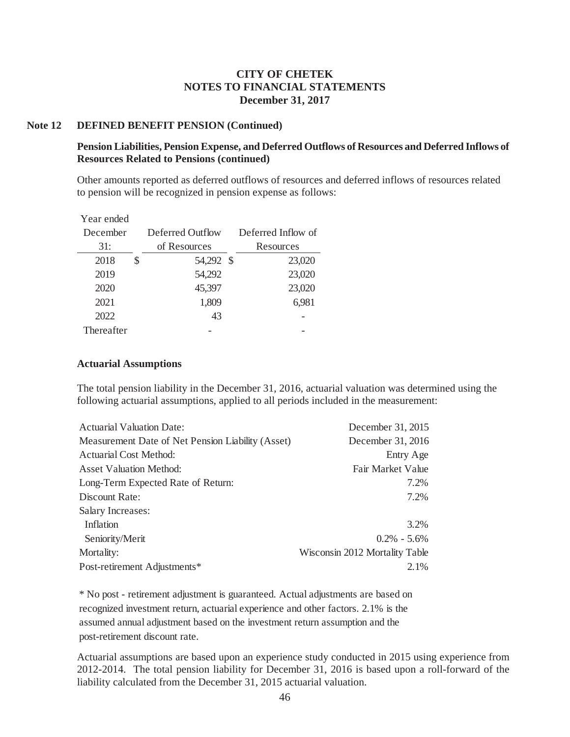# CITY OF CHETEK
# NOTES TO FINANCIAL STATEMENTS
# December 31, 2017

## Note 12 DEFINED BENEFIT PENSION (Continued)

### Pension Liabilities, Pension Expense, and Deferred Outflows of Resources and Deferred Inflows of Resources Related to Pensions (continued)

Other amounts reported as deferred outflows of resources and deferred inflows of resources related to pension will be recognized in pension expense as follows:

| Year ended December 31: | Deferred Outflow of Resources | Deferred Inflow of Resources |
|---|---|---|
| 2018 | $ 54,292 | $ 23,020 |
| 2019 | 54,292 | 23,020 |
| 2020 | 45,397 | 23,020 |
| 2021 | 1,809 | 6,981 |
| 2022 | 43 | - |
| Thereafter | - | - |

### Actuarial Assumptions

The total pension liability in the December 31, 2016, actuarial valuation was determined using the following actuarial assumptions, applied to all periods included in the measurement:

| | |
|---|---|
| Actuarial Valuation Date: | December 31, 2015 |
| Measurement Date of Net Pension Liability (Asset) | December 31, 2016 |
| Actuarial Cost Method: | Entry Age |
| Asset Valuation Method: | Fair Market Value |
| Long-Term Expected Rate of Return: | 7.2% |
| Discount Rate: | 7.2% |
| Salary Increases: | |
| Inflation | 3.2% |
| Seniority/Merit | 0.2% - 5.6% |
| Mortality: | Wisconsin 2012 Mortality Table |
| Post-retirement Adjustments* | 2.1% |

* No post - retirement adjustment is guaranteed. Actual adjustments are based on recognized investment return, actuarial experience and other factors. 2.1% is the assumed annual adjustment based on the investment return assumption and the post-retirement discount rate.

Actuarial assumptions are based upon an experience study conducted in 2015 using experience from 2012-2014. The total pension liability for December 31, 2016 is based upon a roll-forward of the liability calculated from the December 31, 2015 actuarial valuation.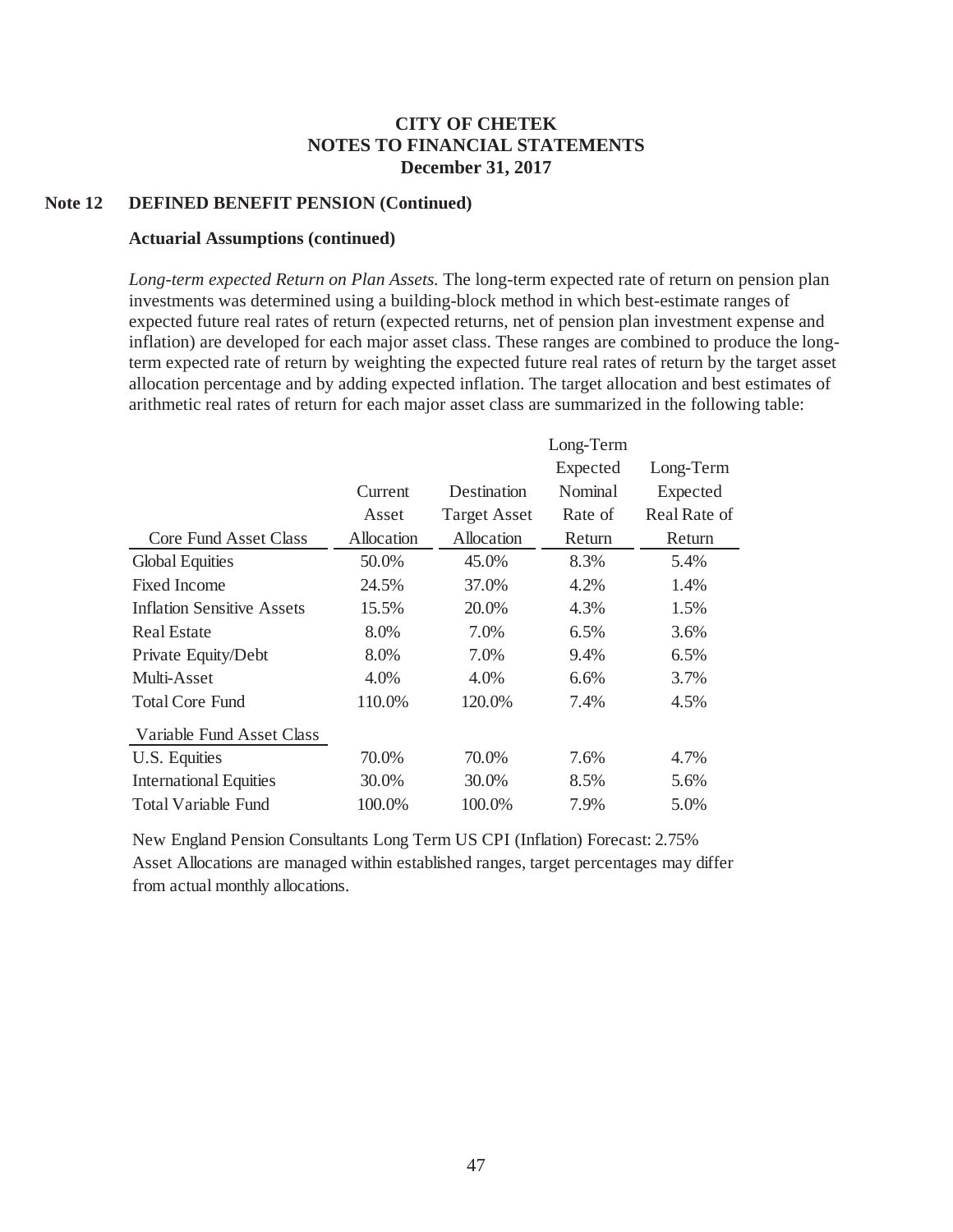# CITY OF CHETEK
# NOTES TO FINANCIAL STATEMENTS
# December 31, 2017

## Note 12 DEFINED BENEFIT PENSION (Continued)

### Actuarial Assumptions (continued)

*Long-term expected Return on Plan Assets.* The long-term expected rate of return on pension plan investments was determined using a building-block method in which best-estimate ranges of expected future real rates of return (expected returns, net of pension plan investment expense and inflation) are developed for each major asset class. These ranges are combined to produce the long-term expected rate of return by weighting the expected future real rates of return by the target asset allocation percentage and by adding expected inflation. The target allocation and best estimates of arithmetic real rates of return for each major asset class are summarized in the following table:

| Core Fund Asset Class | Current Asset Allocation | Destination Target Asset Allocation | Long-Term Expected Nominal Rate of Return | Long-Term Expected Real Rate of Return |
|---|---|---|---|---|
| Global Equities | 50.0% | 45.0% | 8.3% | 5.4% |
| Fixed Income | 24.5% | 37.0% | 4.2% | 1.4% |
| Inflation Sensitive Assets | 15.5% | 20.0% | 4.3% | 1.5% |
| Real Estate | 8.0% | 7.0% | 6.5% | 3.6% |
| Private Equity/Debt | 8.0% | 7.0% | 9.4% | 6.5% |
| Multi-Asset | 4.0% | 4.0% | 6.6% | 3.7% |
| Total Core Fund | 110.0% | 120.0% | 7.4% | 4.5% |
| **Variable Fund Asset Class** | | | | |
| U.S. Equities | 70.0% | 70.0% | 7.6% | 4.7% |
| International Equities | 30.0% | 30.0% | 8.5% | 5.6% |
| Total Variable Fund | 100.0% | 100.0% | 7.9% | 5.0% |

New England Pension Consultants Long Term US CPI (Inflation) Forecast: 2.75%
Asset Allocations are managed within established ranges, target percentages may differ from actual monthly allocations.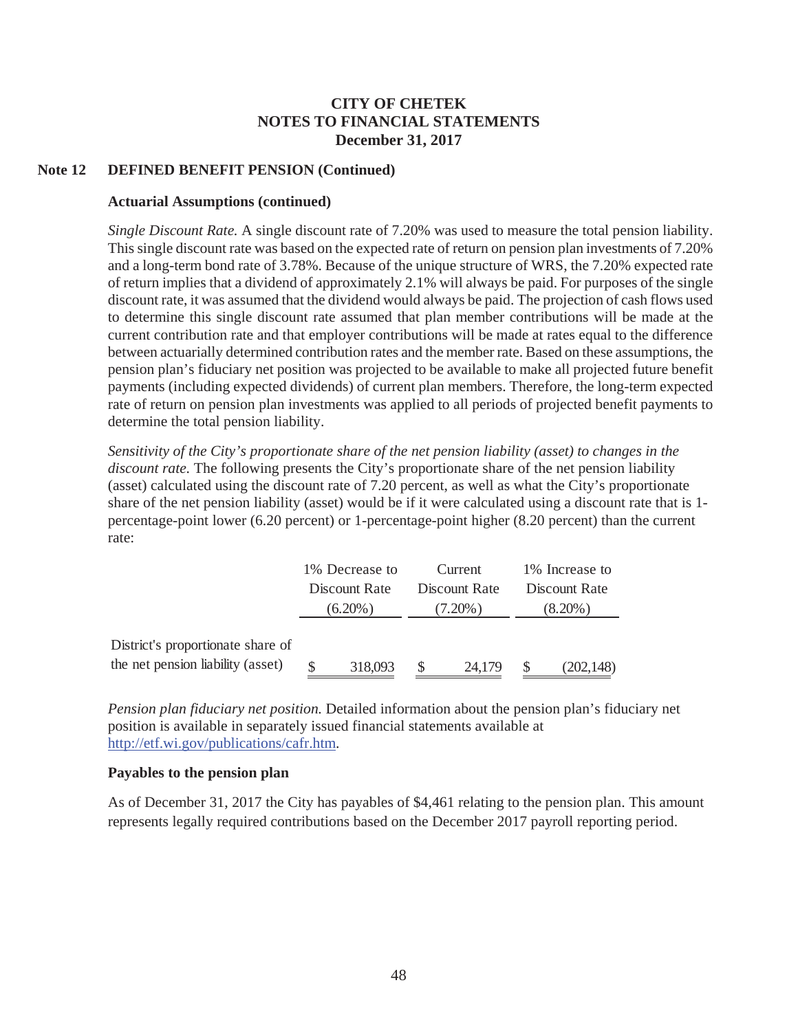# CITY OF CHETEK
## NOTES TO FINANCIAL STATEMENTS
### December 31, 2017

**Note 12 DEFINED BENEFIT PENSION (Continued)**

**Actuarial Assumptions (continued)**

*Single Discount Rate.* A single discount rate of 7.20% was used to measure the total pension liability. This single discount rate was based on the expected rate of return on pension plan investments of 7.20% and a long-term bond rate of 3.78%. Because of the unique structure of WRS, the 7.20% expected rate of return implies that a dividend of approximately 2.1% will always be paid. For purposes of the single discount rate, it was assumed that the dividend would always be paid. The projection of cash flows used to determine this single discount rate assumed that plan member contributions will be made at the current contribution rate and that employer contributions will be made at rates equal to the difference between actuarially determined contribution rates and the member rate. Based on these assumptions, the pension plan's fiduciary net position was projected to be available to make all projected future benefit payments (including expected dividends) of current plan members. Therefore, the long-term expected rate of return on pension plan investments was applied to all periods of projected benefit payments to determine the total pension liability.

*Sensitivity of the City's proportionate share of the net pension liability (asset) to changes in the discount rate.* The following presents the City's proportionate share of the net pension liability (asset) calculated using the discount rate of 7.20 percent, as well as what the City's proportionate share of the net pension liability (asset) would be if it were calculated using a discount rate that is 1-percentage-point lower (6.20 percent) or 1-percentage-point higher (8.20 percent) than the current rate:

| | 1% Decrease to Discount Rate (6.20%) | Current Discount Rate (7.20%) | 1% Increase to Discount Rate (8.20%) |
|---|---|---|---|
| District's proportionate share of the net pension liability (asset) | $ 318,093 | $ 24,179 | $ (202,148) |

*Pension plan fiduciary net position.* Detailed information about the pension plan's fiduciary net position is available in separately issued financial statements available at http://etf.wi.gov/publications/cafr.htm.

**Payables to the pension plan**

As of December 31, 2017 the City has payables of $4,461 relating to the pension plan. This amount represents legally required contributions based on the December 2017 payroll reporting period.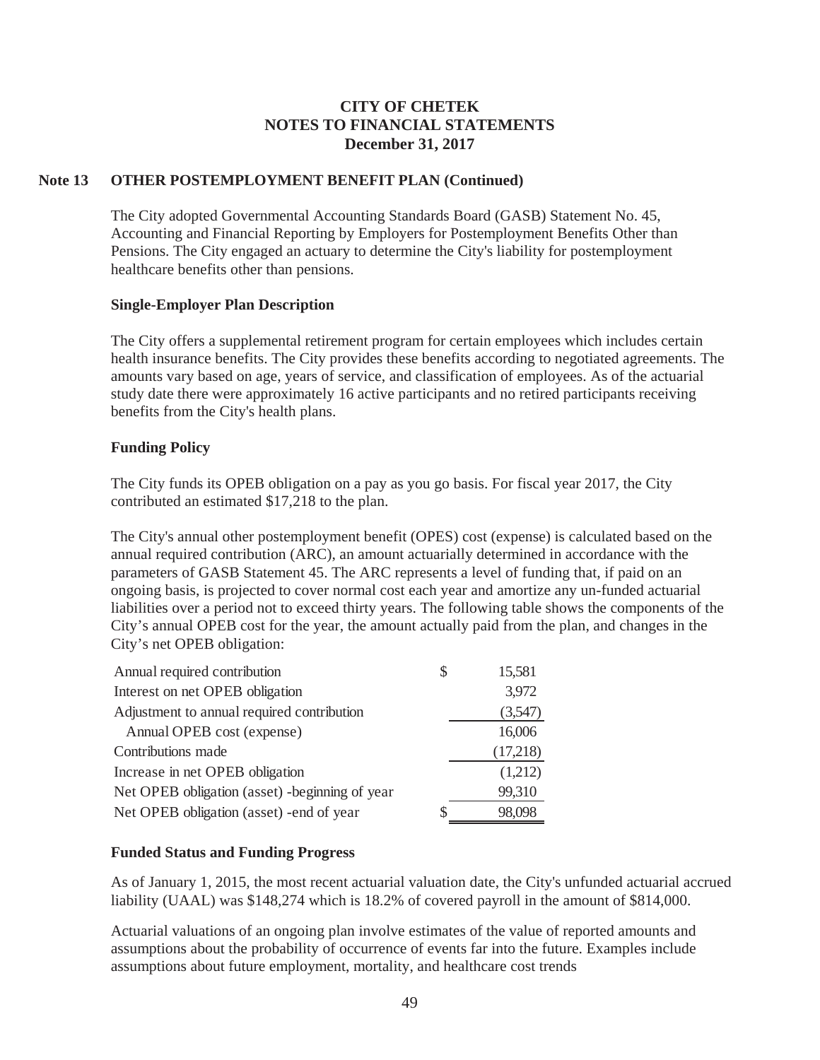**CITY OF CHETEK**
**NOTES TO FINANCIAL STATEMENTS**
**December 31, 2017**

## Note 13 OTHER POSTEMPLOYMENT BENEFIT PLAN (Continued)

The City adopted Governmental Accounting Standards Board (GASB) Statement No. 45, Accounting and Financial Reporting by Employers for Postemployment Benefits Other than Pensions. The City engaged an actuary to determine the City's liability for postemployment healthcare benefits other than pensions.

### Single-Employer Plan Description

The City offers a supplemental retirement program for certain employees which includes certain health insurance benefits. The City provides these benefits according to negotiated agreements. The amounts vary based on age, years of service, and classification of employees. As of the actuarial study date there were approximately 16 active participants and no retired participants receiving benefits from the City's health plans.

### Funding Policy

The City funds its OPEB obligation on a pay as you go basis. For fiscal year 2017, the City contributed an estimated $17,218 to the plan.

The City's annual other postemployment benefit (OPES) cost (expense) is calculated based on the annual required contribution (ARC), an amount actuarially determined in accordance with the parameters of GASB Statement 45. The ARC represents a level of funding that, if paid on an ongoing basis, is projected to cover normal cost each year and amortize any un-funded actuarial liabilities over a period not to exceed thirty years. The following table shows the components of the City's annual OPEB cost for the year, the amount actually paid from the plan, and changes in the City's net OPEB obligation:

| | | |
|---|---|---|
| Annual required contribution | $ | 15,581 |
| Interest on net OPEB obligation | | 3,972 |
| Adjustment to annual required contribution | | (3,547) |
| Annual OPEB cost (expense) | | 16,006 |
| Contributions made | | (17,218) |
| Increase in net OPEB obligation | | (1,212) |
| Net OPEB obligation (asset) -beginning of year | | 99,310 |
| Net OPEB obligation (asset) -end of year | $ | 98,098 |

### Funded Status and Funding Progress

As of January 1, 2015, the most recent actuarial valuation date, the City's unfunded actuarial accrued liability (UAAL) was $148,274 which is 18.2% of covered payroll in the amount of $814,000.

Actuarial valuations of an ongoing plan involve estimates of the value of reported amounts and assumptions about the probability of occurrence of events far into the future. Examples include assumptions about future employment, mortality, and healthcare cost trends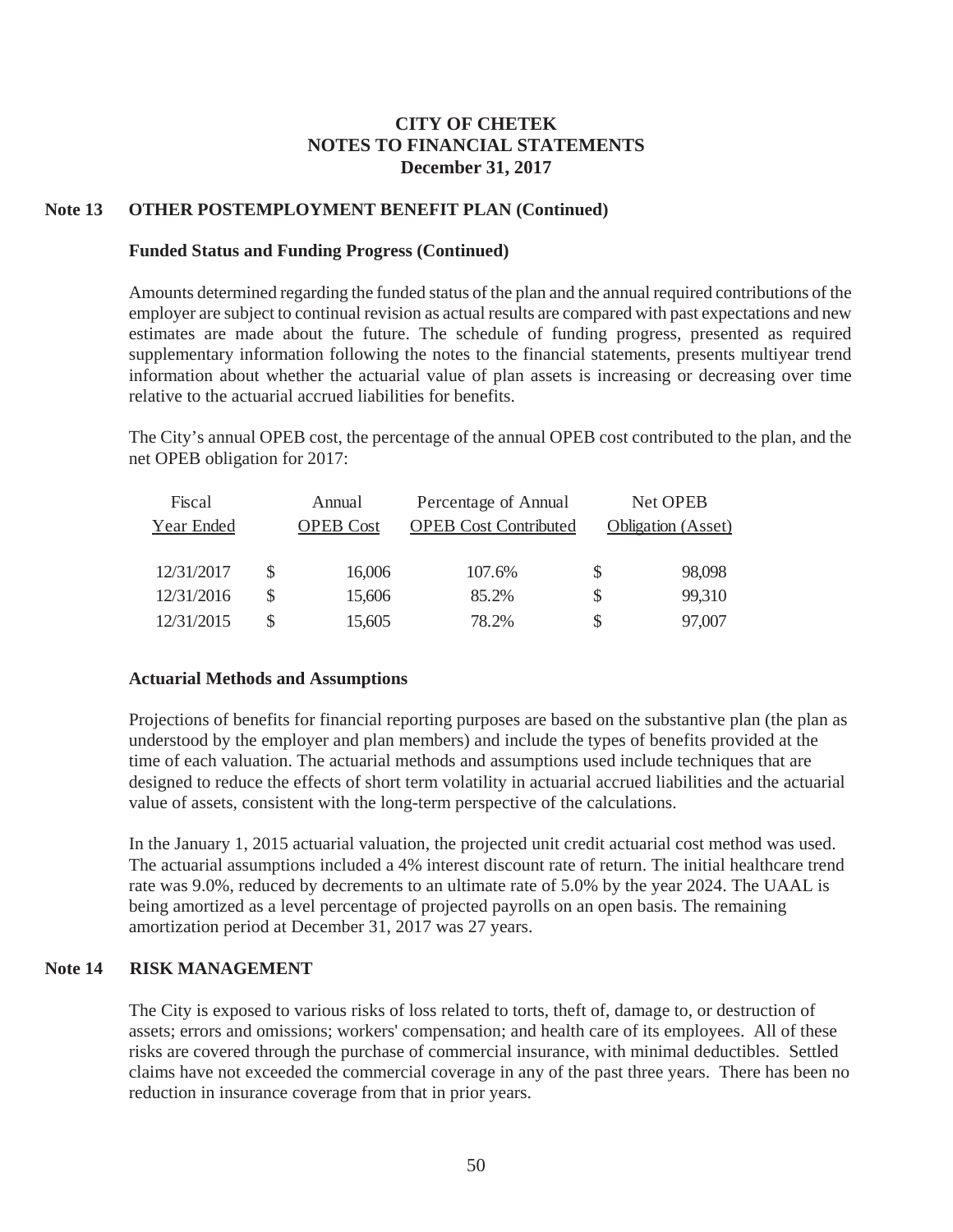**CITY OF CHETEK**
**NOTES TO FINANCIAL STATEMENTS**
**December 31, 2017**

## Note 13 OTHER POSTEMPLOYMENT BENEFIT PLAN (Continued)

### Funded Status and Funding Progress (Continued)

Amounts determined regarding the funded status of the plan and the annual required contributions of the employer are subject to continual revision as actual results are compared with past expectations and new estimates are made about the future. The schedule of funding progress, presented as required supplementary information following the notes to the financial statements, presents multiyear trend information about whether the actuarial value of plan assets is increasing or decreasing over time relative to the actuarial accrued liabilities for benefits.

The City's annual OPEB cost, the percentage of the annual OPEB cost contributed to the plan, and the net OPEB obligation for 2017:

| Fiscal Year Ended | Annual OPEB Cost | Percentage of Annual OPEB Cost Contributed | Net OPEB Obligation (Asset) |
|---|---|---|---|
| 12/31/2017 | $ 16,006 | 107.6% | $ 98,098 |
| 12/31/2016 | $ 15,606 | 85.2% | $ 99,310 |
| 12/31/2015 | $ 15,605 | 78.2% | $ 97,007 |

### Actuarial Methods and Assumptions

Projections of benefits for financial reporting purposes are based on the substantive plan (the plan as understood by the employer and plan members) and include the types of benefits provided at the time of each valuation. The actuarial methods and assumptions used include techniques that are designed to reduce the effects of short term volatility in actuarial accrued liabilities and the actuarial value of assets, consistent with the long-term perspective of the calculations.

In the January 1, 2015 actuarial valuation, the projected unit credit actuarial cost method was used. The actuarial assumptions included a 4% interest discount rate of return. The initial healthcare trend rate was 9.0%, reduced by decrements to an ultimate rate of 5.0% by the year 2024. The UAAL is being amortized as a level percentage of projected payrolls on an open basis. The remaining amortization period at December 31, 2017 was 27 years.

## Note 14 RISK MANAGEMENT

The City is exposed to various risks of loss related to torts, theft of, damage to, or destruction of assets; errors and omissions; workers' compensation; and health care of its employees. All of these risks are covered through the purchase of commercial insurance, with minimal deductibles. Settled claims have not exceeded the commercial coverage in any of the past three years. There has been no reduction in insurance coverage from that in prior years.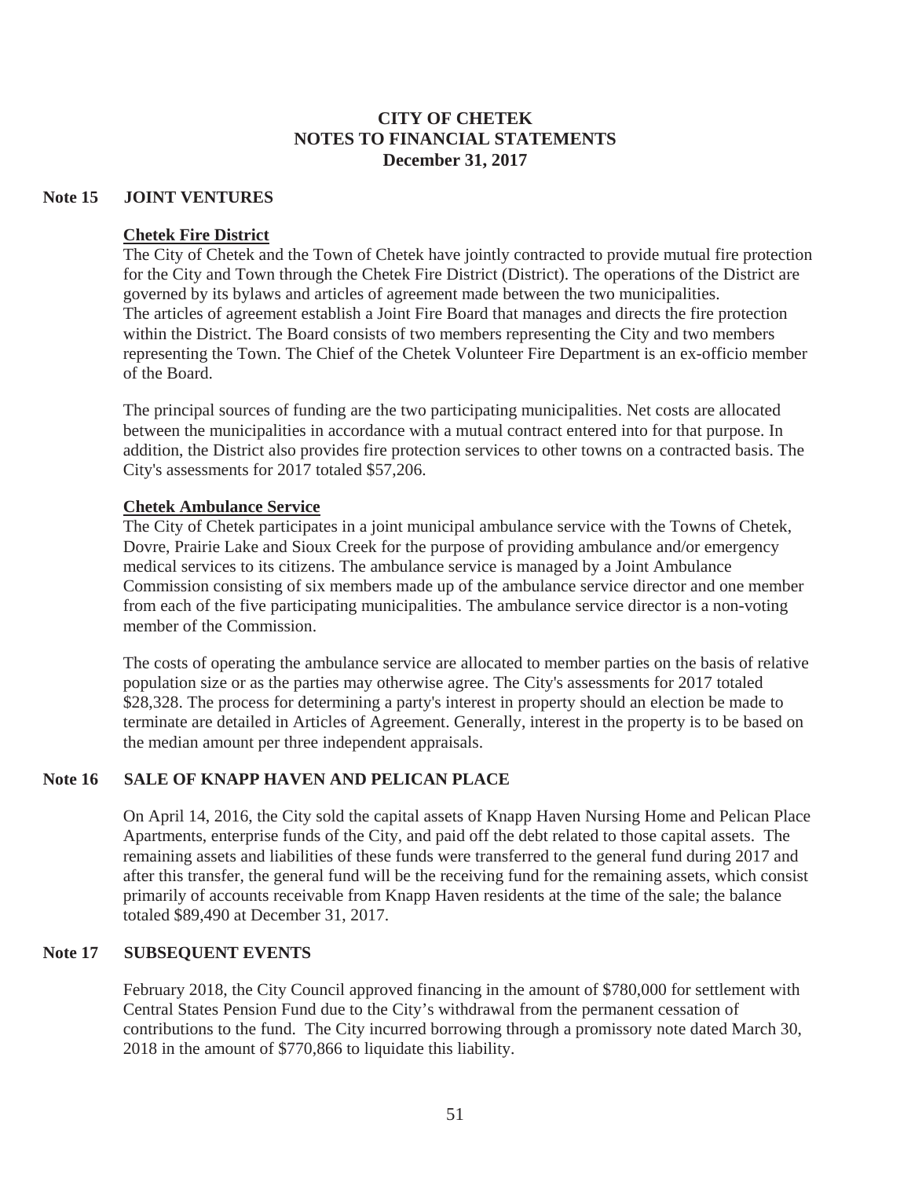# CITY OF CHETEK
## NOTES TO FINANCIAL STATEMENTS
### December 31, 2017

## Note 15 JOINT VENTURES

**Chetek Fire District**

The City of Chetek and the Town of Chetek have jointly contracted to provide mutual fire protection for the City and Town through the Chetek Fire District (District). The operations of the District are governed by its bylaws and articles of agreement made between the two municipalities. The articles of agreement establish a Joint Fire Board that manages and directs the fire protection within the District. The Board consists of two members representing the City and two members representing the Town. The Chief of the Chetek Volunteer Fire Department is an ex-officio member of the Board.

The principal sources of funding are the two participating municipalities. Net costs are allocated between the municipalities in accordance with a mutual contract entered into for that purpose. In addition, the District also provides fire protection services to other towns on a contracted basis. The City's assessments for 2017 totaled $57,206.

**Chetek Ambulance Service**

The City of Chetek participates in a joint municipal ambulance service with the Towns of Chetek, Dovre, Prairie Lake and Sioux Creek for the purpose of providing ambulance and/or emergency medical services to its citizens. The ambulance service is managed by a Joint Ambulance Commission consisting of six members made up of the ambulance service director and one member from each of the five participating municipalities. The ambulance service director is a non-voting member of the Commission.

The costs of operating the ambulance service are allocated to member parties on the basis of relative population size or as the parties may otherwise agree. The City's assessments for 2017 totaled $28,328. The process for determining a party's interest in property should an election be made to terminate are detailed in Articles of Agreement. Generally, interest in the property is to be based on the median amount per three independent appraisals.

## Note 16 SALE OF KNAPP HAVEN AND PELICAN PLACE

On April 14, 2016, the City sold the capital assets of Knapp Haven Nursing Home and Pelican Place Apartments, enterprise funds of the City, and paid off the debt related to those capital assets. The remaining assets and liabilities of these funds were transferred to the general fund during 2017 and after this transfer, the general fund will be the receiving fund for the remaining assets, which consist primarily of accounts receivable from Knapp Haven residents at the time of the sale; the balance totaled $89,490 at December 31, 2017.

## Note 17 SUBSEQUENT EVENTS

February 2018, the City Council approved financing in the amount of $780,000 for settlement with Central States Pension Fund due to the City's withdrawal from the permanent cessation of contributions to the fund. The City incurred borrowing through a promissory note dated March 30, 2018 in the amount of $770,866 to liquidate this liability.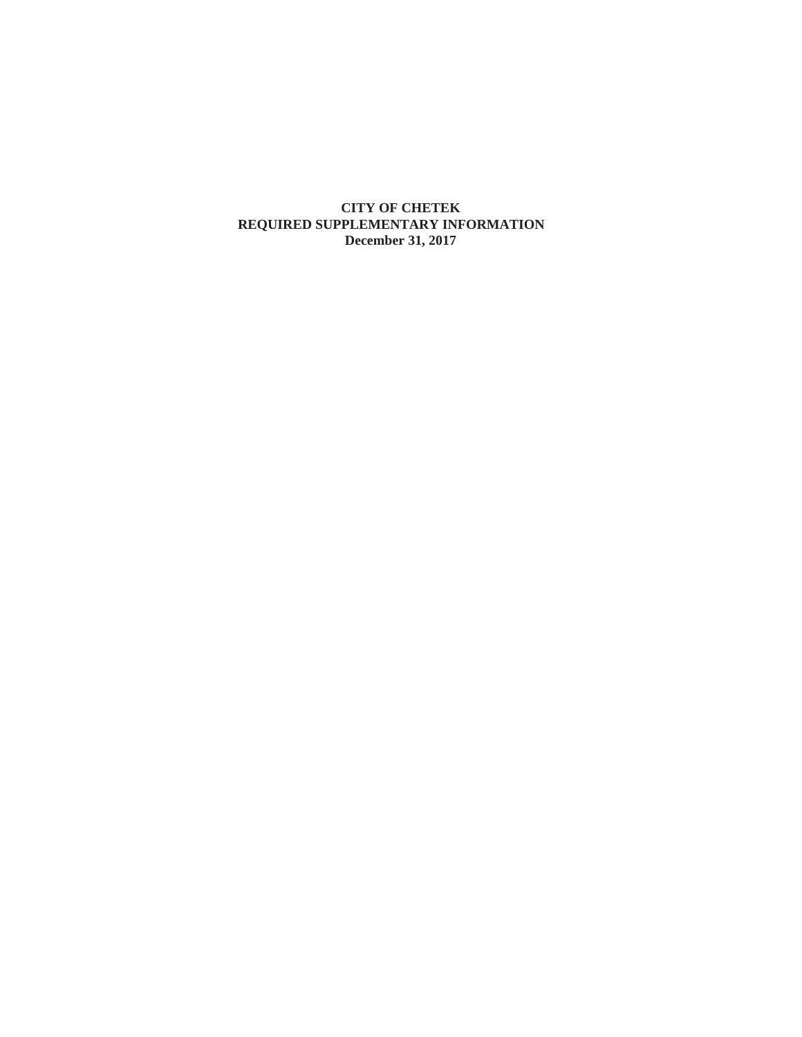# CITY OF CHETEK
## REQUIRED SUPPLEMENTARY INFORMATION
### December 31, 2017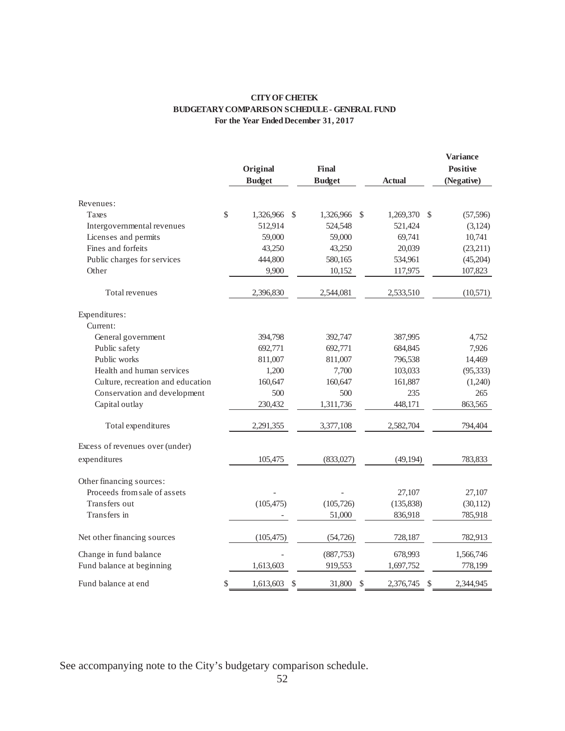# CITY OF CHETEK

## BUDGETARY COMPARISON SCHEDULE - GENERAL FUND

### For the Year Ended December 31, 2017

| | Original Budget | Final Budget | Actual | Variance Positive (Negative) |
|---|---|---|---|---|
| Revenues: | | | | |
| Taxes | $ 1,326,966 | $ 1,326,966 | $ 1,269,370 | $ (57,596) |
| Intergovernmental revenues | 512,914 | 524,548 | 521,424 | (3,124) |
| Licenses and permits | 59,000 | 59,000 | 69,741 | 10,741 |
| Fines and forfeits | 43,250 | 43,250 | 20,039 | (23,211) |
| Public charges for services | 444,800 | 580,165 | 534,961 | (45,204) |
| Other | 9,900 | 10,152 | 117,975 | 107,823 |
| Total revenues | 2,396,830 | 2,544,081 | 2,533,510 | (10,571) |
| Expenditures: | | | | |
| Current: | | | | |
| General government | 394,798 | 392,747 | 387,995 | 4,752 |
| Public safety | 692,771 | 692,771 | 684,845 | 7,926 |
| Public works | 811,007 | 811,007 | 796,538 | 14,469 |
| Health and human services | 1,200 | 7,700 | 103,033 | (95,333) |
| Culture, recreation and education | 160,647 | 160,647 | 161,887 | (1,240) |
| Conservation and development | 500 | 500 | 235 | 265 |
| Capital outlay | 230,432 | 1,311,736 | 448,171 | 863,565 |
| Total expenditures | 2,291,355 | 3,377,108 | 2,582,704 | 794,404 |
| Excess of revenues over (under) expenditures | 105,475 | (833,027) | (49,194) | 783,833 |
| Other financing sources: | | | | |
| Proceeds from sale of assets | - | - | 27,107 | 27,107 |
| Transfers out | (105,475) | (105,726) | (135,838) | (30,112) |
| Transfers in | - | 51,000 | 836,918 | 785,918 |
| Net other financing sources | (105,475) | (54,726) | 728,187 | 782,913 |
| Change in fund balance | - | (887,753) | 678,993 | 1,566,746 |
| Fund balance at beginning | 1,613,603 | 919,553 | 1,697,752 | 778,199 |
| Fund balance at end | $ 1,613,603 | $ 31,800 | $ 2,376,745 | $ 2,344,945 |

See accompanying note to the City's budgetary comparison schedule.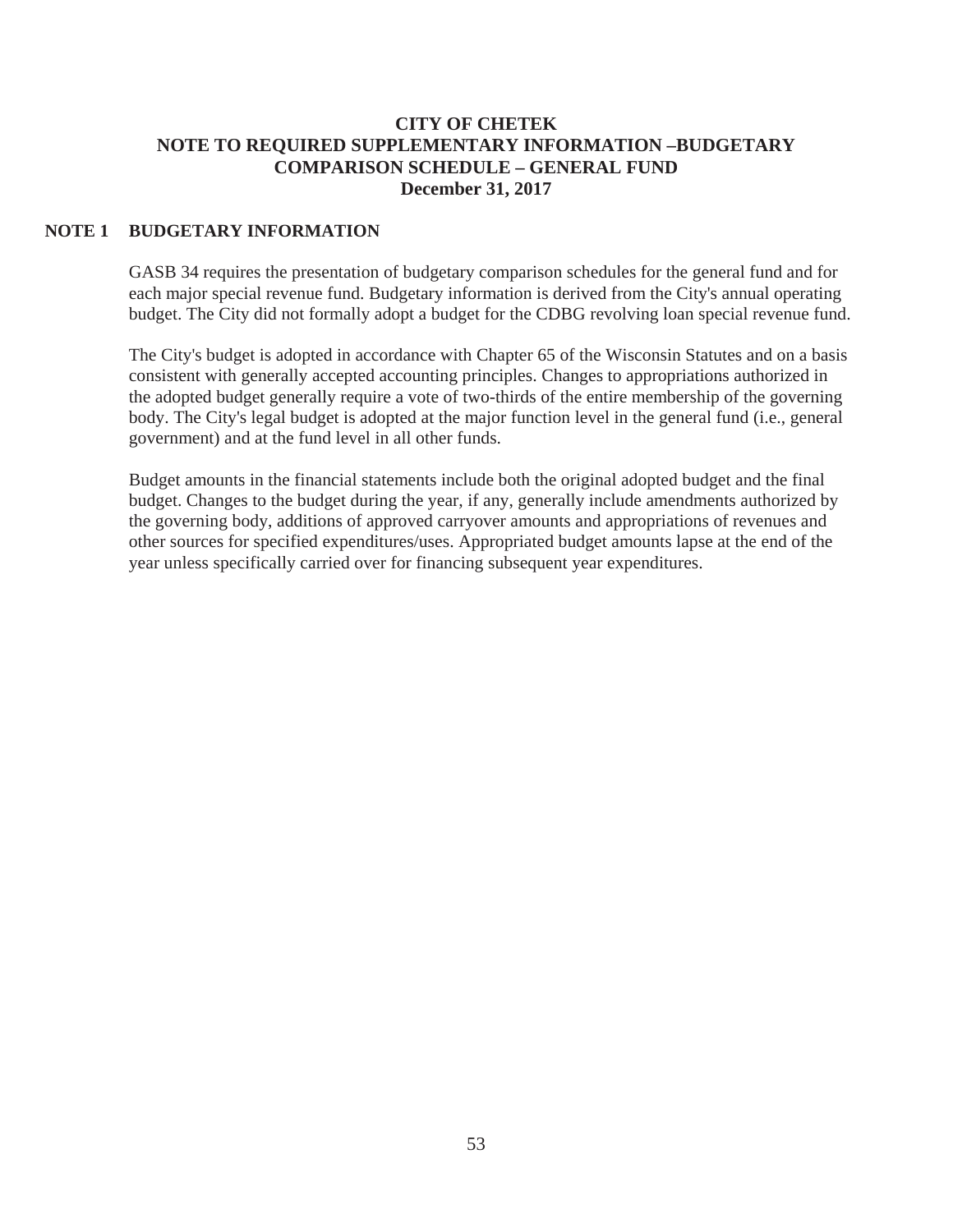# CITY OF CHETEK
## NOTE TO REQUIRED SUPPLEMENTARY INFORMATION –BUDGETARY COMPARISON SCHEDULE – GENERAL FUND
### December 31, 2017

**NOTE 1 BUDGETARY INFORMATION**

GASB 34 requires the presentation of budgetary comparison schedules for the general fund and for each major special revenue fund. Budgetary information is derived from the City's annual operating budget. The City did not formally adopt a budget for the CDBG revolving loan special revenue fund.

The City's budget is adopted in accordance with Chapter 65 of the Wisconsin Statutes and on a basis consistent with generally accepted accounting principles. Changes to appropriations authorized in the adopted budget generally require a vote of two-thirds of the entire membership of the governing body. The City's legal budget is adopted at the major function level in the general fund (i.e., general government) and at the fund level in all other funds.

Budget amounts in the financial statements include both the original adopted budget and the final budget. Changes to the budget during the year, if any, generally include amendments authorized by the governing body, additions of approved carryover amounts and appropriations of revenues and other sources for specified expenditures/uses. Appropriated budget amounts lapse at the end of the year unless specifically carried over for financing subsequent year expenditures.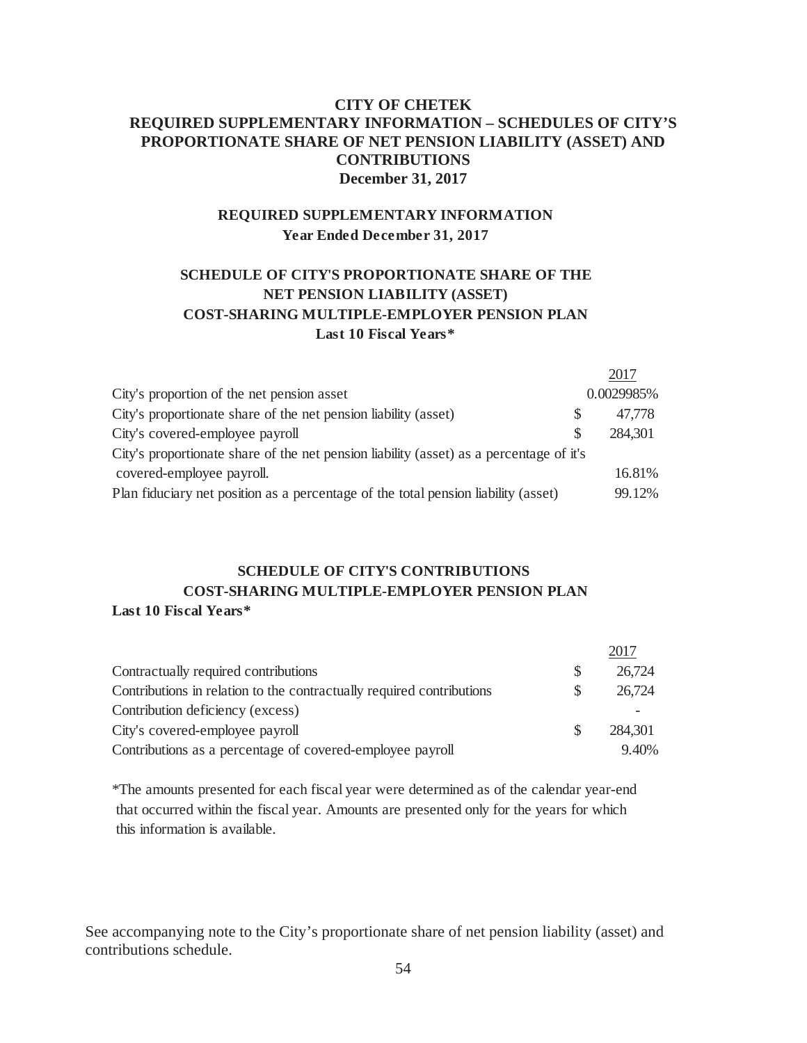# CITY OF CHETEK
## REQUIRED SUPPLEMENTARY INFORMATION – SCHEDULES OF CITY'S PROPORTIONATE SHARE OF NET PENSION LIABILITY (ASSET) AND CONTRIBUTIONS
### December 31, 2017

**REQUIRED SUPPLEMENTARY INFORMATION**
**Year Ended December 31, 2017**

**SCHEDULE OF CITY'S PROPORTIONATE SHARE OF THE NET PENSION LIABILITY (ASSET)**
**COST-SHARING MULTIPLE-EMPLOYER PENSION PLAN**
**Last 10 Fiscal Years***

| | | 2017 |
|---|---|---|
| City's proportion of the net pension asset | | 0.0029985% |
| City's proportionate share of the net pension liability (asset) | $ | 47,778 |
| City's covered-employee payroll | $ | 284,301 |
| City's proportionate share of the net pension liability (asset) as a percentage of it's covered-employee payroll. | | 16.81% |
| Plan fiduciary net position as a percentage of the total pension liability (asset) | | 99.12% |

**SCHEDULE OF CITY'S CONTRIBUTIONS**
**COST-SHARING MULTIPLE-EMPLOYER PENSION PLAN**
**Last 10 Fiscal Years***

| | | 2017 |
|---|---|---|
| Contractually required contributions | $ | 26,724 |
| Contributions in relation to the contractually required contributions | $ | 26,724 |
| Contribution deficiency (excess) | | - |
| City's covered-employee payroll | $ | 284,301 |
| Contributions as a percentage of covered-employee payroll | | 9.40% |

*The amounts presented for each fiscal year were determined as of the calendar year-end that occurred within the fiscal year. Amounts are presented only for the years for which this information is available.

See accompanying note to the City's proportionate share of net pension liability (asset) and contributions schedule.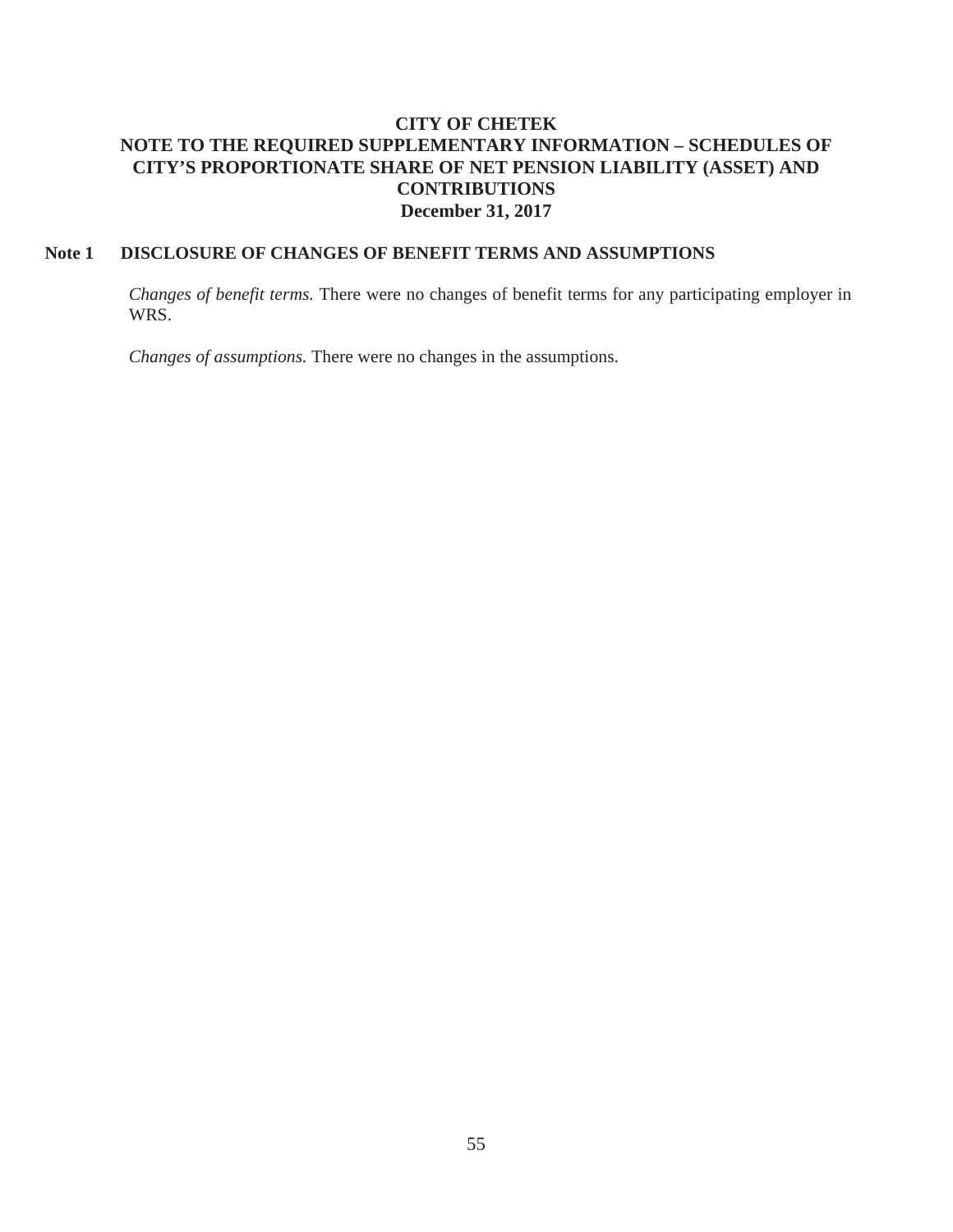# CITY OF CHETEK
## NOTE TO THE REQUIRED SUPPLEMENTARY INFORMATION – SCHEDULES OF CITY'S PROPORTIONATE SHARE OF NET PENSION LIABILITY (ASSET) AND CONTRIBUTIONS
### December 31, 2017

### Note 1 DISCLOSURE OF CHANGES OF BENEFIT TERMS AND ASSUMPTIONS

*Changes of benefit terms.* There were no changes of benefit terms for any participating employer in WRS.

*Changes of assumptions.* There were no changes in the assumptions.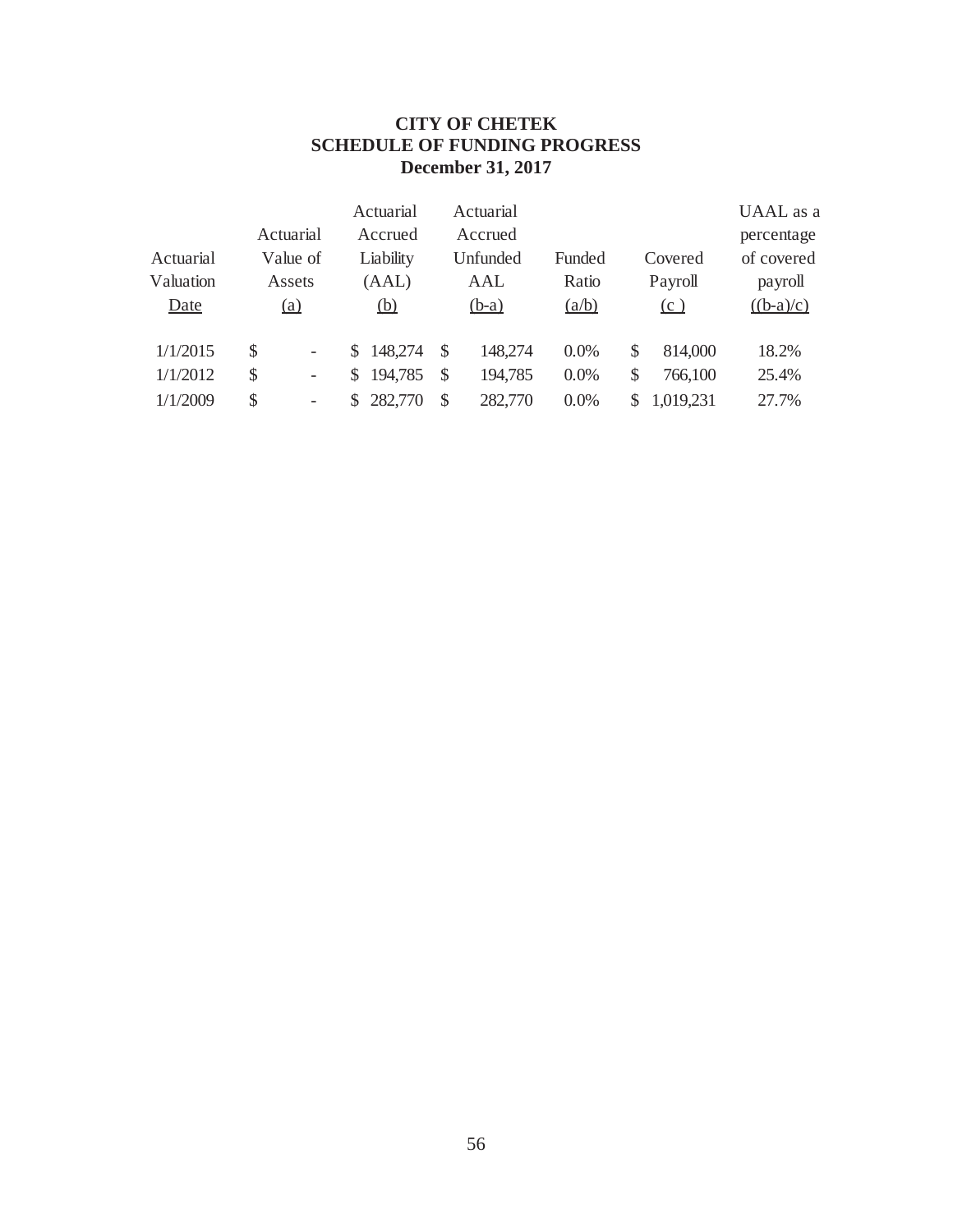# CITY OF CHETEK
## SCHEDULE OF FUNDING PROGRESS
### December 31, 2017

| Actuarial Valuation <u>Date</u> | Actuarial Value of Assets <u>(a)</u> | Actuarial Accrued Liability (AAL) <u>(b)</u> | Actuarial Accrued Unfunded AAL <u>(b-a)</u> | Funded Ratio <u>(a/b)</u> | Covered Payroll <u>(c )</u> | UAAL as a percentage of covered payroll <u>((b-a)/c)</u> |
|---|---|---|---|---|---|---|
| 1/1/2015 | $ - | $ 148,274 | $ 148,274 | 0.0% | $ 814,000 | 18.2% |
| 1/1/2012 | $ - | $ 194,785 | $ 194,785 | 0.0% | $ 766,100 | 25.4% |
| 1/1/2009 | $ - | $ 282,770 | $ 282,770 | 0.0% | $ 1,019,231 | 27.7% |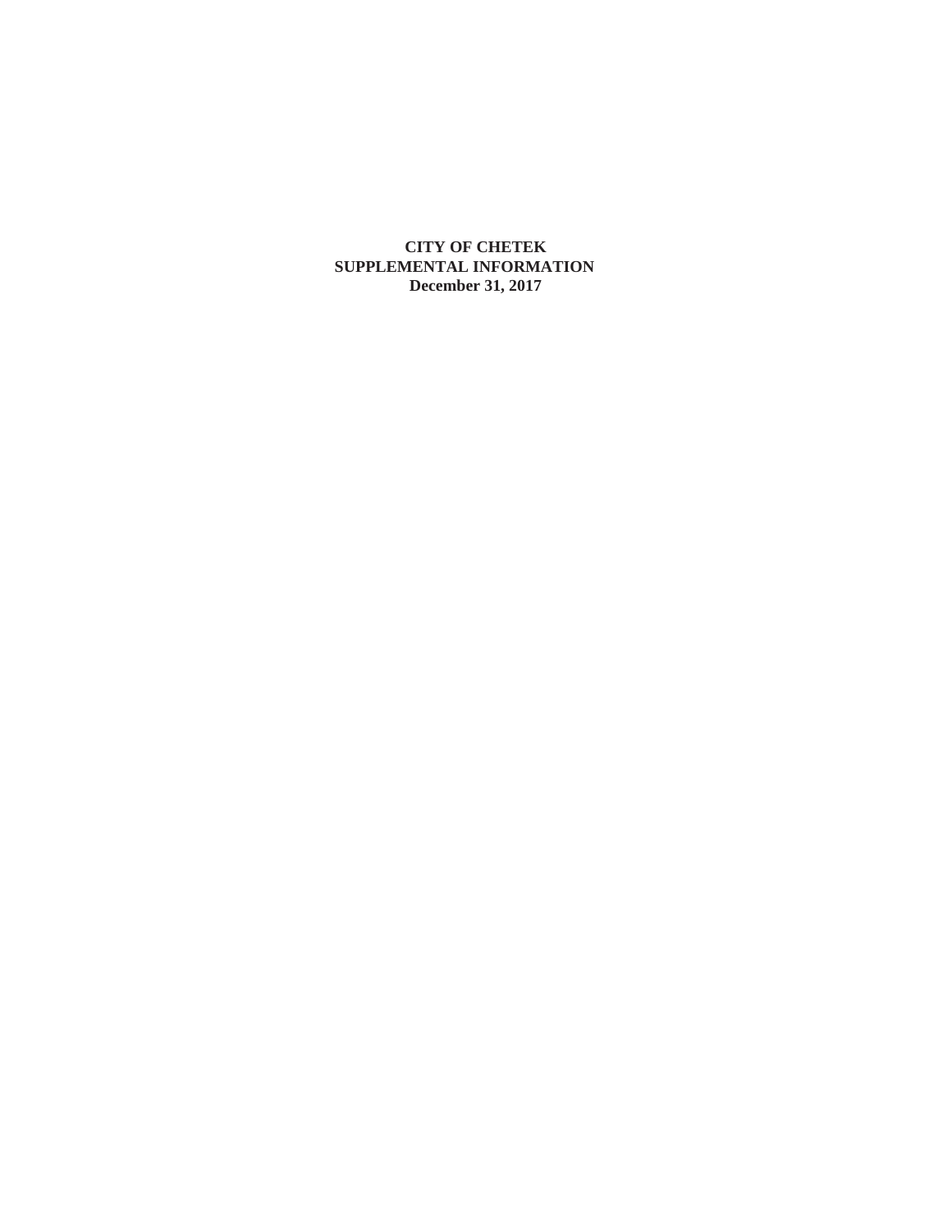**CITY OF CHETEK**
**SUPPLEMENTAL INFORMATION**
**December 31, 2017**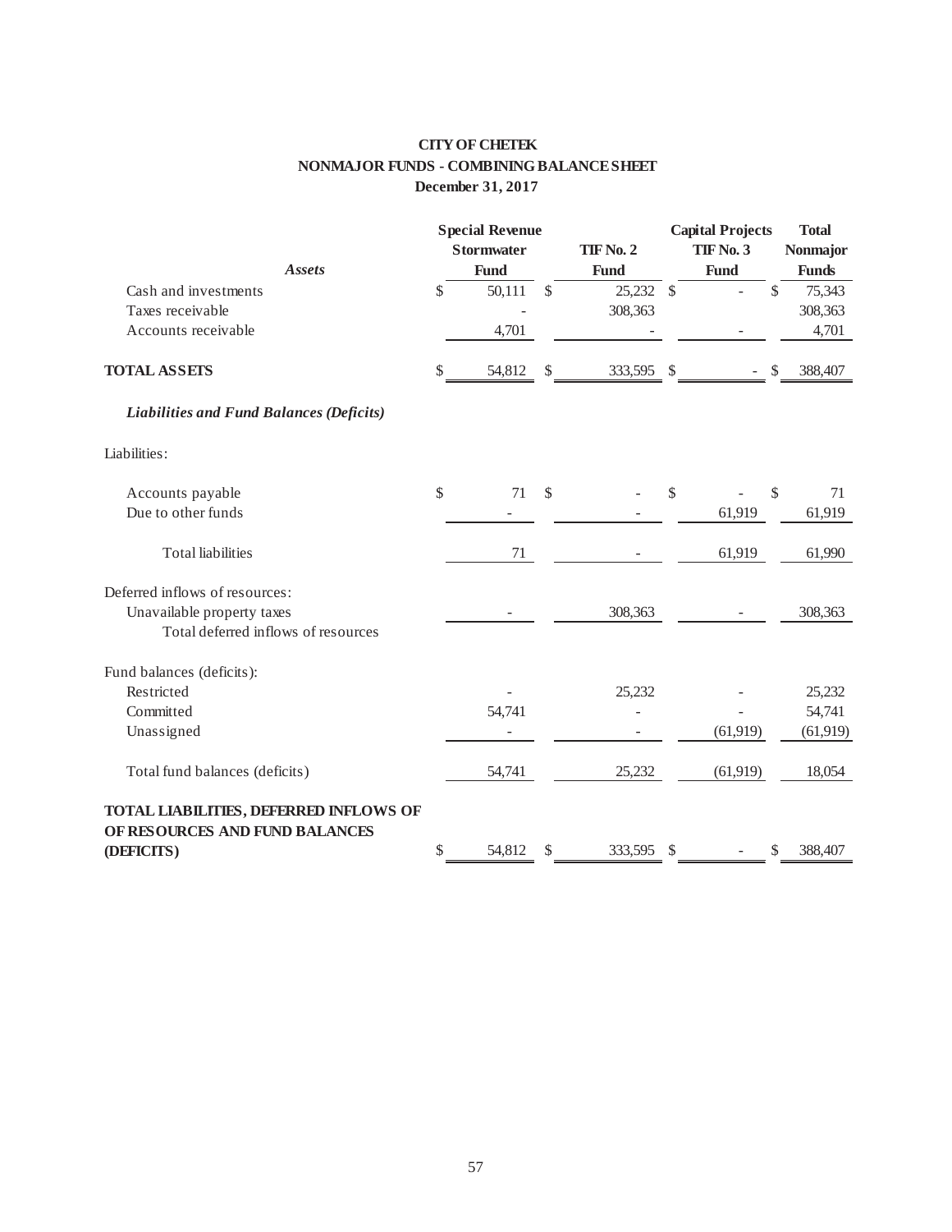# CITY OF CHETEK

## NONMAJOR FUNDS - COMBINING BALANCE SHEET

### December 31, 2017

| | Special Revenue | | Capital Projects | Total |
|---|---|---|---|---|
| ***Assets*** | **Stormwater Fund** | **TIF No. 2 Fund** | **TIF No. 3 Fund** | **Nonmajor Funds** |
| Cash and investments | $ 50,111 | $ 25,232 | $ - | $ 75,343 |
| Taxes receivable | - | 308,363 | | 308,363 |
| Accounts receivable | 4,701 | - | - | 4,701 |
| **TOTAL ASSETS** | $ 54,812 | $ 333,595 | $ - | $ 388,407 |
| ***Liabilities and Fund Balances (Deficits)*** | | | | |
| Liabilities: | | | | |
| Accounts payable | $ 71 | $ - | $ - | $ 71 |
| Due to other funds | - | - | 61,919 | 61,919 |
| Total liabilities | 71 | - | 61,919 | 61,990 |
| Deferred inflows of resources: | | | | |
| Unavailable property taxes | - | 308,363 | - | 308,363 |
| Total deferred inflows of resources | | | | |
| Fund balances (deficits): | | | | |
| Restricted | - | 25,232 | - | 25,232 |
| Committed | 54,741 | - | - | 54,741 |
| Unassigned | - | - | (61,919) | (61,919) |
| Total fund balances (deficits) | 54,741 | 25,232 | (61,919) | 18,054 |
| **TOTAL LIABILITIES, DEFERRED INFLOWS OF OF RESOURCES AND FUND BALANCES (DEFICITS)** | $ 54,812 | $ 333,595 | $ - | $ 388,407 |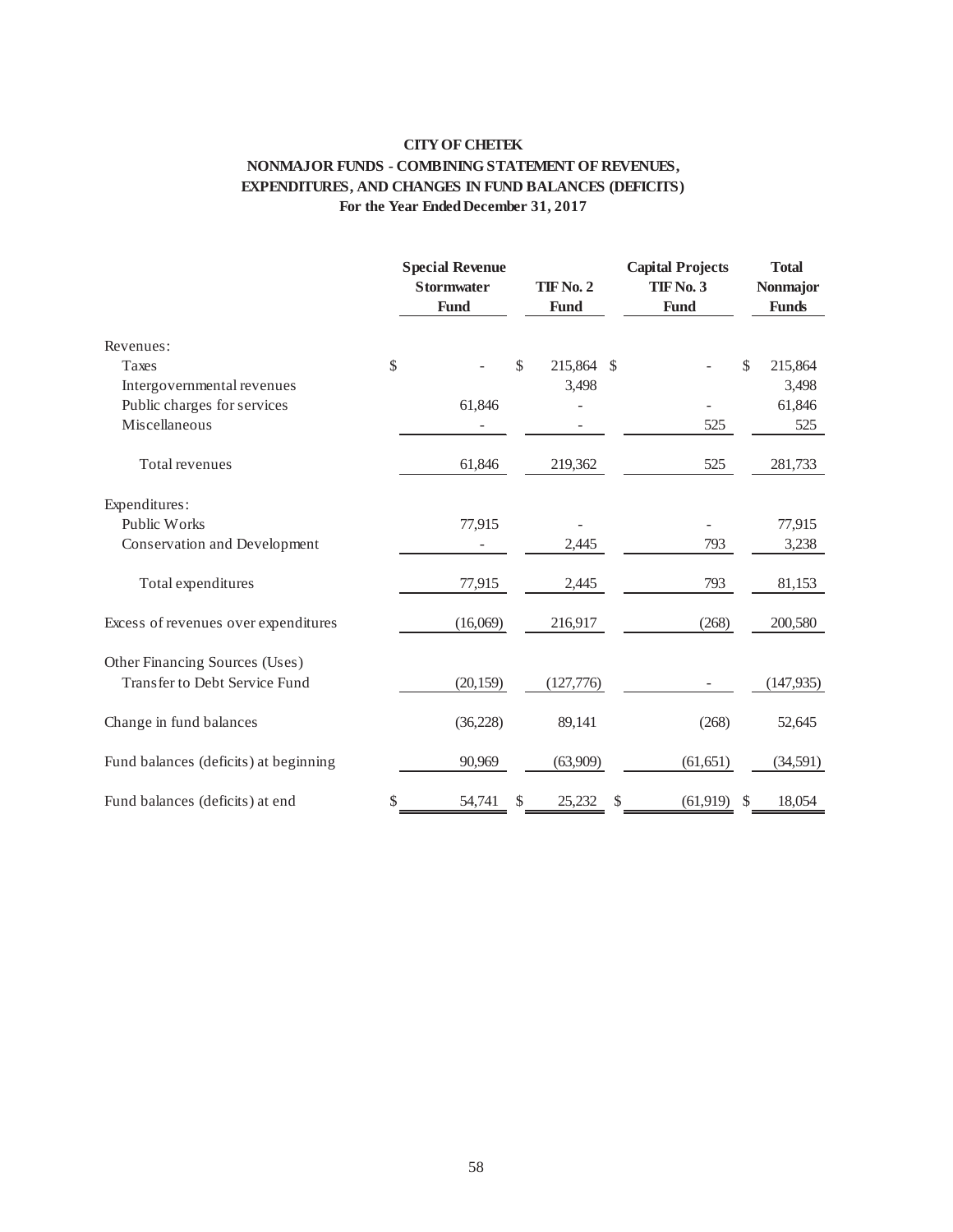**CITY OF CHETEK**

**NONMAJOR FUNDS - COMBINING STATEMENT OF REVENUES, EXPENDITURES, AND CHANGES IN FUND BALANCES (DEFICITS)**

**For the Year Ended December 31, 2017**

| | Special Revenue Stormwater Fund | TIF No. 2 Fund | Capital Projects TIF No. 3 Fund | Total Nonmajor Funds |
|---|---|---|---|---|
| Revenues: | | | | |
| Taxes | $ - | $ 215,864 | $ - | $ 215,864 |
| Intergovernmental revenues | | 3,498 | | 3,498 |
| Public charges for services | 61,846 | - | - | 61,846 |
| Miscellaneous | - | - | 525 | 525 |
| Total revenues | 61,846 | 219,362 | 525 | 281,733 |
| Expenditures: | | | | |
| Public Works | 77,915 | - | - | 77,915 |
| Conservation and Development | - | 2,445 | 793 | 3,238 |
| Total expenditures | 77,915 | 2,445 | 793 | 81,153 |
| Excess of revenues over expenditures | (16,069) | 216,917 | (268) | 200,580 |
| Other Financing Sources (Uses) | | | | |
| Transfer to Debt Service Fund | (20,159) | (127,776) | - | (147,935) |
| Change in fund balances | (36,228) | 89,141 | (268) | 52,645 |
| Fund balances (deficits) at beginning | 90,969 | (63,909) | (61,651) | (34,591) |
| Fund balances (deficits) at end | $ 54,741 | $ 25,232 | $ (61,919) | $ 18,054 |